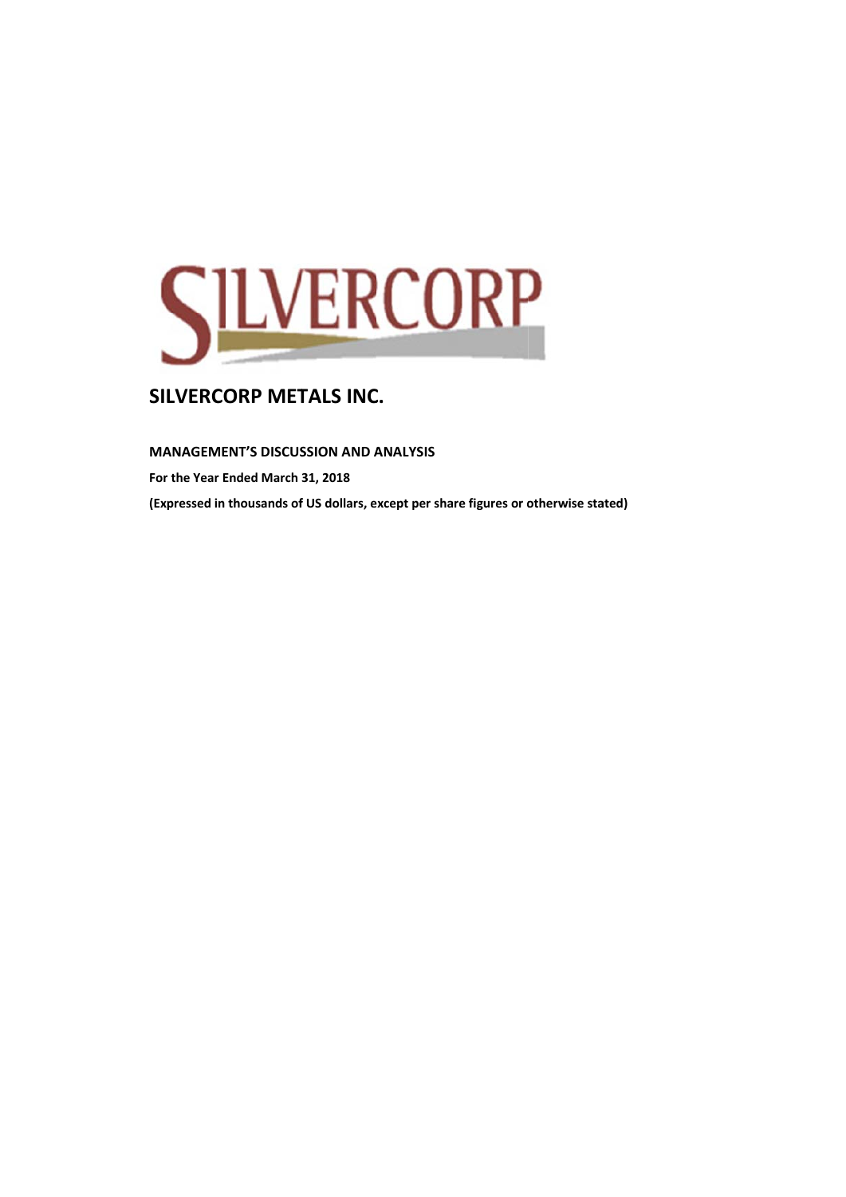# SILVERCORP METALS INC.

**MANAGEMENT'S DISCUSSION AND ANALYSIS**

**For the Year Ended March 31, 2018**

**(Expressed in thousands of US dollars, except per share figures or otherwise stated)**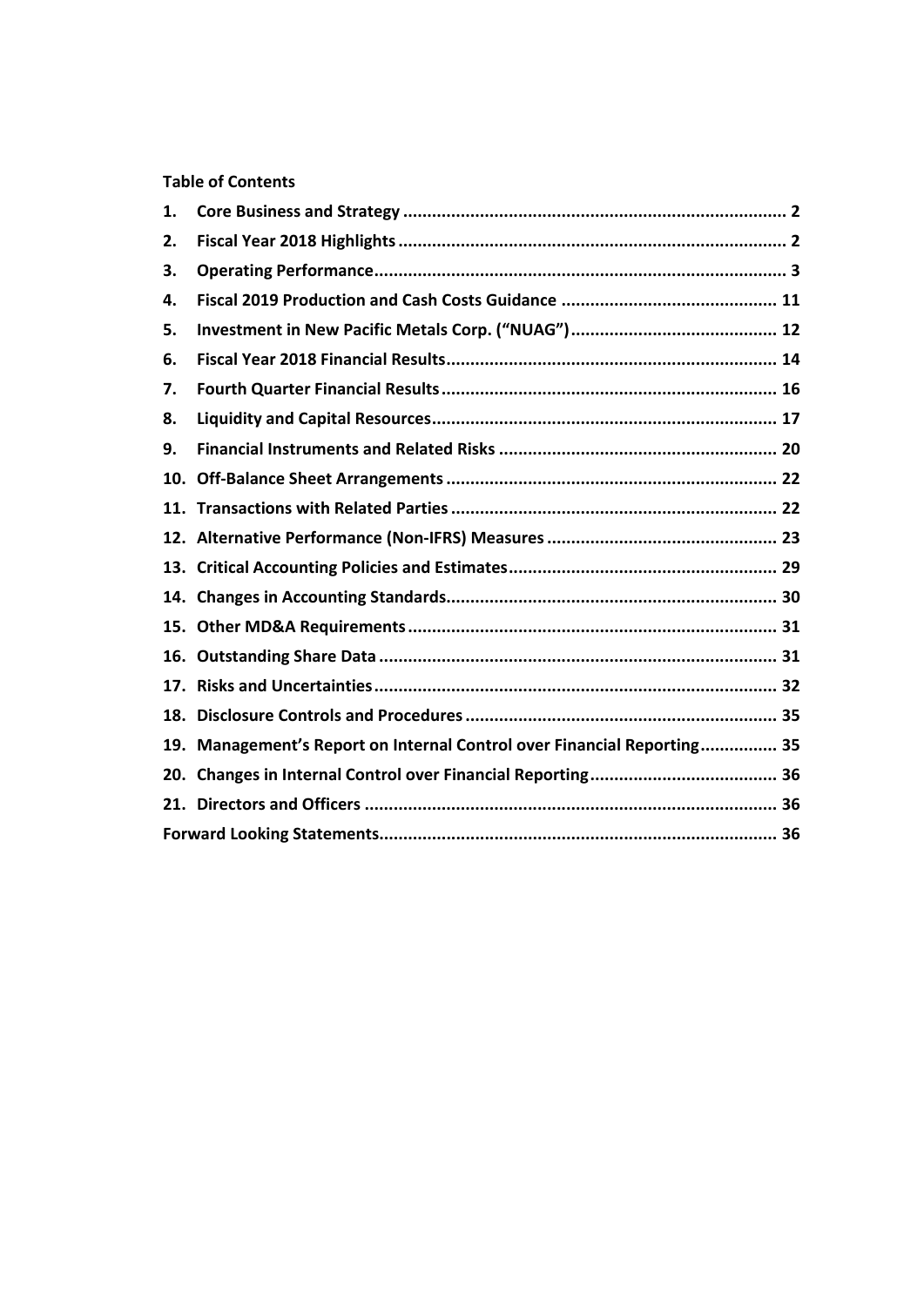**Table of Contents**

1. **Core Business and Strategy** ... 2
2. **Fiscal Year 2018 Highlights** ... 2
3. **Operating Performance** ... 3
4. **Fiscal 2019 Production and Cash Costs Guidance** ... 11
5. **Investment in New Pacific Metals Corp. ("NUAG")** ... 12
6. **Fiscal Year 2018 Financial Results** ... 14
7. **Fourth Quarter Financial Results** ... 16
8. **Liquidity and Capital Resources** ... 17
9. **Financial Instruments and Related Risks** ... 20
10. **Off-Balance Sheet Arrangements** ... 22
11. **Transactions with Related Parties** ... 22
12. **Alternative Performance (Non-IFRS) Measures** ... 23
13. **Critical Accounting Policies and Estimates** ... 29
14. **Changes in Accounting Standards** ... 30
15. **Other MD&A Requirements** ... 31
16. **Outstanding Share Data** ... 31
17. **Risks and Uncertainties** ... 32
18. **Disclosure Controls and Procedures** ... 35
19. **Management's Report on Internal Control over Financial Reporting** ... 35
20. **Changes in Internal Control over Financial Reporting** ... 36
21. **Directors and Officers** ... 36

**Forward Looking Statements** ... 36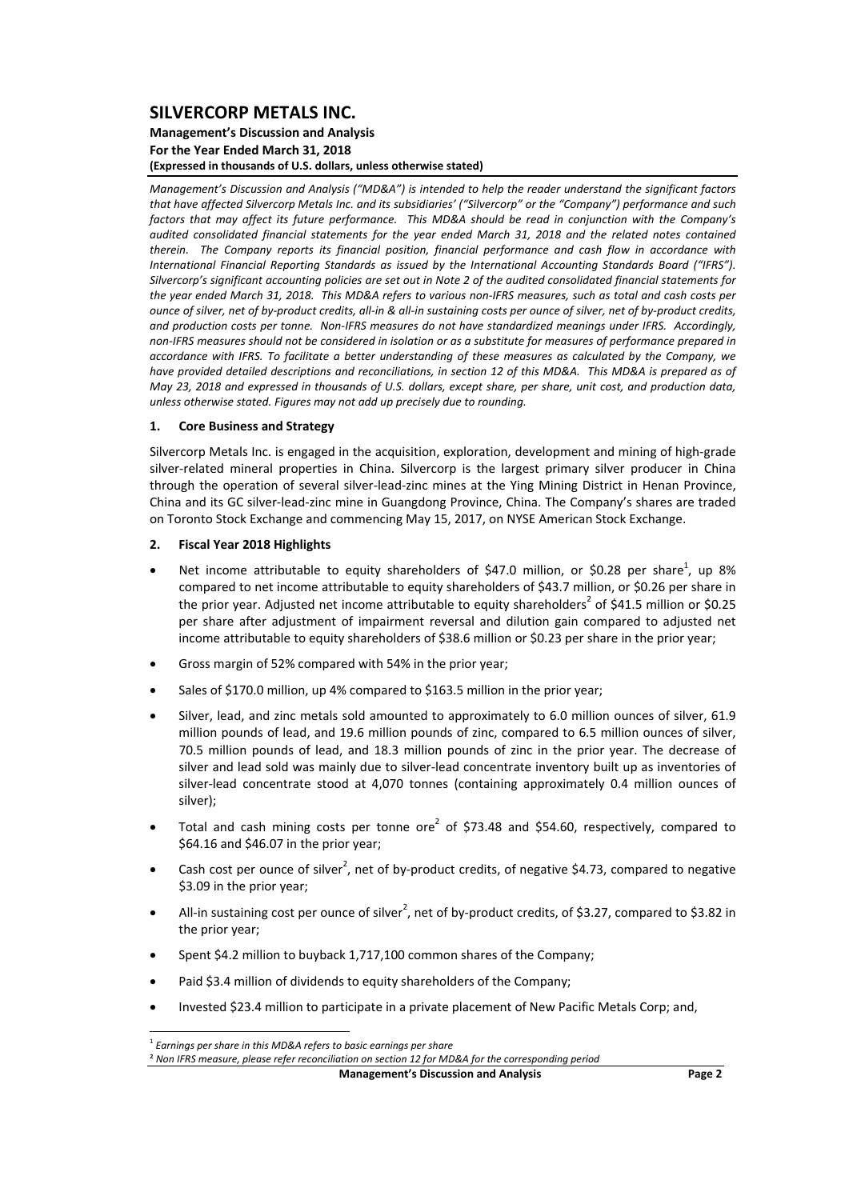# SILVERCORP METALS INC.

**Management's Discussion and Analysis**
**For the Year Ended March 31, 2018**
**(Expressed in thousands of U.S. dollars, unless otherwise stated)**

*Management's Discussion and Analysis ("MD&A") is intended to help the reader understand the significant factors that have affected Silvercorp Metals Inc. and its subsidiaries' ("Silvercorp" or the "Company") performance and such factors that may affect its future performance. This MD&A should be read in conjunction with the Company's audited consolidated financial statements for the year ended March 31, 2018 and the related notes contained therein. The Company reports its financial position, financial performance and cash flow in accordance with International Financial Reporting Standards as issued by the International Accounting Standards Board ("IFRS"). Silvercorp's significant accounting policies are set out in Note 2 of the audited consolidated financial statements for the year ended March 31, 2018. This MD&A refers to various non-IFRS measures, such as total and cash costs per ounce of silver, net of by-product credits, all-in & all-in sustaining costs per ounce of silver, net of by-product credits, and production costs per tonne. Non-IFRS measures do not have standardized meanings under IFRS. Accordingly, non-IFRS measures should not be considered in isolation or as a substitute for measures of performance prepared in accordance with IFRS. To facilitate a better understanding of these measures as calculated by the Company, we have provided detailed descriptions and reconciliations, in section 12 of this MD&A. This MD&A is prepared as of May 23, 2018 and expressed in thousands of U.S. dollars, except share, per share, unit cost, and production data, unless otherwise stated. Figures may not add up precisely due to rounding.*

## 1. Core Business and Strategy

Silvercorp Metals Inc. is engaged in the acquisition, exploration, development and mining of high-grade silver-related mineral properties in China. Silvercorp is the largest primary silver producer in China through the operation of several silver-lead-zinc mines at the Ying Mining District in Henan Province, China and its GC silver-lead-zinc mine in Guangdong Province, China. The Company's shares are traded on Toronto Stock Exchange and commencing May 15, 2017, on NYSE American Stock Exchange.

## 2. Fiscal Year 2018 Highlights

- Net income attributable to equity shareholders of \$47.0 million, or \$0.28 per share[1], up 8% compared to net income attributable to equity shareholders of \$43.7 million, or \$0.26 per share in the prior year. Adjusted net income attributable to equity shareholders[2] of \$41.5 million or \$0.25 per share after adjustment of impairment reversal and dilution gain compared to adjusted net income attributable to equity shareholders of \$38.6 million or \$0.23 per share in the prior year;
- Gross margin of 52% compared with 54% in the prior year;
- Sales of \$170.0 million, up 4% compared to \$163.5 million in the prior year;
- Silver, lead, and zinc metals sold amounted to approximately to 6.0 million ounces of silver, 61.9 million pounds of lead, and 19.6 million pounds of zinc, compared to 6.5 million ounces of silver, 70.5 million pounds of lead, and 18.3 million pounds of zinc in the prior year. The decrease of silver and lead sold was mainly due to silver-lead concentrate inventory built up as inventories of silver-lead concentrate stood at 4,070 tonnes (containing approximately 0.4 million ounces of silver);
- Total and cash mining costs per tonne ore[2] of \$73.48 and \$54.60, respectively, compared to \$64.16 and \$46.07 in the prior year;
- Cash cost per ounce of silver[2], net of by-product credits, of negative \$4.73, compared to negative \$3.09 in the prior year;
- All-in sustaining cost per ounce of silver[2], net of by-product credits, of \$3.27, compared to \$3.82 in the prior year;
- Spent \$4.2 million to buyback 1,717,100 common shares of the Company;
- Paid \$3.4 million of dividends to equity shareholders of the Company;
- Invested \$23.4 million to participate in a private placement of New Pacific Metals Corp; and,

[1] *Earnings per share in this MD&A refers to basic earnings per share*
[2] *Non IFRS measure, please refer reconciliation on section 12 for MD&A for the corresponding period*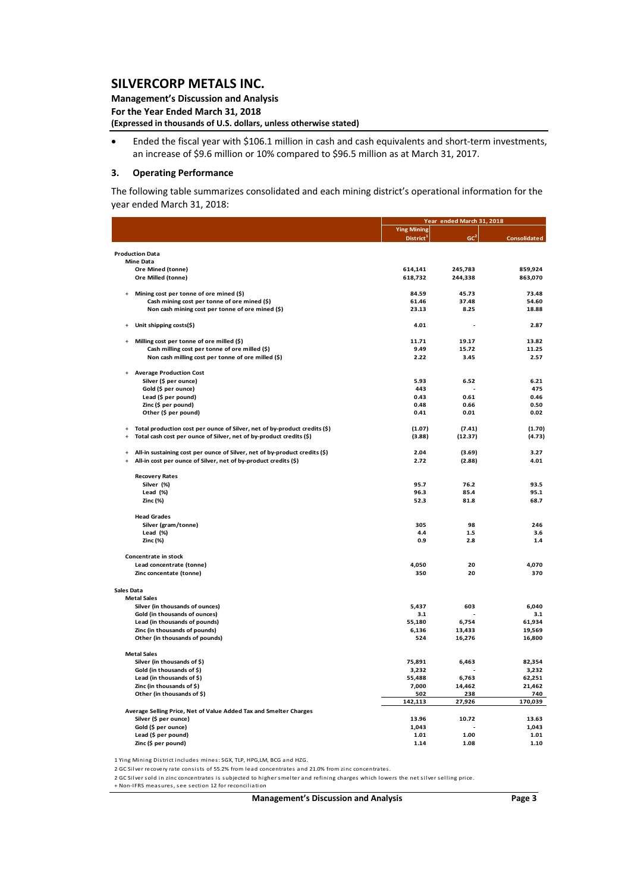- Ended the fiscal year with $106.1 million in cash and cash equivalents and short-term investments, an increase of $9.6 million or 10% compared to $96.5 million as at March 31, 2017.

## 3. Operating Performance

The following table summarizes consolidated and each mining district's operational information for the year ended March 31, 2018:

| | Year ended March 31, 2018 | | |
|---|---|---|---|
| | Ying Mining District[1] | GC[2] | Consolidated |
| **Production Data** | | | |
| **Mine Data** | | | |
| Ore Mined (tonne) | 614,141 | 245,783 | 859,924 |
| Ore Milled (tonne) | 618,732 | 244,338 | 863,070 |
| + Mining cost per tonne of ore mined ($) | 84.59 | 45.73 | 73.48 |
| Cash mining cost per tonne of ore mined ($) | 61.46 | 37.48 | 54.60 |
| Non cash mining cost per tonne of ore mined ($) | 23.13 | 8.25 | 18.88 |
| + Unit shipping costs($) | 4.01 | - | 2.87 |
| + Milling cost per tonne of ore milled ($) | 11.71 | 19.17 | 13.82 |
| Cash milling cost per tonne of ore milled ($) | 9.49 | 15.72 | 11.25 |
| Non cash milling cost per tonne of ore milled ($) | 2.22 | 3.45 | 2.57 |
| + Average Production Cost | | | |
| Silver ($ per ounce) | 5.93 | 6.52 | 6.21 |
| Gold ($ per ounce) | 443 | - | 475 |
| Lead ($ per pound) | 0.43 | 0.61 | 0.46 |
| Zinc ($ per pound) | 0.48 | 0.66 | 0.50 |
| Other ($ per pound) | 0.41 | 0.01 | 0.02 |
| + Total production cost per ounce of Silver, net of by-product credits ($) | (1.07) | (7.41) | (1.70) |
| + Total cash cost per ounce of Silver, net of by-product credits ($) | (3.88) | (12.37) | (4.73) |
| + All-in sustaining cost per ounce of Silver, net of by-product credits ($) | 2.04 | (3.69) | 3.27 |
| + All-in cost per ounce of Silver, net of by-product credits ($) | 2.72 | (2.88) | 4.01 |
| **Recovery Rates** | | | |
| Silver (%) | 95.7 | 76.2 | 93.5 |
| Lead (%) | 96.3 | 85.4 | 95.1 |
| Zinc (%) | 52.3 | 81.8 | 68.7 |
| **Head Grades** | | | |
| Silver (gram/tonne) | 305 | 98 | 246 |
| Lead (%) | 4.4 | 1.5 | 3.6 |
| Zinc (%) | 0.9 | 2.8 | 1.4 |
| **Concentrate in stock** | | | |
| Lead concentrate (tonne) | 4,050 | 20 | 4,070 |
| Zinc concentate (tonne) | 350 | 20 | 370 |
| **Sales Data** | | | |
| **Metal Sales** | | | |
| Silver (in thousands of ounces) | 5,437 | 603 | 6,040 |
| Gold (in thousands of ounces) | 3.1 | - | 3.1 |
| Lead (in thousands of pounds) | 55,180 | 6,754 | 61,934 |
| Zinc (in thousands of pounds) | 6,136 | 13,433 | 19,569 |
| Other (in thousands of pounds) | 524 | 16,276 | 16,800 |
| **Metal Sales** | | | |
| Silver (in thousands of $) | 75,891 | 6,463 | 82,354 |
| Gold (in thousands of $) | 3,232 | - | 3,232 |
| Lead (in thousands of $) | 55,488 | 6,763 | 62,251 |
| Zinc (in thousands of $) | 7,000 | 14,462 | 21,462 |
| Other (in thousands of $) | 502 | 238 | 740 |
| | 142,113 | 27,926 | 170,039 |
| **Average Selling Price, Net of Value Added Tax and Smelter Charges** | | | |
| Silver ($ per ounce) | 13.96 | 10.72 | 13.63 |
| Gold ($ per ounce) | 1,043 | - | 1,043 |
| Lead ($ per pound) | 1.01 | 1.00 | 1.01 |
| Zinc ($ per pound) | 1.14 | 1.08 | 1.10 |

1 Ying Mining District includes mines: SGX, TLP, HPG,LM, BCG and HZG.

2 GC Silver recovery rate consists of 55.2% from lead concentrates and 21.0% from zinc concentrates.

2 GC Silver sold in zinc concentrates is subjected to higher smelter and refining charges which lowers the net silver selling price.

+ Non-IFRS measures, see section 12 for reconciliation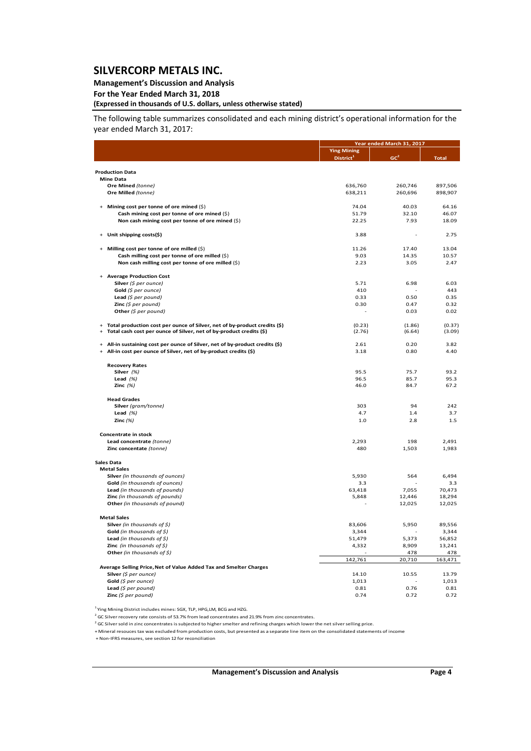The following table summarizes consolidated and each mining district's operational information for the year ended March 31, 2017:

| | Year ended March 31, 2017 | | |
|---|---|---|---|
| | Ying Mining District[1] | GC[2] | Total |
| **Production Data** | | | |
| **Mine Data** | | | |
| **Ore Mined** *(tonne)* | 636,760 | 260,746 | 897,506 |
| **Ore Milled** *(tonne)* | 638,211 | 260,696 | 898,907 |
| + **Mining cost per tonne of ore mined** ($) | 74.04 | 40.03 | 64.16 |
| **Cash mining cost per tonne of ore mined** ($) | 51.79 | 32.10 | 46.07 |
| **Non cash mining cost per tonne of ore mined** ($) | 22.25 | 7.93 | 18.09 |
| + **Unit shipping costs($)** | 3.88 | - | 2.75 |
| + **Milling cost per tonne of ore milled** ($) | 11.26 | 17.40 | 13.04 |
| **Cash milling cost per tonne of ore milled** ($) | 9.03 | 14.35 | 10.57 |
| **Non cash milling cost per tonne of ore milled** ($) | 2.23 | 3.05 | 2.47 |
| + **Average Production Cost** | | | |
| **Silver** *($ per ounce)* | 5.71 | 6.98 | 6.03 |
| **Gold** *($ per ounce)* | 410 | - | 443 |
| **Lead** *($ per pound)* | 0.33 | 0.50 | 0.35 |
| **Zinc** *($ per pound)* | 0.30 | 0.47 | 0.32 |
| **Other** *($ per pound)* | - | 0.03 | 0.02 |
| + **Total production cost per ounce of Silver, net of by-product credits ($)** | (0.23) | (1.86) | (0.37) |
| + **Total cash cost per ounce of Silver, net of by-product credits ($)** | (2.76) | (6.64) | (3.09) |
| + **All-in sustaining cost per ounce of Silver, net of by-product credits ($)** | 2.61 | 0.20 | 3.82 |
| + **All-in cost per ounce of Silver, net of by-product credits ($)** | 3.18 | 0.80 | 4.40 |
| **Recovery Rates** | | | |
| **Silver** *(%)* | 95.5 | 75.7 | 93.2 |
| **Lead** *(%)* | 96.5 | 85.7 | 95.3 |
| **Zinc** *(%)* | 46.0 | 84.7 | 67.2 |
| **Head Grades** | | | |
| **Silver** *(gram/tonne)* | 303 | 94 | 242 |
| **Lead** *(%)* | 4.7 | 1.4 | 3.7 |
| **Zinc** *(%)* | 1.0 | 2.8 | 1.5 |
| **Concentrate in stock** | | | |
| **Lead concentrate** *(tonne)* | 2,293 | 198 | 2,491 |
| **Zinc concentate** *(tonne)* | 480 | 1,503 | 1,983 |
| **Sales Data** | | | |
| **Metal Sales** | | | |
| **Silver** *(in thousands of ounces)* | 5,930 | 564 | 6,494 |
| **Gold** *(in thousands of ounces)* | 3.3 | - | 3.3 |
| **Lead** *(in thousands of pounds)* | 63,418 | 7,055 | 70,473 |
| **Zinc** *(in thousands of pounds)* | 5,848 | 12,446 | 18,294 |
| **Other** *(in thousands of pound)* | - | 12,025 | 12,025 |
| **Metal Sales** | | | |
| **Silver** *(in thousands of $)* | 83,606 | 5,950 | 89,556 |
| **Gold** *(in thousands of $)* | 3,344 | - | 3,344 |
| **Lead** *(in thousands of $)* | 51,479 | 5,373 | 56,852 |
| **Zinc** *(in thousands of $)* | 4,332 | 8,909 | 13,241 |
| **Other** *(in thousands of $)* | - | 478 | 478 |
| | 142,761 | 20,710 | 163,471 |
| **Average Selling Price, Net of Value Added Tax and Smelter Charges** | | | |
| **Silver** *($ per ounce)* | 14.10 | 10.55 | 13.79 |
| **Gold** *($ per ounce)* | 1,013 | - | 1,013 |
| **Lead** *($ per pound)* | 0.81 | 0.76 | 0.81 |
| **Zinc** *($ per pound)* | 0.74 | 0.72 | 0.72 |

[1] Ying Mining District includes mines: SGX, TLP, HPG,LM, BCG and HZG.

[2] GC Silver recovery rate consists of 53.7% from lead concentrates and 21.9% from zinc concentrates.

[2] GC Silver sold in zinc concentrates is subjected to higher smelter and refining charges which lower the net silver selling price.

\+ Mineral resouces tax was excluded from production costs, but presented as a separate line item on the consolidated statements of income

\+ Non-IFRS measures, see section 12 for reconciliation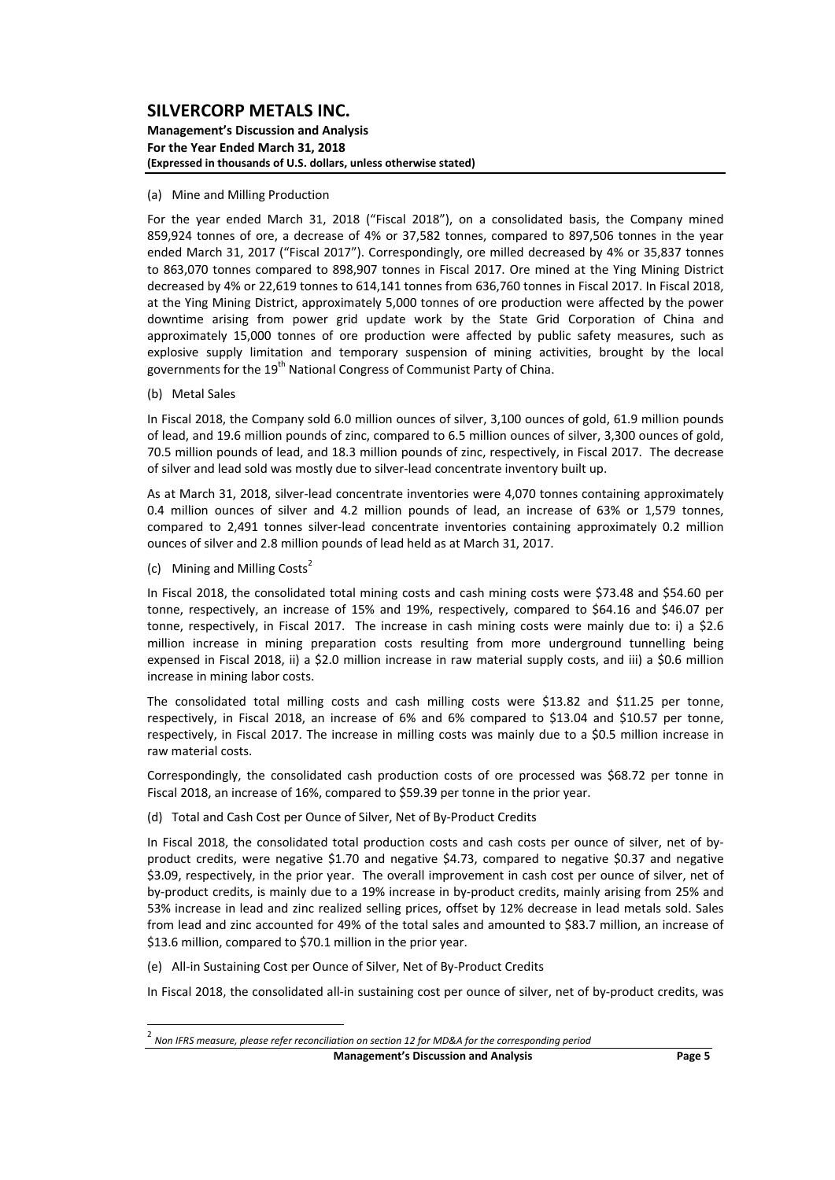(a) Mine and Milling Production

For the year ended March 31, 2018 ("Fiscal 2018"), on a consolidated basis, the Company mined 859,924 tonnes of ore, a decrease of 4% or 37,582 tonnes, compared to 897,506 tonnes in the year ended March 31, 2017 ("Fiscal 2017"). Correspondingly, ore milled decreased by 4% or 35,837 tonnes to 863,070 tonnes compared to 898,907 tonnes in Fiscal 2017. Ore mined at the Ying Mining District decreased by 4% or 22,619 tonnes to 614,141 tonnes from 636,760 tonnes in Fiscal 2017. In Fiscal 2018, at the Ying Mining District, approximately 5,000 tonnes of ore production were affected by the power downtime arising from power grid update work by the State Grid Corporation of China and approximately 15,000 tonnes of ore production were affected by public safety measures, such as explosive supply limitation and temporary suspension of mining activities, brought by the local governments for the 19th National Congress of Communist Party of China.

(b) Metal Sales

In Fiscal 2018, the Company sold 6.0 million ounces of silver, 3,100 ounces of gold, 61.9 million pounds of lead, and 19.6 million pounds of zinc, compared to 6.5 million ounces of silver, 3,300 ounces of gold, 70.5 million pounds of lead, and 18.3 million pounds of zinc, respectively, in Fiscal 2017. The decrease of silver and lead sold was mostly due to silver-lead concentrate inventory built up.

As at March 31, 2018, silver-lead concentrate inventories were 4,070 tonnes containing approximately 0.4 million ounces of silver and 4.2 million pounds of lead, an increase of 63% or 1,579 tonnes, compared to 2,491 tonnes silver-lead concentrate inventories containing approximately 0.2 million ounces of silver and 2.8 million pounds of lead held as at March 31, 2017.

(c) Mining and Milling Costs[2]

In Fiscal 2018, the consolidated total mining costs and cash mining costs were $73.48 and $54.60 per tonne, respectively, an increase of 15% and 19%, respectively, compared to $64.16 and $46.07 per tonne, respectively, in Fiscal 2017. The increase in cash mining costs were mainly due to: i) a $2.6 million increase in mining preparation costs resulting from more underground tunnelling being expensed in Fiscal 2018, ii) a $2.0 million increase in raw material supply costs, and iii) a $0.6 million increase in mining labor costs.

The consolidated total milling costs and cash milling costs were $13.82 and $11.25 per tonne, respectively, in Fiscal 2018, an increase of 6% and 6% compared to $13.04 and $10.57 per tonne, respectively, in Fiscal 2017. The increase in milling costs was mainly due to a $0.5 million increase in raw material costs.

Correspondingly, the consolidated cash production costs of ore processed was $68.72 per tonne in Fiscal 2018, an increase of 16%, compared to $59.39 per tonne in the prior year.

(d) Total and Cash Cost per Ounce of Silver, Net of By-Product Credits

In Fiscal 2018, the consolidated total production costs and cash costs per ounce of silver, net of by-product credits, were negative $1.70 and negative $4.73, compared to negative $0.37 and negative $3.09, respectively, in the prior year. The overall improvement in cash cost per ounce of silver, net of by-product credits, is mainly due to a 19% increase in by-product credits, mainly arising from 25% and 53% increase in lead and zinc realized selling prices, offset by 12% decrease in lead metals sold. Sales from lead and zinc accounted for 49% of the total sales and amounted to $83.7 million, an increase of $13.6 million, compared to $70.1 million in the prior year.

(e) All-in Sustaining Cost per Ounce of Silver, Net of By-Product Credits

In Fiscal 2018, the consolidated all-in sustaining cost per ounce of silver, net of by-product credits, was

[2] *Non IFRS measure, please refer reconciliation on section 12 for MD&A for the corresponding period*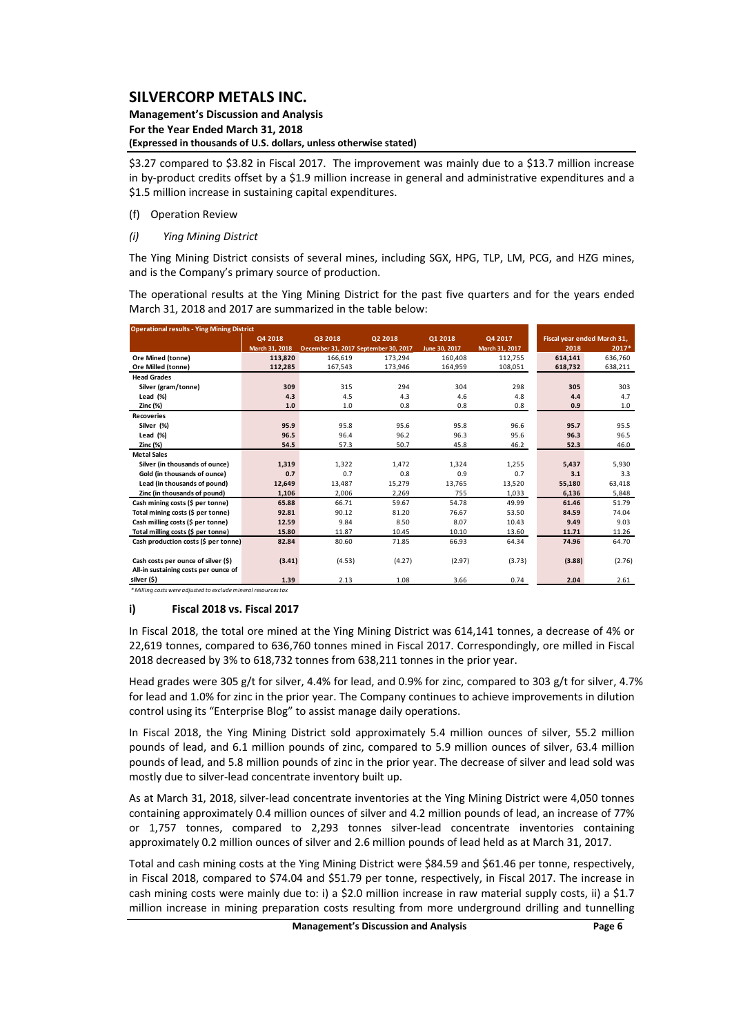$3.27 compared to $3.82 in Fiscal 2017. The improvement was mainly due to a $13.7 million increase in by-product credits offset by a $1.9 million increase in general and administrative expenditures and a $1.5 million increase in sustaining capital expenditures.

(f) Operation Review

*(i) Ying Mining District*

The Ying Mining District consists of several mines, including SGX, HPG, TLP, LM, PCG, and HZG mines, and is the Company's primary source of production.

The operational results at the Ying Mining District for the past five quarters and for the years ended March 31, 2018 and 2017 are summarized in the table below:

| Operational results - Ying Mining District | Q4 2018 | Q3 2018 | Q2 2018 | Q1 2018 | Q4 2017 | Fiscal year ended March 31, | |
|---|---|---|---|---|---|---|---|
| | March 31, 2018 | December 31, 2017 | September 30, 2017 | June 30, 2017 | March 31, 2017 | 2018 | 2017* |
| Ore Mined (tonne) | 113,820 | 166,619 | 173,294 | 160,408 | 112,755 | 614,141 | 636,760 |
| Ore Milled (tonne) | 112,285 | 167,543 | 173,946 | 164,959 | 108,051 | 618,732 | 638,211 |
| **Head Grades** | | | | | | | |
| Silver (gram/tonne) | 309 | 315 | 294 | 304 | 298 | 305 | 303 |
| Lead (%) | 4.3 | 4.5 | 4.3 | 4.6 | 4.8 | 4.4 | 4.7 |
| Zinc (%) | 1.0 | 1.0 | 0.8 | 0.8 | 0.8 | 0.9 | 1.0 |
| **Recoveries** | | | | | | | |
| Silver (%) | 95.9 | 95.8 | 95.6 | 95.8 | 96.6 | 95.7 | 95.5 |
| Lead (%) | 96.5 | 96.4 | 96.2 | 96.3 | 95.6 | 96.3 | 96.5 |
| Zinc (%) | 54.5 | 57.3 | 50.7 | 45.8 | 46.2 | 52.3 | 46.0 |
| **Metal Sales** | | | | | | | |
| Silver (in thousands of ounce) | 1,319 | 1,322 | 1,472 | 1,324 | 1,255 | 5,437 | 5,930 |
| Gold (in thousands of ounce) | 0.7 | 0.7 | 0.8 | 0.9 | 0.7 | 3.1 | 3.3 |
| Lead (in thousands of pound) | 12,649 | 13,487 | 15,279 | 13,765 | 13,520 | 55,180 | 63,418 |
| Zinc (in thousands of pound) | 1,106 | 2,006 | 2,269 | 755 | 1,033 | 6,136 | 5,848 |
| Cash mining costs ($ per tonne) | 65.88 | 66.71 | 59.67 | 54.78 | 49.99 | 61.46 | 51.79 |
| Total mining costs ($ per tonne) | 92.81 | 90.12 | 81.20 | 76.67 | 53.50 | 84.59 | 74.04 |
| Cash milling costs ($ per tonne) | 12.59 | 9.84 | 8.50 | 8.07 | 10.43 | 9.49 | 9.03 |
| Total milling costs ($ per tonne) | 15.80 | 11.87 | 10.45 | 10.10 | 13.60 | 11.71 | 11.26 |
| Cash production costs ($ per tonne) | 82.84 | 80.60 | 71.85 | 66.93 | 64.34 | 74.96 | 64.70 |
| Cash costs per ounce of silver ($) | (3.41) | (4.53) | (4.27) | (2.97) | (3.73) | (3.88) | (2.76) |
| All-in sustaining costs per ounce of silver ($) | 1.39 | 2.13 | 1.08 | 3.66 | 0.74 | 2.04 | 2.61 |

*\* Milling costs were adjusted to exclude mineral resources tax*

### i) Fiscal 2018 vs. Fiscal 2017

In Fiscal 2018, the total ore mined at the Ying Mining District was 614,141 tonnes, a decrease of 4% or 22,619 tonnes, compared to 636,760 tonnes mined in Fiscal 2017. Correspondingly, ore milled in Fiscal 2018 decreased by 3% to 618,732 tonnes from 638,211 tonnes in the prior year.

Head grades were 305 g/t for silver, 4.4% for lead, and 0.9% for zinc, compared to 303 g/t for silver, 4.7% for lead and 1.0% for zinc in the prior year. The Company continues to achieve improvements in dilution control using its "Enterprise Blog" to assist manage daily operations.

In Fiscal 2018, the Ying Mining District sold approximately 5.4 million ounces of silver, 55.2 million pounds of lead, and 6.1 million pounds of zinc, compared to 5.9 million ounces of silver, 63.4 million pounds of lead, and 5.8 million pounds of zinc in the prior year. The decrease of silver and lead sold was mostly due to silver-lead concentrate inventory built up.

As at March 31, 2018, silver-lead concentrate inventories at the Ying Mining District were 4,050 tonnes containing approximately 0.4 million ounces of silver and 4.2 million pounds of lead, an increase of 77% or 1,757 tonnes, compared to 2,293 tonnes silver-lead concentrate inventories containing approximately 0.2 million ounces of silver and 2.6 million pounds of lead held as at March 31, 2017.

Total and cash mining costs at the Ying Mining District were $84.59 and $61.46 per tonne, respectively, in Fiscal 2018, compared to $74.04 and $51.79 per tonne, respectively, in Fiscal 2017. The increase in cash mining costs were mainly due to: i) a $2.0 million increase in raw material supply costs, ii) a $1.7 million increase in mining preparation costs resulting from more underground drilling and tunnelling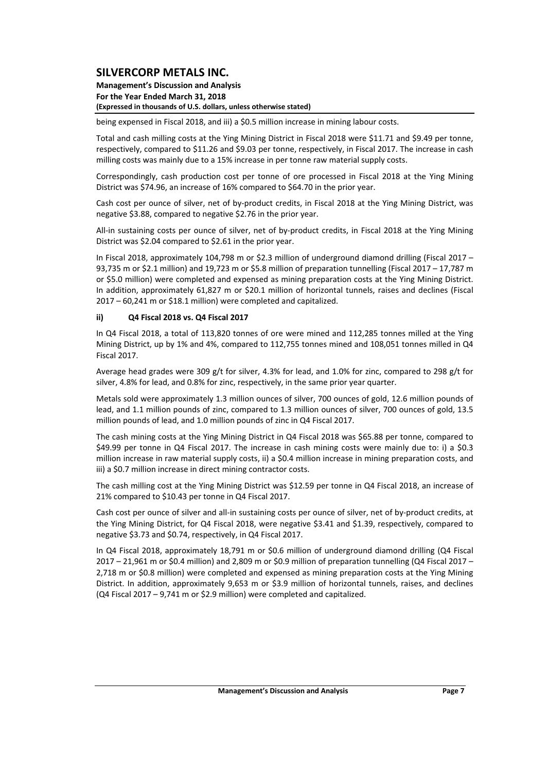being expensed in Fiscal 2018, and iii) a $0.5 million increase in mining labour costs.

Total and cash milling costs at the Ying Mining District in Fiscal 2018 were $11.71 and $9.49 per tonne, respectively, compared to $11.26 and $9.03 per tonne, respectively, in Fiscal 2017. The increase in cash milling costs was mainly due to a 15% increase in per tonne raw material supply costs.

Correspondingly, cash production cost per tonne of ore processed in Fiscal 2018 at the Ying Mining District was $74.96, an increase of 16% compared to $64.70 in the prior year.

Cash cost per ounce of silver, net of by-product credits, in Fiscal 2018 at the Ying Mining District, was negative $3.88, compared to negative $2.76 in the prior year.

All-in sustaining costs per ounce of silver, net of by-product credits, in Fiscal 2018 at the Ying Mining District was $2.04 compared to $2.61 in the prior year.

In Fiscal 2018, approximately 104,798 m or $2.3 million of underground diamond drilling (Fiscal 2017 – 93,735 m or $2.1 million) and 19,723 m or $5.8 million of preparation tunnelling (Fiscal 2017 – 17,787 m or $5.0 million) were completed and expensed as mining preparation costs at the Ying Mining District. In addition, approximately 61,827 m or $20.1 million of horizontal tunnels, raises and declines (Fiscal 2017 – 60,241 m or $18.1 million) were completed and capitalized.

### ii) Q4 Fiscal 2018 vs. Q4 Fiscal 2017

In Q4 Fiscal 2018, a total of 113,820 tonnes of ore were mined and 112,285 tonnes milled at the Ying Mining District, up by 1% and 4%, compared to 112,755 tonnes mined and 108,051 tonnes milled in Q4 Fiscal 2017.

Average head grades were 309 g/t for silver, 4.3% for lead, and 1.0% for zinc, compared to 298 g/t for silver, 4.8% for lead, and 0.8% for zinc, respectively, in the same prior year quarter.

Metals sold were approximately 1.3 million ounces of silver, 700 ounces of gold, 12.6 million pounds of lead, and 1.1 million pounds of zinc, compared to 1.3 million ounces of silver, 700 ounces of gold, 13.5 million pounds of lead, and 1.0 million pounds of zinc in Q4 Fiscal 2017.

The cash mining costs at the Ying Mining District in Q4 Fiscal 2018 was $65.88 per tonne, compared to $49.99 per tonne in Q4 Fiscal 2017. The increase in cash mining costs were mainly due to: i) a $0.3 million increase in raw material supply costs, ii) a $0.4 million increase in mining preparation costs, and iii) a $0.7 million increase in direct mining contractor costs.

The cash milling cost at the Ying Mining District was $12.59 per tonne in Q4 Fiscal 2018, an increase of 21% compared to $10.43 per tonne in Q4 Fiscal 2017.

Cash cost per ounce of silver and all-in sustaining costs per ounce of silver, net of by-product credits, at the Ying Mining District, for Q4 Fiscal 2018, were negative $3.41 and $1.39, respectively, compared to negative $3.73 and $0.74, respectively, in Q4 Fiscal 2017.

In Q4 Fiscal 2018, approximately 18,791 m or $0.6 million of underground diamond drilling (Q4 Fiscal 2017 – 21,961 m or $0.4 million) and 2,809 m or $0.9 million of preparation tunnelling (Q4 Fiscal 2017 – 2,718 m or $0.8 million) were completed and expensed as mining preparation costs at the Ying Mining District. In addition, approximately 9,653 m or $3.9 million of horizontal tunnels, raises, and declines (Q4 Fiscal 2017 – 9,741 m or $2.9 million) were completed and capitalized.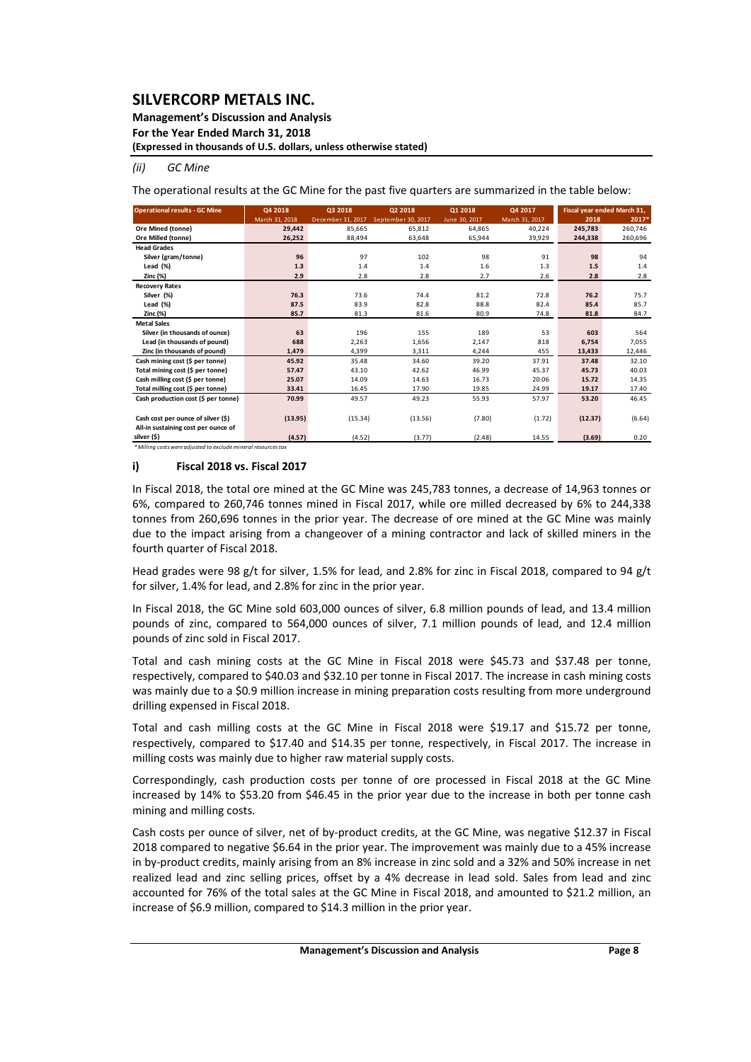#### (ii) GC Mine

The operational results at the GC Mine for the past five quarters are summarized in the table below:

| Operational results - GC Mine | Q4 2018 | Q3 2018 | Q2 2018 | Q1 2018 | Q4 2017 | Fiscal year ended March 31, | |
|---|---|---|---|---|---|---|---|
| | March 31, 2018 | December 31, 2017 | September 30, 2017 | June 30, 2017 | March 31, 2017 | 2018 | 2017* |
| **Ore Mined (tonne)** | **29,442** | 85,665 | 65,812 | 64,865 | 40,224 | **245,783** | 260,746 |
| **Ore Milled (tonne)** | **26,252** | 88,494 | 63,648 | 65,944 | 39,929 | **244,338** | 260,696 |
| **Head Grades** | | | | | | | |
| Silver (gram/tonne) | **96** | 97 | 102 | 98 | 91 | **98** | 94 |
| Lead (%) | **1.3** | 1.4 | 1.4 | 1.6 | 1.3 | **1.5** | 1.4 |
| Zinc (%) | **2.9** | 2.8 | 2.8 | 2.7 | 2.6 | **2.8** | 2.8 |
| **Recovery Rates** | | | | | | | |
| Silver (%) | **76.3** | 73.6 | 74.4 | 81.2 | 72.8 | **76.2** | 75.7 |
| Lead (%) | **87.5** | 83.9 | 82.8 | 88.8 | 82.4 | **85.4** | 85.7 |
| Zinc (%) | **85.7** | 81.3 | 81.6 | 80.9 | 74.8 | **81.8** | 84.7 |
| **Metal Sales** | | | | | | | |
| Silver (in thousands of ounce) | **63** | 196 | 155 | 189 | 53 | **603** | 564 |
| Lead (in thousands of pound) | **688** | 2,263 | 1,656 | 2,147 | 818 | **6,754** | 7,055 |
| Zinc (in thousands of pound) | **1,479** | 4,399 | 3,311 | 4,244 | 455 | **13,433** | 12,446 |
| Cash mining cost ($ per tonne) | **45.92** | 35.48 | 34.60 | 39.20 | 37.91 | **37.48** | 32.10 |
| Total mining cost ($ per tonne) | **57.47** | 43.10 | 42.62 | 46.99 | 45.37 | **45.73** | 40.03 |
| Cash milling cost ($ per tonne) | **25.07** | 14.09 | 14.63 | 16.73 | 20.06 | **15.72** | 14.35 |
| Total milling cost ($ per tonne) | **33.41** | 16.45 | 17.90 | 19.85 | 24.99 | **19.17** | 17.40 |
| Cash production cost ($ per tonne) | **70.99** | 49.57 | 49.23 | 55.93 | 57.97 | **53.20** | 46.45 |
| Cash cost per ounce of silver ($) | **(13.95)** | (15.34) | (13.56) | (7.80) | (1.72) | **(12.37)** | (6.64) |
| All-in sustaining cost per ounce of silver ($) | **(4.57)** | (4.52) | (3.77) | (2.48) | 14.55 | **(3.69)** | 0.20 |

*\* Milling costs were adjusted to exclude mineral resources tax*

### i) Fiscal 2018 vs. Fiscal 2017

In Fiscal 2018, the total ore mined at the GC Mine was 245,783 tonnes, a decrease of 14,963 tonnes or 6%, compared to 260,746 tonnes mined in Fiscal 2017, while ore milled decreased by 6% to 244,338 tonnes from 260,696 tonnes in the prior year. The decrease of ore mined at the GC Mine was mainly due to the impact arising from a changeover of a mining contractor and lack of skilled miners in the fourth quarter of Fiscal 2018.

Head grades were 98 g/t for silver, 1.5% for lead, and 2.8% for zinc in Fiscal 2018, compared to 94 g/t for silver, 1.4% for lead, and 2.8% for zinc in the prior year.

In Fiscal 2018, the GC Mine sold 603,000 ounces of silver, 6.8 million pounds of lead, and 13.4 million pounds of zinc, compared to 564,000 ounces of silver, 7.1 million pounds of lead, and 12.4 million pounds of zinc sold in Fiscal 2017.

Total and cash mining costs at the GC Mine in Fiscal 2018 were $45.73 and $37.48 per tonne, respectively, compared to $40.03 and $32.10 per tonne in Fiscal 2017. The increase in cash mining costs was mainly due to a $0.9 million increase in mining preparation costs resulting from more underground drilling expensed in Fiscal 2018.

Total and cash milling costs at the GC Mine in Fiscal 2018 were $19.17 and $15.72 per tonne, respectively, compared to $17.40 and $14.35 per tonne, respectively, in Fiscal 2017. The increase in milling costs was mainly due to higher raw material supply costs.

Correspondingly, cash production costs per tonne of ore processed in Fiscal 2018 at the GC Mine increased by 14% to $53.20 from $46.45 in the prior year due to the increase in both per tonne cash mining and milling costs.

Cash costs per ounce of silver, net of by-product credits, at the GC Mine, was negative $12.37 in Fiscal 2018 compared to negative $6.64 in the prior year. The improvement was mainly due to a 45% increase in by-product credits, mainly arising from an 8% increase in zinc sold and a 32% and 50% increase in net realized lead and zinc selling prices, offset by a 4% decrease in lead sold. Sales from lead and zinc accounted for 76% of the total sales at the GC Mine in Fiscal 2018, and amounted to $21.2 million, an increase of $6.9 million, compared to $14.3 million in the prior year.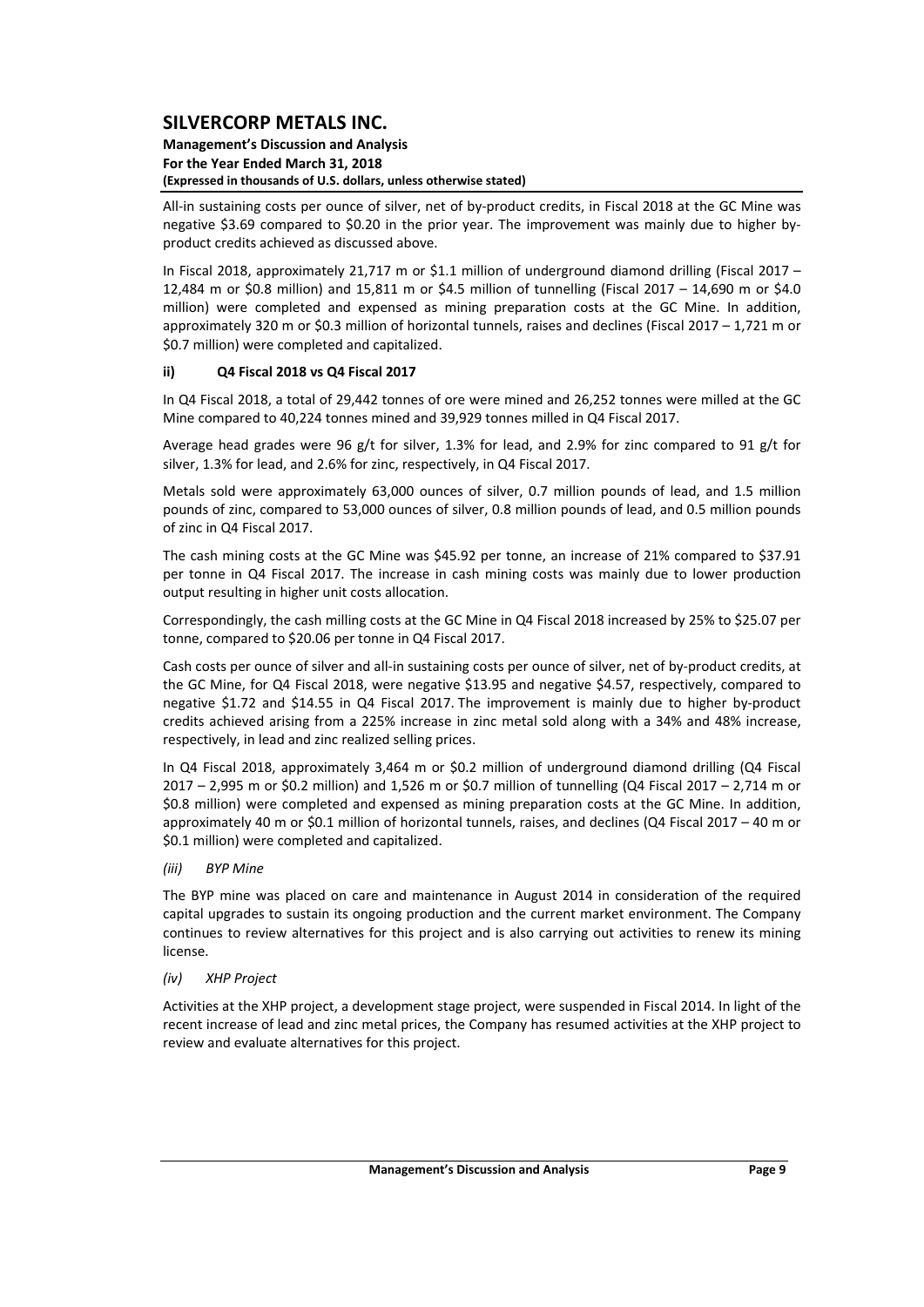All-in sustaining costs per ounce of silver, net of by-product credits, in Fiscal 2018 at the GC Mine was negative $3.69 compared to $0.20 in the prior year. The improvement was mainly due to higher by-product credits achieved as discussed above.

In Fiscal 2018, approximately 21,717 m or $1.1 million of underground diamond drilling (Fiscal 2017 – 12,484 m or $0.8 million) and 15,811 m or $4.5 million of tunnelling (Fiscal 2017 – 14,690 m or $4.0 million) were completed and expensed as mining preparation costs at the GC Mine. In addition, approximately 320 m or $0.3 million of horizontal tunnels, raises and declines (Fiscal 2017 – 1,721 m or $0.7 million) were completed and capitalized.

#### ii) Q4 Fiscal 2018 vs Q4 Fiscal 2017

In Q4 Fiscal 2018, a total of 29,442 tonnes of ore were mined and 26,252 tonnes were milled at the GC Mine compared to 40,224 tonnes mined and 39,929 tonnes milled in Q4 Fiscal 2017.

Average head grades were 96 g/t for silver, 1.3% for lead, and 2.9% for zinc compared to 91 g/t for silver, 1.3% for lead, and 2.6% for zinc, respectively, in Q4 Fiscal 2017.

Metals sold were approximately 63,000 ounces of silver, 0.7 million pounds of lead, and 1.5 million pounds of zinc, compared to 53,000 ounces of silver, 0.8 million pounds of lead, and 0.5 million pounds of zinc in Q4 Fiscal 2017.

The cash mining costs at the GC Mine was $45.92 per tonne, an increase of 21% compared to $37.91 per tonne in Q4 Fiscal 2017. The increase in cash mining costs was mainly due to lower production output resulting in higher unit costs allocation.

Correspondingly, the cash milling costs at the GC Mine in Q4 Fiscal 2018 increased by 25% to $25.07 per tonne, compared to $20.06 per tonne in Q4 Fiscal 2017.

Cash costs per ounce of silver and all-in sustaining costs per ounce of silver, net of by-product credits, at the GC Mine, for Q4 Fiscal 2018, were negative $13.95 and negative $4.57, respectively, compared to negative $1.72 and $14.55 in Q4 Fiscal 2017. The improvement is mainly due to higher by-product credits achieved arising from a 225% increase in zinc metal sold along with a 34% and 48% increase, respectively, in lead and zinc realized selling prices.

In Q4 Fiscal 2018, approximately 3,464 m or $0.2 million of underground diamond drilling (Q4 Fiscal 2017 – 2,995 m or $0.2 million) and 1,526 m or $0.7 million of tunnelling (Q4 Fiscal 2017 – 2,714 m or $0.8 million) were completed and expensed as mining preparation costs at the GC Mine. In addition, approximately 40 m or $0.1 million of horizontal tunnels, raises, and declines (Q4 Fiscal 2017 – 40 m or $0.1 million) were completed and capitalized.

#### *(iii) BYP Mine*

The BYP mine was placed on care and maintenance in August 2014 in consideration of the required capital upgrades to sustain its ongoing production and the current market environment. The Company continues to review alternatives for this project and is also carrying out activities to renew its mining license.

#### *(iv) XHP Project*

Activities at the XHP project, a development stage project, were suspended in Fiscal 2014. In light of the recent increase of lead and zinc metal prices, the Company has resumed activities at the XHP project to review and evaluate alternatives for this project.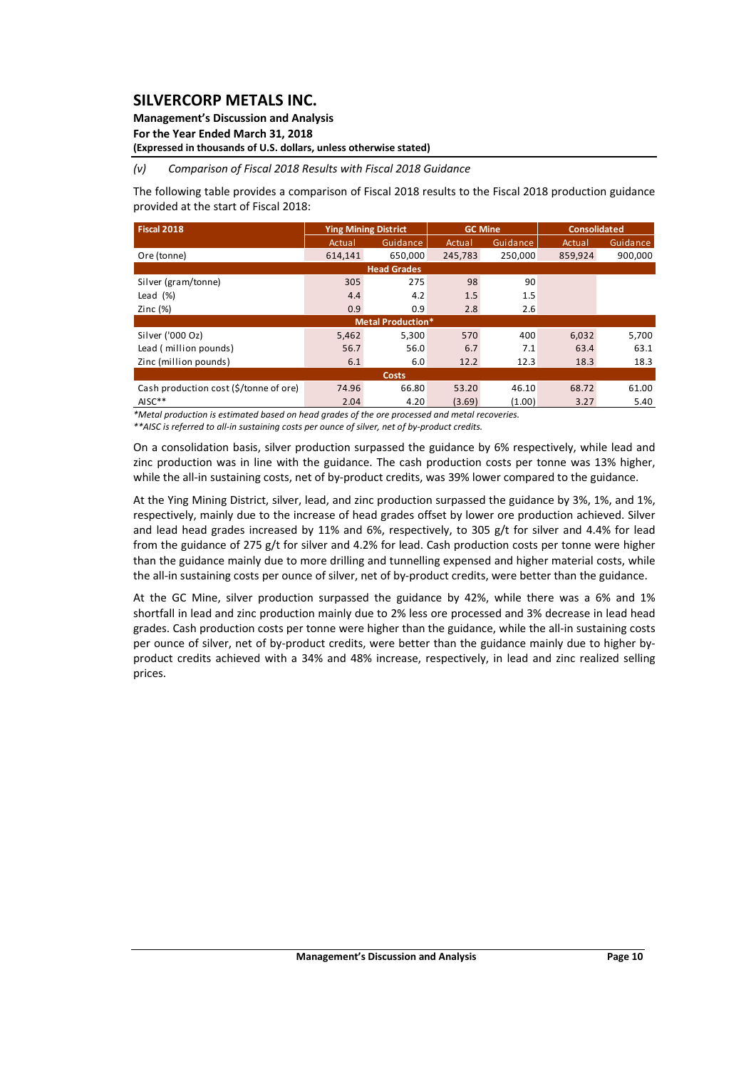*(v) Comparison of Fiscal 2018 Results with Fiscal 2018 Guidance*

The following table provides a comparison of Fiscal 2018 results to the Fiscal 2018 production guidance provided at the start of Fiscal 2018:

| Fiscal 2018 | Ying Mining District | | GC Mine | | Consolidated | |
|---|---|---|---|---|---|---|
| | Actual | Guidance | Actual | Guidance | Actual | Guidance |
| Ore (tonne) | 614,141 | 650,000 | 245,783 | 250,000 | 859,924 | 900,000 |
| **Head Grades** | | | | | | |
| Silver (gram/tonne) | 305 | 275 | 98 | 90 | | |
| Lead (%) | 4.4 | 4.2 | 1.5 | 1.5 | | |
| Zinc (%) | 0.9 | 0.9 | 2.8 | 2.6 | | |
| **Metal Production*** | | | | | | |
| Silver ('000 Oz) | 5,462 | 5,300 | 570 | 400 | 6,032 | 5,700 |
| Lead ( million pounds) | 56.7 | 56.0 | 6.7 | 7.1 | 63.4 | 63.1 |
| Zinc (million pounds) | 6.1 | 6.0 | 12.2 | 12.3 | 18.3 | 18.3 |
| **Costs** | | | | | | |
| Cash production cost ($/tonne of ore) | 74.96 | 66.80 | 53.20 | 46.10 | 68.72 | 61.00 |
| AISC** | 2.04 | 4.20 | (3.69) | (1.00) | 3.27 | 5.40 |

*\*Metal production is estimated based on head grades of the ore processed and metal recoveries.*
*\*\*AISC is referred to all-in sustaining costs per ounce of silver, net of by-product credits.*

On a consolidation basis, silver production surpassed the guidance by 6% respectively, while lead and zinc production was in line with the guidance. The cash production costs per tonne was 13% higher, while the all-in sustaining costs, net of by-product credits, was 39% lower compared to the guidance.

At the Ying Mining District, silver, lead, and zinc production surpassed the guidance by 3%, 1%, and 1%, respectively, mainly due to the increase of head grades offset by lower ore production achieved. Silver and lead head grades increased by 11% and 6%, respectively, to 305 g/t for silver and 4.4% for lead from the guidance of 275 g/t for silver and 4.2% for lead. Cash production costs per tonne were higher than the guidance mainly due to more drilling and tunnelling expensed and higher material costs, while the all-in sustaining costs per ounce of silver, net of by-product credits, were better than the guidance.

At the GC Mine, silver production surpassed the guidance by 42%, while there was a 6% and 1% shortfall in lead and zinc production mainly due to 2% less ore processed and 3% decrease in lead head grades. Cash production costs per tonne were higher than the guidance, while the all-in sustaining costs per ounce of silver, net of by-product credits, were better than the guidance mainly due to higher by-product credits achieved with a 34% and 48% increase, respectively, in lead and zinc realized selling prices.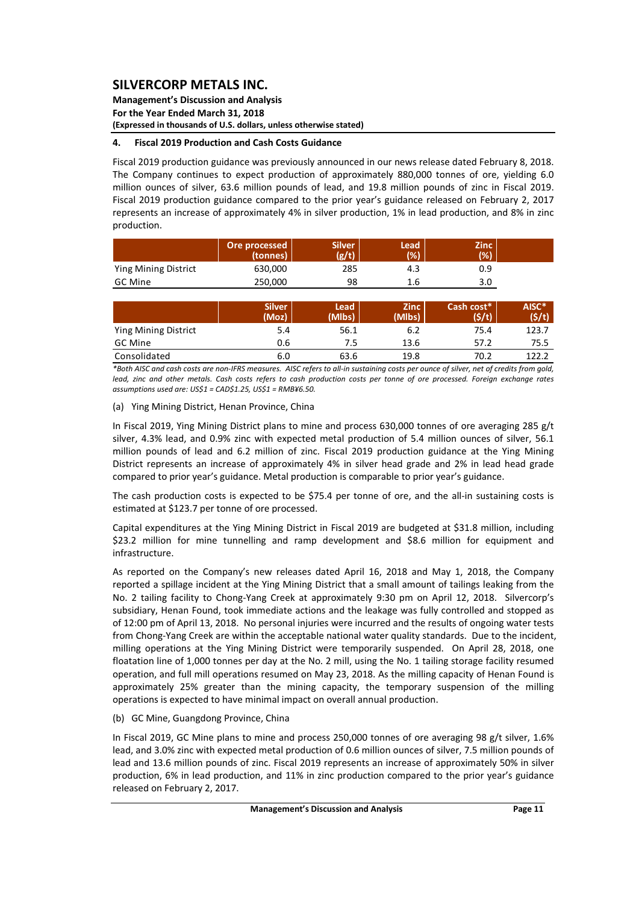## 4. Fiscal 2019 Production and Cash Costs Guidance

Fiscal 2019 production guidance was previously announced in our news release dated February 8, 2018. The Company continues to expect production of approximately 880,000 tonnes of ore, yielding 6.0 million ounces of silver, 63.6 million pounds of lead, and 19.8 million pounds of zinc in Fiscal 2019. Fiscal 2019 production guidance compared to the prior year's guidance released on February 2, 2017 represents an increase of approximately 4% in silver production, 1% in lead production, and 8% in zinc production.

| | Ore processed (tonnes) | Silver (g/t) | Lead (%) | Zinc (%) |
|---|---|---|---|---|
| Ying Mining District | 630,000 | 285 | 4.3 | 0.9 |
| GC Mine | 250,000 | 98 | 1.6 | 3.0 |

| | Silver (Moz) | Lead (Mlbs) | Zinc (Mlbs) | Cash cost* ($/t) | AISC* ($/t) |
|---|---|---|---|---|---|
| Ying Mining District | 5.4 | 56.1 | 6.2 | 75.4 | 123.7 |
| GC Mine | 0.6 | 7.5 | 13.6 | 57.2 | 75.5 |
| Consolidated | 6.0 | 63.6 | 19.8 | 70.2 | 122.2 |

*\*Both AISC and cash costs are non-IFRS measures. AISC refers to all-in sustaining costs per ounce of silver, net of credits from gold, lead, zinc and other metals. Cash costs refers to cash production costs per tonne of ore processed. Foreign exchange rates assumptions used are: US$1 = CAD$1.25, US$1 = RMB¥6.50.*

(a) Ying Mining District, Henan Province, China

In Fiscal 2019, Ying Mining District plans to mine and process 630,000 tonnes of ore averaging 285 g/t silver, 4.3% lead, and 0.9% zinc with expected metal production of 5.4 million ounces of silver, 56.1 million pounds of lead and 6.2 million of zinc. Fiscal 2019 production guidance at the Ying Mining District represents an increase of approximately 4% in silver head grade and 2% in lead head grade compared to prior year's guidance. Metal production is comparable to prior year's guidance.

The cash production costs is expected to be $75.4 per tonne of ore, and the all-in sustaining costs is estimated at $123.7 per tonne of ore processed.

Capital expenditures at the Ying Mining District in Fiscal 2019 are budgeted at $31.8 million, including $23.2 million for mine tunnelling and ramp development and $8.6 million for equipment and infrastructure.

As reported on the Company's new releases dated April 16, 2018 and May 1, 2018, the Company reported a spillage incident at the Ying Mining District that a small amount of tailings leaking from the No. 2 tailing facility to Chong-Yang Creek at approximately 9:30 pm on April 12, 2018. Silvercorp's subsidiary, Henan Found, took immediate actions and the leakage was fully controlled and stopped as of 12:00 pm of April 13, 2018. No personal injuries were incurred and the results of ongoing water tests from Chong-Yang Creek are within the acceptable national water quality standards. Due to the incident, milling operations at the Ying Mining District were temporarily suspended. On April 28, 2018, one floatation line of 1,000 tonnes per day at the No. 2 mill, using the No. 1 tailing storage facility resumed operation, and full mill operations resumed on May 23, 2018. As the milling capacity of Henan Found is approximately 25% greater than the mining capacity, the temporary suspension of the milling operations is expected to have minimal impact on overall annual production.

(b) GC Mine, Guangdong Province, China

In Fiscal 2019, GC Mine plans to mine and process 250,000 tonnes of ore averaging 98 g/t silver, 1.6% lead, and 3.0% zinc with expected metal production of 0.6 million ounces of silver, 7.5 million pounds of lead and 13.6 million pounds of zinc. Fiscal 2019 represents an increase of approximately 50% in silver production, 6% in lead production, and 11% in zinc production compared to the prior year's guidance released on February 2, 2017.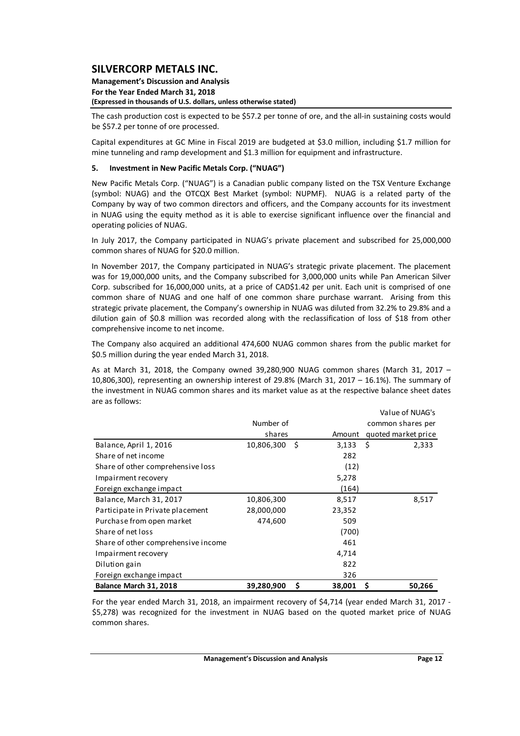The cash production cost is expected to be \$57.2 per tonne of ore, and the all-in sustaining costs would be \$57.2 per tonne of ore processed.

Capital expenditures at GC Mine in Fiscal 2019 are budgeted at \$3.0 million, including \$1.7 million for mine tunneling and ramp development and \$1.3 million for equipment and infrastructure.

## 5. Investment in New Pacific Metals Corp. ("NUAG")

New Pacific Metals Corp. ("NUAG") is a Canadian public company listed on the TSX Venture Exchange (symbol: NUAG) and the OTCQX Best Market (symbol: NUPMF). NUAG is a related party of the Company by way of two common directors and officers, and the Company accounts for its investment in NUAG using the equity method as it is able to exercise significant influence over the financial and operating policies of NUAG.

In July 2017, the Company participated in NUAG's private placement and subscribed for 25,000,000 common shares of NUAG for \$20.0 million.

In November 2017, the Company participated in NUAG's strategic private placement. The placement was for 19,000,000 units, and the Company subscribed for 3,000,000 units while Pan American Silver Corp. subscribed for 16,000,000 units, at a price of CAD\$1.42 per unit. Each unit is comprised of one common share of NUAG and one half of one common share purchase warrant. Arising from this strategic private placement, the Company's ownership in NUAG was diluted from 32.2% to 29.8% and a dilution gain of \$0.8 million was recorded along with the reclassification of loss of \$18 from other comprehensive income to net income.

The Company also acquired an additional 474,600 NUAG common shares from the public market for \$0.5 million during the year ended March 31, 2018.

As at March 31, 2018, the Company owned 39,280,900 NUAG common shares (March 31, 2017 – 10,806,300), representing an ownership interest of 29.8% (March 31, 2017 – 16.1%). The summary of the investment in NUAG common shares and its market value as at the respective balance sheet dates are as follows:

| | Number of shares | Amount | Value of NUAG's common shares per quoted market price |
|---|---|---|---|
| Balance, April 1, 2016 | 10,806,300 | \$ 3,133 | \$ 2,333 |
| Share of net income | | 282 | |
| Share of other comprehensive loss | | (12) | |
| Impairment recovery | | 5,278 | |
| Foreign exchange impact | | (164) | |
| Balance, March 31, 2017 | 10,806,300 | 8,517 | 8,517 |
| Participate in Private placement | 28,000,000 | 23,352 | |
| Purchase from open market | 474,600 | 509 | |
| Share of net loss | | (700) | |
| Share of other comprehensive income | | 461 | |
| Impairment recovery | | 4,714 | |
| Dilution gain | | 822 | |
| Foreign exchange impact | | 326 | |
| **Balance March 31, 2018** | **39,280,900** | **\$ 38,001** | **\$ 50,266** |

For the year ended March 31, 2018, an impairment recovery of \$4,714 (year ended March 31, 2017 - \$5,278) was recognized for the investment in NUAG based on the quoted market price of NUAG common shares.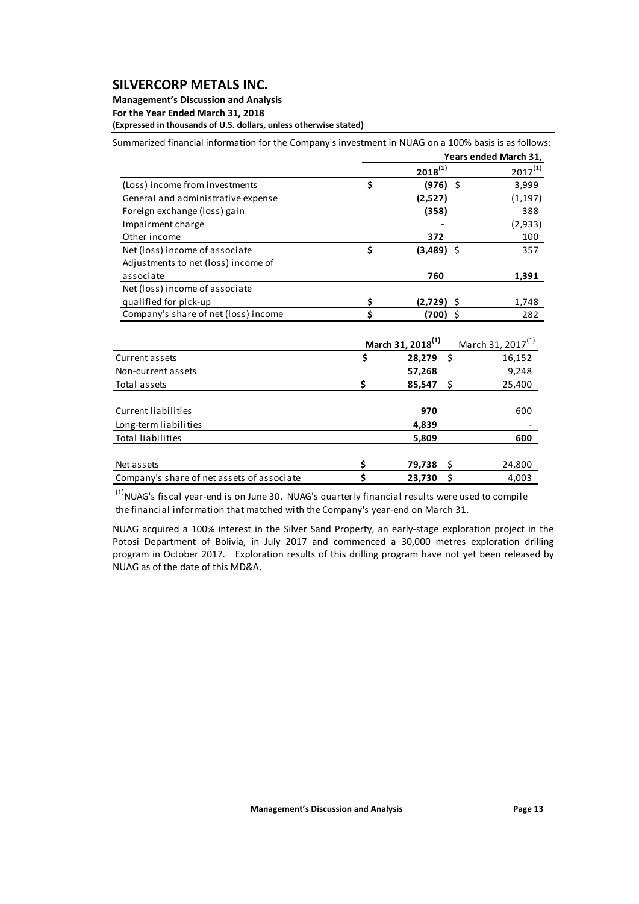Summarized financial information for the Company's investment in NUAG on a 100% basis is as follows:

| | Years ended March 31, | |
|---|---|---|
| | **2018**[(1)] | 2017[(1)] |
| (Loss) income from investments | **$ (976)** | $ 3,999 |
| General and administrative expense | **(2,527)** | (1,197) |
| Foreign exchange (loss) gain | **(358)** | 388 |
| Impairment charge | **-** | (2,933) |
| Other income | **372** | 100 |
| Net (loss) income of associate | **$ (3,489)** | $ 357 |
| Adjustments to net (loss) income of associate | **760** | **1,391** |
| Net (loss) income of associate qualified for pick-up | **$ (2,729)** | $ 1,748 |
| Company's share of net (loss) income | **$ (700)** | $ 282 |

| | **March 31, 2018**[(1)] | March 31, 2017[(1)] |
|---|---|---|
| Current assets | **$ 28,279** | $ 16,152 |
| Non-current assets | **57,268** | 9,248 |
| Total assets | **$ 85,547** | $ 25,400 |
| Current liabilities | **970** | 600 |
| Long-term liabilities | **4,839** | - |
| Total liabilities | **5,809** | **600** |
| Net assets | **$ 79,738** | $ 24,800 |
| Company's share of net assets of associate | **$ 23,730** | $ 4,003 |

[(1)] NUAG's fiscal year-end is on June 30. NUAG's quarterly financial results were used to compile the financial information that matched with the Company's year-end on March 31.

NUAG acquired a 100% interest in the Silver Sand Property, an early-stage exploration project in the Potosi Department of Bolivia, in July 2017 and commenced a 30,000 metres exploration drilling program in October 2017. Exploration results of this drilling program have not yet been released by NUAG as of the date of this MD&A.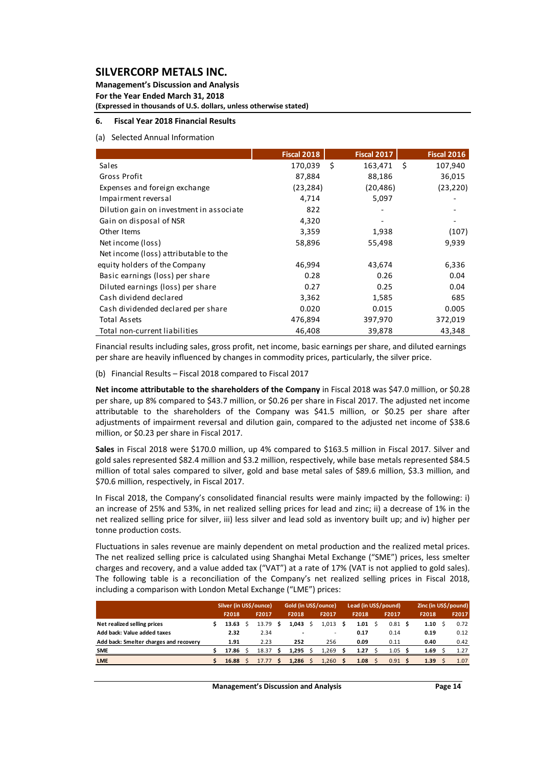# SILVERCORP METALS INC.

**Management's Discussion and Analysis**
**For the Year Ended March 31, 2018**
**(Expressed in thousands of U.S. dollars, unless otherwise stated)**

## 6. Fiscal Year 2018 Financial Results

(a) Selected Annual Information

| | Fiscal 2018 | Fiscal 2017 | Fiscal 2016 |
|---|---|---|---|
| Sales | 170,039 | $ 163,471 | $ 107,940 |
| Gross Profit | 87,884 | 88,186 | 36,015 |
| Expenses and foreign exchange | (23,284) | (20,486) | (23,220) |
| Impairment reversal | 4,714 | 5,097 | - |
| Dilution gain on investment in associate | 822 | - | - |
| Gain on disposal of NSR | 4,320 | - | - |
| Other Items | 3,359 | 1,938 | (107) |
| Net income (loss) | 58,896 | 55,498 | 9,939 |
| Net income (loss) attributable to the equity holders of the Company | 46,994 | 43,674 | 6,336 |
| Basic earnings (loss) per share | 0.28 | 0.26 | 0.04 |
| Diluted earnings (loss) per share | 0.27 | 0.25 | 0.04 |
| Cash dividend declared | 3,362 | 1,585 | 685 |
| Cash dividended declared per share | 0.020 | 0.015 | 0.005 |
| Total Assets | 476,894 | 397,970 | 372,019 |
| Total non-current liabilities | 46,408 | 39,878 | 43,348 |

Financial results including sales, gross profit, net income, basic earnings per share, and diluted earnings per share are heavily influenced by changes in commodity prices, particularly, the silver price.

(b) Financial Results – Fiscal 2018 compared to Fiscal 2017

**Net income attributable to the shareholders of the Company** in Fiscal 2018 was $47.0 million, or $0.28 per share, up 8% compared to $43.7 million, or $0.26 per share in Fiscal 2017. The adjusted net income attributable to the shareholders of the Company was $41.5 million, or $0.25 per share after adjustments of impairment reversal and dilution gain, compared to the adjusted net income of $38.6 million, or $0.23 per share in Fiscal 2017.

**Sales** in Fiscal 2018 were $170.0 million, up 4% compared to $163.5 million in Fiscal 2017. Silver and gold sales represented $82.4 million and $3.2 million, respectively, while base metals represented $84.5 million of total sales compared to silver, gold and base metal sales of $89.6 million, $3.3 million, and $70.6 million, respectively, in Fiscal 2017.

In Fiscal 2018, the Company's consolidated financial results were mainly impacted by the following: i) an increase of 25% and 53%, in net realized selling prices for lead and zinc; ii) a decrease of 1% in the net realized selling price for silver, iii) less silver and lead sold as inventory built up; and iv) higher per tonne production costs.

Fluctuations in sales revenue are mainly dependent on metal production and the realized metal prices. The net realized selling price is calculated using Shanghai Metal Exchange ("SME") prices, less smelter charges and recovery, and a value added tax ("VAT") at a rate of 17% (VAT is not applied to gold sales). The following table is a reconciliation of the Company's net realized selling prices in Fiscal 2018, including a comparison with London Metal Exchange ("LME") prices:

| | Silver (in US$/ounce) | | Gold (in US$/ounce) | | Lead (in US$/pound) | | Zinc (in US$/pound) | |
|---|---|---|---|---|---|---|---|---|
| | F2018 | F2017 | F2018 | F2017 | F2018 | F2017 | F2018 | F2017 |
| **Net realized selling prices** | **$ 13.63** | $ 13.79 | **$ 1,043** | $ 1,013 | **$ 1.01** | $ 0.81 | **$ 1.10** | $ 0.72 |
| **Add back: Value added taxes** | **2.32** | 2.34 | **-** | - | **0.17** | 0.14 | **0.19** | 0.12 |
| **Add back: Smelter charges and recovery** | **1.91** | 2.23 | **252** | 256 | **0.09** | 0.11 | **0.40** | 0.42 |
| **SME** | **$ 17.86** | $ 18.37 | **$ 1,295** | $ 1,269 | **$ 1.27** | $ 1.05 | **$ 1.69** | $ 1.27 |
| **LME** | **$ 16.88** | $ 17.77 | **$ 1,286** | $ 1,260 | **$ 1.08** | $ 0.91 | **$ 1.39** | $ 1.07 |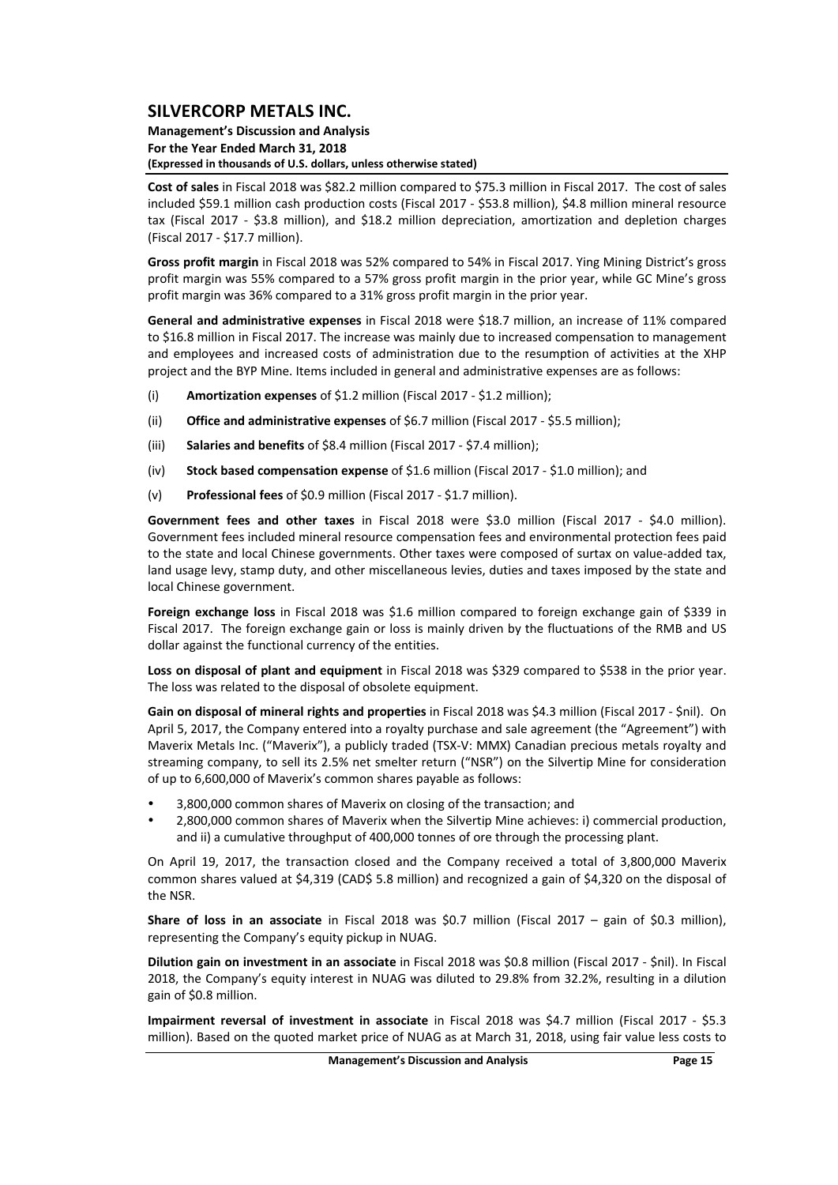**Cost of sales** in Fiscal 2018 was $82.2 million compared to $75.3 million in Fiscal 2017. The cost of sales included $59.1 million cash production costs (Fiscal 2017 - $53.8 million), $4.8 million mineral resource tax (Fiscal 2017 - $3.8 million), and $18.2 million depreciation, amortization and depletion charges (Fiscal 2017 - $17.7 million).

**Gross profit margin** in Fiscal 2018 was 52% compared to 54% in Fiscal 2017. Ying Mining District's gross profit margin was 55% compared to a 57% gross profit margin in the prior year, while GC Mine's gross profit margin was 36% compared to a 31% gross profit margin in the prior year.

**General and administrative expenses** in Fiscal 2018 were $18.7 million, an increase of 11% compared to $16.8 million in Fiscal 2017. The increase was mainly due to increased compensation to management and employees and increased costs of administration due to the resumption of activities at the XHP project and the BYP Mine. Items included in general and administrative expenses are as follows:

(i) **Amortization expenses** of $1.2 million (Fiscal 2017 - $1.2 million);

(ii) **Office and administrative expenses** of $6.7 million (Fiscal 2017 - $5.5 million);

(iii) **Salaries and benefits** of $8.4 million (Fiscal 2017 - $7.4 million);

(iv) **Stock based compensation expense** of $1.6 million (Fiscal 2017 - $1.0 million); and

(v) **Professional fees** of $0.9 million (Fiscal 2017 - $1.7 million).

**Government fees and other taxes** in Fiscal 2018 were $3.0 million (Fiscal 2017 - $4.0 million). Government fees included mineral resource compensation fees and environmental protection fees paid to the state and local Chinese governments. Other taxes were composed of surtax on value-added tax, land usage levy, stamp duty, and other miscellaneous levies, duties and taxes imposed by the state and local Chinese government.

**Foreign exchange loss** in Fiscal 2018 was $1.6 million compared to foreign exchange gain of $339 in Fiscal 2017. The foreign exchange gain or loss is mainly driven by the fluctuations of the RMB and US dollar against the functional currency of the entities.

**Loss on disposal of plant and equipment** in Fiscal 2018 was $329 compared to $538 in the prior year. The loss was related to the disposal of obsolete equipment.

**Gain on disposal of mineral rights and properties** in Fiscal 2018 was $4.3 million (Fiscal 2017 - $nil). On April 5, 2017, the Company entered into a royalty purchase and sale agreement (the "Agreement") with Maverix Metals Inc. ("Maverix"), a publicly traded (TSX-V: MMX) Canadian precious metals royalty and streaming company, to sell its 2.5% net smelter return ("NSR") on the Silvertip Mine for consideration of up to 6,600,000 of Maverix's common shares payable as follows:

- 3,800,000 common shares of Maverix on closing of the transaction; and
- 2,800,000 common shares of Maverix when the Silvertip Mine achieves: i) commercial production, and ii) a cumulative throughput of 400,000 tonnes of ore through the processing plant.

On April 19, 2017, the transaction closed and the Company received a total of 3,800,000 Maverix common shares valued at $4,319 (CAD$ 5.8 million) and recognized a gain of $4,320 on the disposal of the NSR.

**Share of loss in an associate** in Fiscal 2018 was $0.7 million (Fiscal 2017 – gain of $0.3 million), representing the Company's equity pickup in NUAG.

**Dilution gain on investment in an associate** in Fiscal 2018 was $0.8 million (Fiscal 2017 - $nil). In Fiscal 2018, the Company's equity interest in NUAG was diluted to 29.8% from 32.2%, resulting in a dilution gain of $0.8 million.

**Impairment reversal of investment in associate** in Fiscal 2018 was $4.7 million (Fiscal 2017 - $5.3 million). Based on the quoted market price of NUAG as at March 31, 2018, using fair value less costs to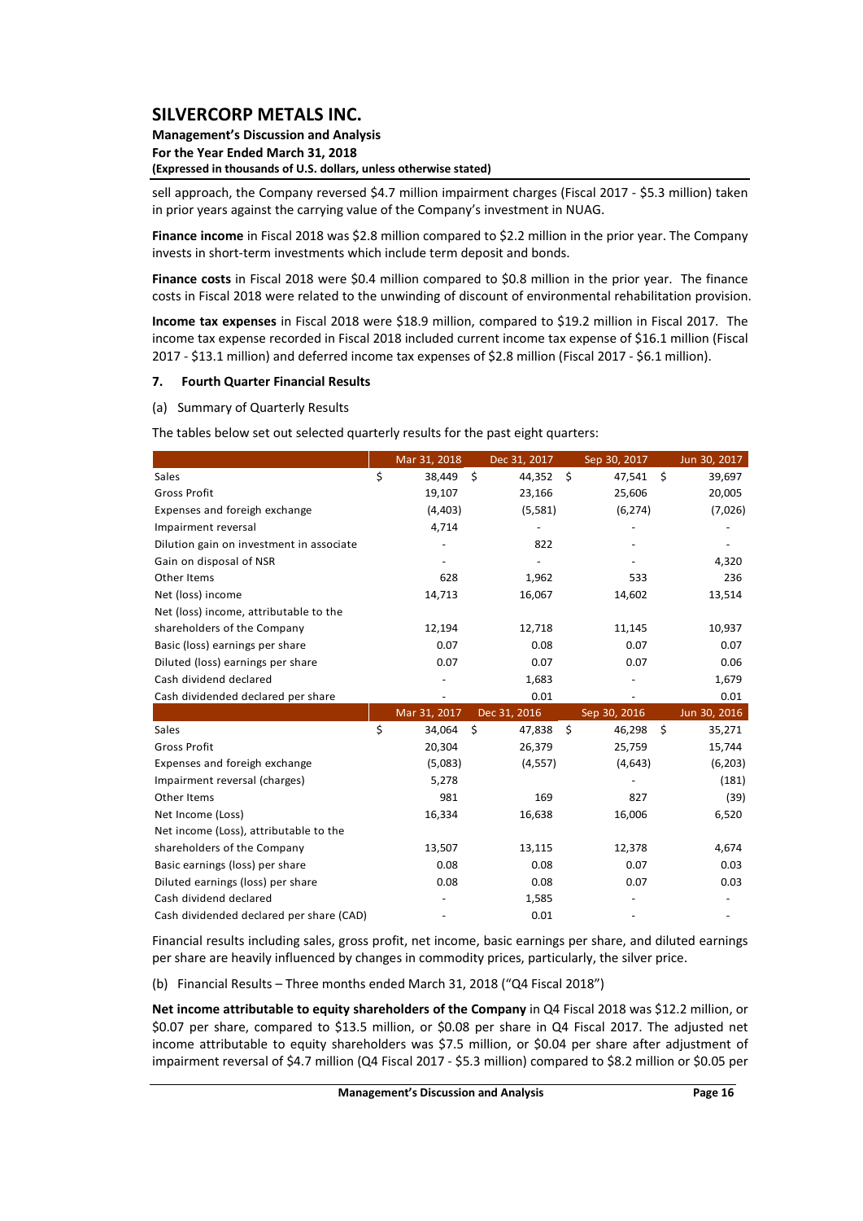sell approach, the Company reversed $4.7 million impairment charges (Fiscal 2017 - $5.3 million) taken in prior years against the carrying value of the Company's investment in NUAG.

**Finance income** in Fiscal 2018 was $2.8 million compared to $2.2 million in the prior year. The Company invests in short-term investments which include term deposit and bonds.

**Finance costs** in Fiscal 2018 were $0.4 million compared to $0.8 million in the prior year. The finance costs in Fiscal 2018 were related to the unwinding of discount of environmental rehabilitation provision.

**Income tax expenses** in Fiscal 2018 were $18.9 million, compared to $19.2 million in Fiscal 2017. The income tax expense recorded in Fiscal 2018 included current income tax expense of $16.1 million (Fiscal 2017 - $13.1 million) and deferred income tax expenses of $2.8 million (Fiscal 2017 - $6.1 million).

## 7. Fourth Quarter Financial Results

(a) Summary of Quarterly Results

The tables below set out selected quarterly results for the past eight quarters:

| | Mar 31, 2018 | Dec 31, 2017 | Sep 30, 2017 | Jun 30, 2017 |
|---|---|---|---|---|
| Sales | $ 38,449 | $ 44,352 | $ 47,541 | $ 39,697 |
| Gross Profit | 19,107 | 23,166 | 25,606 | 20,005 |
| Expenses and foreign exchange | (4,403) | (5,581) | (6,274) | (7,026) |
| Impairment reversal | 4,714 | - | - | - |
| Dilution gain on investment in associate | - | 822 | - | - |
| Gain on disposal of NSR | - | - | - | 4,320 |
| Other Items | 628 | 1,962 | 533 | 236 |
| Net (loss) income | 14,713 | 16,067 | 14,602 | 13,514 |
| Net (loss) income, attributable to the shareholders of the Company | 12,194 | 12,718 | 11,145 | 10,937 |
| Basic (loss) earnings per share | 0.07 | 0.08 | 0.07 | 0.07 |
| Diluted (loss) earnings per share | 0.07 | 0.07 | 0.07 | 0.06 |
| Cash dividend declared | - | 1,683 | - | 1,679 |
| Cash dividended declared per share | - | 0.01 | - | 0.01 |
| | **Mar 31, 2017** | **Dec 31, 2016** | **Sep 30, 2016** | **Jun 30, 2016** |
| Sales | $ 34,064 | $ 47,838 | $ 46,298 | $ 35,271 |
| Gross Profit | 20,304 | 26,379 | 25,759 | 15,744 |
| Expenses and foreign exchange | (5,083) | (4,557) | (4,643) | (6,203) |
| Impairment reversal (charges) | 5,278 | | - | (181) |
| Other Items | 981 | 169 | 827 | (39) |
| Net Income (Loss) | 16,334 | 16,638 | 16,006 | 6,520 |
| Net income (Loss), attributable to the shareholders of the Company | 13,507 | 13,115 | 12,378 | 4,674 |
| Basic earnings (loss) per share | 0.08 | 0.08 | 0.07 | 0.03 |
| Diluted earnings (loss) per share | 0.08 | 0.08 | 0.07 | 0.03 |
| Cash dividend declared | - | 1,585 | - | - |
| Cash dividended declared per share (CAD) | - | 0.01 | - | - |

Financial results including sales, gross profit, net income, basic earnings per share, and diluted earnings per share are heavily influenced by changes in commodity prices, particularly, the silver price.

(b) Financial Results – Three months ended March 31, 2018 ("Q4 Fiscal 2018")

**Net income attributable to equity shareholders of the Company** in Q4 Fiscal 2018 was $12.2 million, or $0.07 per share, compared to $13.5 million, or $0.08 per share in Q4 Fiscal 2017. The adjusted net income attributable to equity shareholders was $7.5 million, or $0.04 per share after adjustment of impairment reversal of $4.7 million (Q4 Fiscal 2017 - $5.3 million) compared to $8.2 million or $0.05 per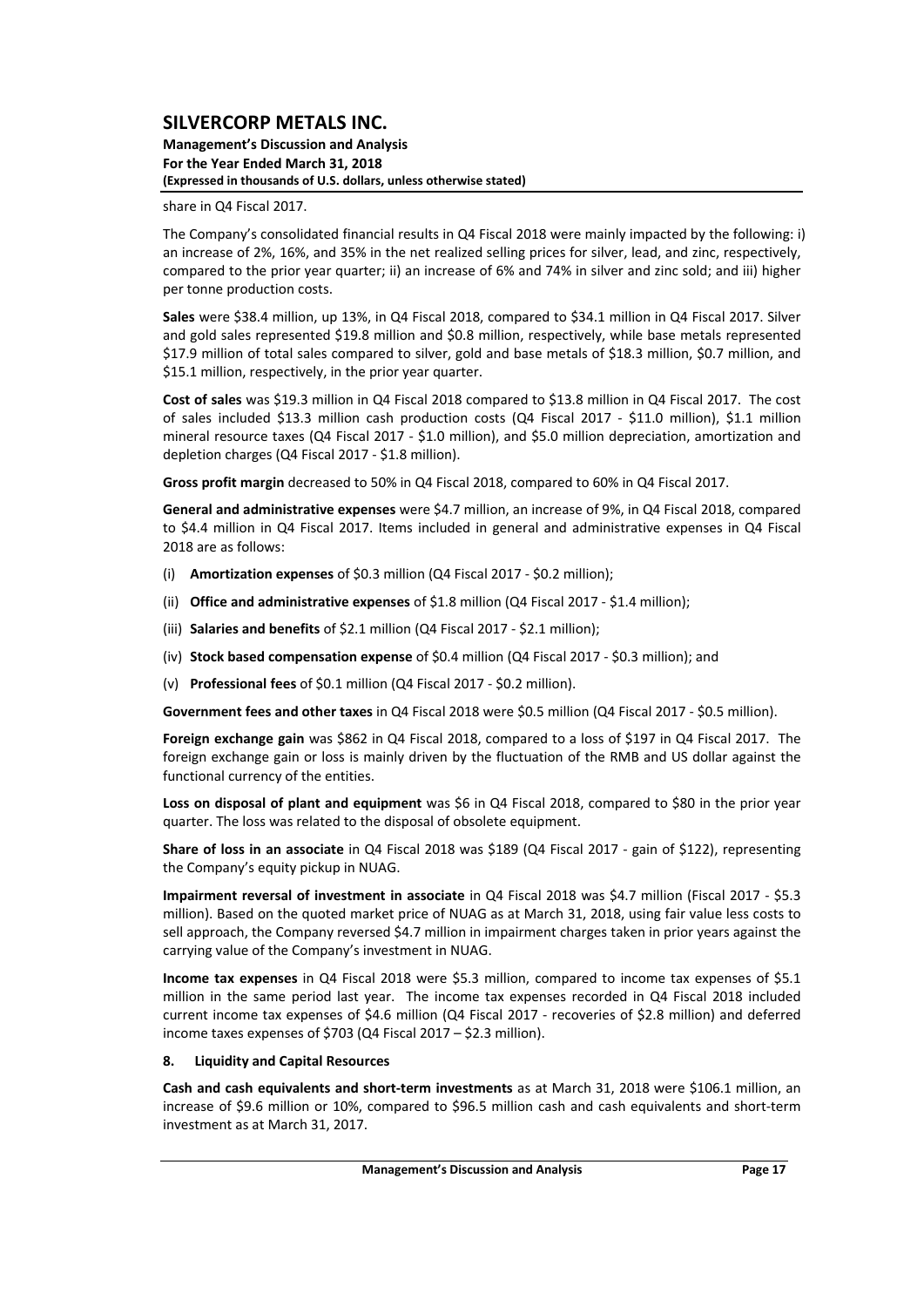share in Q4 Fiscal 2017.

The Company's consolidated financial results in Q4 Fiscal 2018 were mainly impacted by the following: i) an increase of 2%, 16%, and 35% in the net realized selling prices for silver, lead, and zinc, respectively, compared to the prior year quarter; ii) an increase of 6% and 74% in silver and zinc sold; and iii) higher per tonne production costs.

**Sales** were $38.4 million, up 13%, in Q4 Fiscal 2018, compared to $34.1 million in Q4 Fiscal 2017. Silver and gold sales represented $19.8 million and $0.8 million, respectively, while base metals represented $17.9 million of total sales compared to silver, gold and base metals of $18.3 million, $0.7 million, and $15.1 million, respectively, in the prior year quarter.

**Cost of sales** was $19.3 million in Q4 Fiscal 2018 compared to $13.8 million in Q4 Fiscal 2017. The cost of sales included $13.3 million cash production costs (Q4 Fiscal 2017 - $11.0 million), $1.1 million mineral resource taxes (Q4 Fiscal 2017 - $1.0 million), and $5.0 million depreciation, amortization and depletion charges (Q4 Fiscal 2017 - $1.8 million).

**Gross profit margin** decreased to 50% in Q4 Fiscal 2018, compared to 60% in Q4 Fiscal 2017.

**General and administrative expenses** were $4.7 million, an increase of 9%, in Q4 Fiscal 2018, compared to $4.4 million in Q4 Fiscal 2017. Items included in general and administrative expenses in Q4 Fiscal 2018 are as follows:

(i) **Amortization expenses** of $0.3 million (Q4 Fiscal 2017 - $0.2 million);

(ii) **Office and administrative expenses** of $1.8 million (Q4 Fiscal 2017 - $1.4 million);

(iii) **Salaries and benefits** of $2.1 million (Q4 Fiscal 2017 - $2.1 million);

(iv) **Stock based compensation expense** of $0.4 million (Q4 Fiscal 2017 - $0.3 million); and

(v) **Professional fees** of $0.1 million (Q4 Fiscal 2017 - $0.2 million).

**Government fees and other taxes** in Q4 Fiscal 2018 were $0.5 million (Q4 Fiscal 2017 - $0.5 million).

**Foreign exchange gain** was $862 in Q4 Fiscal 2018, compared to a loss of $197 in Q4 Fiscal 2017. The foreign exchange gain or loss is mainly driven by the fluctuation of the RMB and US dollar against the functional currency of the entities.

**Loss on disposal of plant and equipment** was $6 in Q4 Fiscal 2018, compared to $80 in the prior year quarter. The loss was related to the disposal of obsolete equipment.

**Share of loss in an associate** in Q4 Fiscal 2018 was $189 (Q4 Fiscal 2017 - gain of $122), representing the Company's equity pickup in NUAG.

**Impairment reversal of investment in associate** in Q4 Fiscal 2018 was $4.7 million (Fiscal 2017 - $5.3 million). Based on the quoted market price of NUAG as at March 31, 2018, using fair value less costs to sell approach, the Company reversed $4.7 million in impairment charges taken in prior years against the carrying value of the Company's investment in NUAG.

**Income tax expenses** in Q4 Fiscal 2018 were $5.3 million, compared to income tax expenses of $5.1 million in the same period last year. The income tax expenses recorded in Q4 Fiscal 2018 included current income tax expenses of $4.6 million (Q4 Fiscal 2017 - recoveries of $2.8 million) and deferred income taxes expenses of $703 (Q4 Fiscal 2017 – $2.3 million).

## 8. Liquidity and Capital Resources

**Cash and cash equivalents and short-term investments** as at March 31, 2018 were $106.1 million, an increase of $9.6 million or 10%, compared to $96.5 million cash and cash equivalents and short-term investment as at March 31, 2017.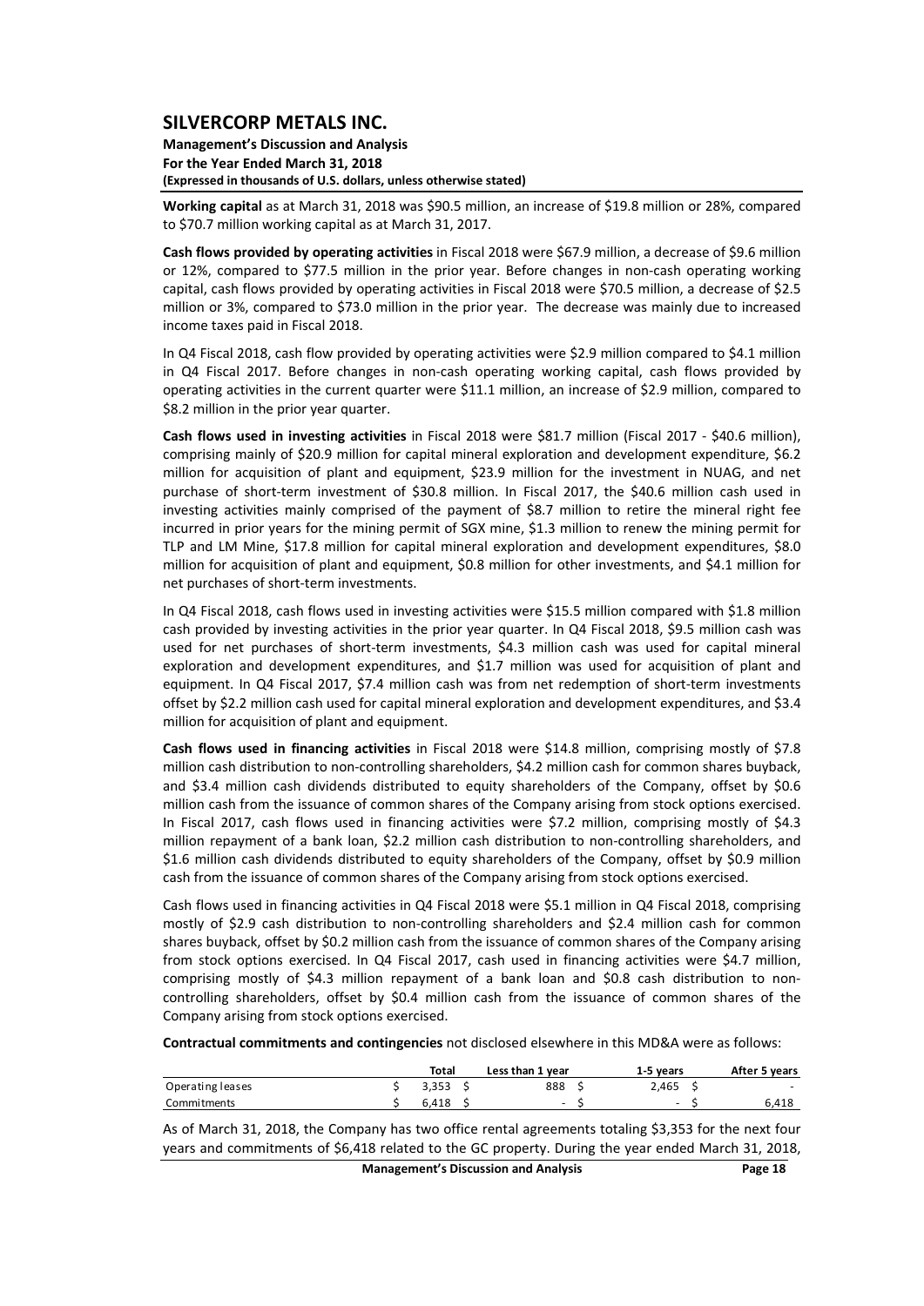**Working capital** as at March 31, 2018 was $90.5 million, an increase of $19.8 million or 28%, compared to $70.7 million working capital as at March 31, 2017.

**Cash flows provided by operating activities** in Fiscal 2018 were $67.9 million, a decrease of $9.6 million or 12%, compared to $77.5 million in the prior year. Before changes in non-cash operating working capital, cash flows provided by operating activities in Fiscal 2018 were $70.5 million, a decrease of $2.5 million or 3%, compared to $73.0 million in the prior year. The decrease was mainly due to increased income taxes paid in Fiscal 2018.

In Q4 Fiscal 2018, cash flow provided by operating activities were $2.9 million compared to $4.1 million in Q4 Fiscal 2017. Before changes in non-cash operating working capital, cash flows provided by operating activities in the current quarter were $11.1 million, an increase of $2.9 million, compared to $8.2 million in the prior year quarter.

**Cash flows used in investing activities** in Fiscal 2018 were $81.7 million (Fiscal 2017 - $40.6 million), comprising mainly of $20.9 million for capital mineral exploration and development expenditure, $6.2 million for acquisition of plant and equipment, $23.9 million for the investment in NUAG, and net purchase of short-term investment of $30.8 million. In Fiscal 2017, the $40.6 million cash used in investing activities mainly comprised of the payment of $8.7 million to retire the mineral right fee incurred in prior years for the mining permit of SGX mine, $1.3 million to renew the mining permit for TLP and LM Mine, $17.8 million for capital mineral exploration and development expenditures, $8.0 million for acquisition of plant and equipment, $0.8 million for other investments, and $4.1 million for net purchases of short-term investments.

In Q4 Fiscal 2018, cash flows used in investing activities were $15.5 million compared with $1.8 million cash provided by investing activities in the prior year quarter. In Q4 Fiscal 2018, $9.5 million cash was used for net purchases of short-term investments, $4.3 million cash was used for capital mineral exploration and development expenditures, and $1.7 million was used for acquisition of plant and equipment. In Q4 Fiscal 2017, $7.4 million cash was from net redemption of short-term investments offset by $2.2 million cash used for capital mineral exploration and development expenditures, and $3.4 million for acquisition of plant and equipment.

**Cash flows used in financing activities** in Fiscal 2018 were $14.8 million, comprising mostly of $7.8 million cash distribution to non-controlling shareholders, $4.2 million cash for common shares buyback, and $3.4 million cash dividends distributed to equity shareholders of the Company, offset by $0.6 million cash from the issuance of common shares of the Company arising from stock options exercised. In Fiscal 2017, cash flows used in financing activities were $7.2 million, comprising mostly of $4.3 million repayment of a bank loan, $2.2 million cash distribution to non-controlling shareholders, and $1.6 million cash dividends distributed to equity shareholders of the Company, offset by $0.9 million cash from the issuance of common shares of the Company arising from stock options exercised.

Cash flows used in financing activities in Q4 Fiscal 2018 were $5.1 million in Q4 Fiscal 2018, comprising mostly of $2.9 cash distribution to non-controlling shareholders and $2.4 million cash for common shares buyback, offset by $0.2 million cash from the issuance of common shares of the Company arising from stock options exercised. In Q4 Fiscal 2017, cash used in financing activities were $4.7 million, comprising mostly of $4.3 million repayment of a bank loan and $0.8 cash distribution to non-controlling shareholders, offset by $0.4 million cash from the issuance of common shares of the Company arising from stock options exercised.

**Contractual commitments and contingencies** not disclosed elsewhere in this MD&A were as follows:

| | Total | Less than 1 year | 1-5 years | After 5 years |
|---|---|---|---|---|
| Operating leases | $ 3,353 | $ 888 | $ 2,465 | $ - |
| Commitments | $ 6,418 | $ - | $ - | $ 6,418 |

As of March 31, 2018, the Company has two office rental agreements totaling $3,353 for the next four years and commitments of $6,418 related to the GC property. During the year ended March 31, 2018,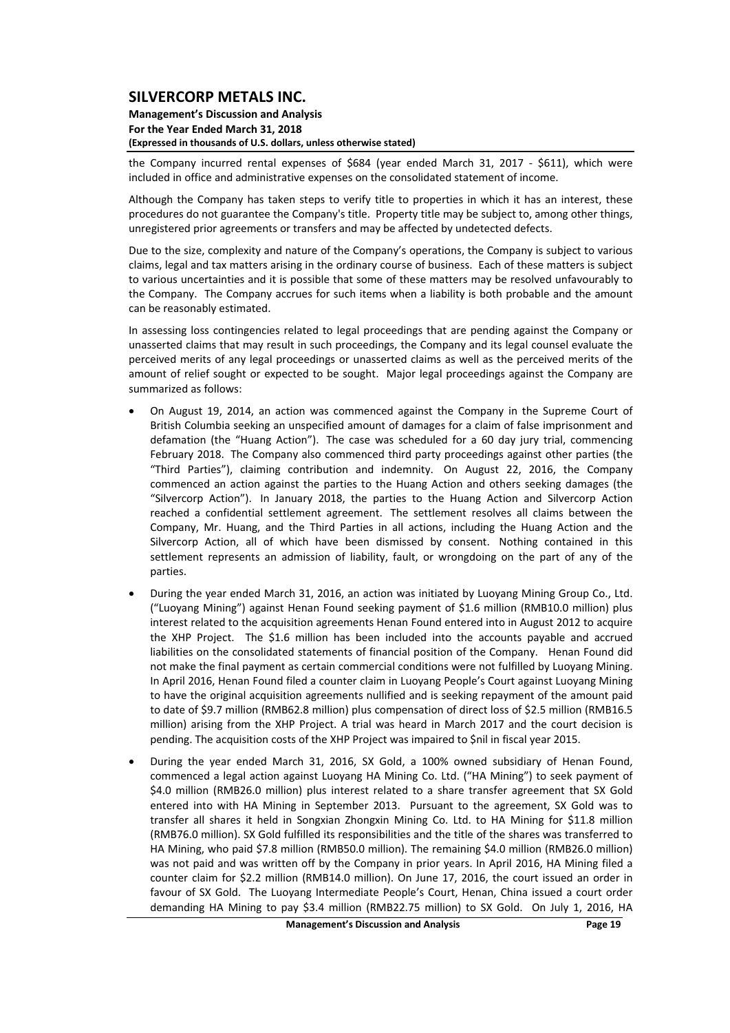the Company incurred rental expenses of $684 (year ended March 31, 2017 - $611), which were included in office and administrative expenses on the consolidated statement of income.

Although the Company has taken steps to verify title to properties in which it has an interest, these procedures do not guarantee the Company's title. Property title may be subject to, among other things, unregistered prior agreements or transfers and may be affected by undetected defects.

Due to the size, complexity and nature of the Company's operations, the Company is subject to various claims, legal and tax matters arising in the ordinary course of business. Each of these matters is subject to various uncertainties and it is possible that some of these matters may be resolved unfavourably to the Company. The Company accrues for such items when a liability is both probable and the amount can be reasonably estimated.

In assessing loss contingencies related to legal proceedings that are pending against the Company or unasserted claims that may result in such proceedings, the Company and its legal counsel evaluate the perceived merits of any legal proceedings or unasserted claims as well as the perceived merits of the amount of relief sought or expected to be sought. Major legal proceedings against the Company are summarized as follows:

- On August 19, 2014, an action was commenced against the Company in the Supreme Court of British Columbia seeking an unspecified amount of damages for a claim of false imprisonment and defamation (the "Huang Action"). The case was scheduled for a 60 day jury trial, commencing February 2018. The Company also commenced third party proceedings against other parties (the "Third Parties"), claiming contribution and indemnity. On August 22, 2016, the Company commenced an action against the parties to the Huang Action and others seeking damages (the "Silvercorp Action"). In January 2018, the parties to the Huang Action and Silvercorp Action reached a confidential settlement agreement. The settlement resolves all claims between the Company, Mr. Huang, and the Third Parties in all actions, including the Huang Action and the Silvercorp Action, all of which have been dismissed by consent. Nothing contained in this settlement represents an admission of liability, fault, or wrongdoing on the part of any of the parties.
- During the year ended March 31, 2016, an action was initiated by Luoyang Mining Group Co., Ltd. ("Luoyang Mining") against Henan Found seeking payment of $1.6 million (RMB10.0 million) plus interest related to the acquisition agreements Henan Found entered into in August 2012 to acquire the XHP Project. The $1.6 million has been included into the accounts payable and accrued liabilities on the consolidated statements of financial position of the Company. Henan Found did not make the final payment as certain commercial conditions were not fulfilled by Luoyang Mining. In April 2016, Henan Found filed a counter claim in Luoyang People's Court against Luoyang Mining to have the original acquisition agreements nullified and is seeking repayment of the amount paid to date of $9.7 million (RMB62.8 million) plus compensation of direct loss of $2.5 million (RMB16.5 million) arising from the XHP Project. A trial was heard in March 2017 and the court decision is pending. The acquisition costs of the XHP Project was impaired to $nil in fiscal year 2015.
- During the year ended March 31, 2016, SX Gold, a 100% owned subsidiary of Henan Found, commenced a legal action against Luoyang HA Mining Co. Ltd. ("HA Mining") to seek payment of $4.0 million (RMB26.0 million) plus interest related to a share transfer agreement that SX Gold entered into with HA Mining in September 2013. Pursuant to the agreement, SX Gold was to transfer all shares it held in Songxian Zhongxin Mining Co. Ltd. to HA Mining for $11.8 million (RMB76.0 million). SX Gold fulfilled its responsibilities and the title of the shares was transferred to HA Mining, who paid $7.8 million (RMB50.0 million). The remaining $4.0 million (RMB26.0 million) was not paid and was written off by the Company in prior years. In April 2016, HA Mining filed a counter claim for $2.2 million (RMB14.0 million). On June 17, 2016, the court issued an order in favour of SX Gold. The Luoyang Intermediate People's Court, Henan, China issued a court order demanding HA Mining to pay $3.4 million (RMB22.75 million) to SX Gold. On July 1, 2016, HA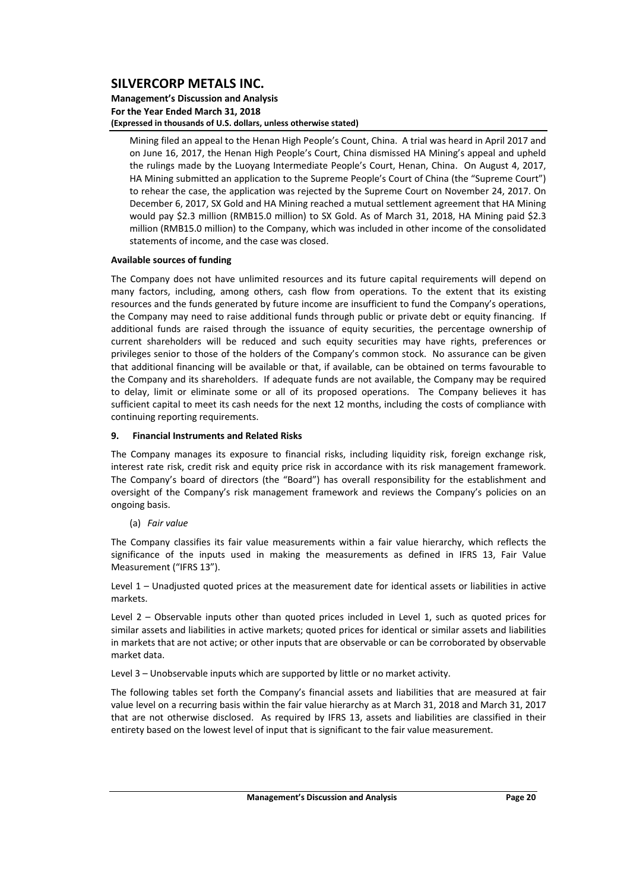Mining filed an appeal to the Henan High People's Count, China. A trial was heard in April 2017 and on June 16, 2017, the Henan High People's Court, China dismissed HA Mining's appeal and upheld the rulings made by the Luoyang Intermediate People's Court, Henan, China. On August 4, 2017, HA Mining submitted an application to the Supreme People's Court of China (the "Supreme Court") to rehear the case, the application was rejected by the Supreme Court on November 24, 2017. On December 6, 2017, SX Gold and HA Mining reached a mutual settlement agreement that HA Mining would pay $2.3 million (RMB15.0 million) to SX Gold. As of March 31, 2018, HA Mining paid $2.3 million (RMB15.0 million) to the Company, which was included in other income of the consolidated statements of income, and the case was closed.

**Available sources of funding**

The Company does not have unlimited resources and its future capital requirements will depend on many factors, including, among others, cash flow from operations. To the extent that its existing resources and the funds generated by future income are insufficient to fund the Company's operations, the Company may need to raise additional funds through public or private debt or equity financing. If additional funds are raised through the issuance of equity securities, the percentage ownership of current shareholders will be reduced and such equity securities may have rights, preferences or privileges senior to those of the holders of the Company's common stock. No assurance can be given that additional financing will be available or that, if available, can be obtained on terms favourable to the Company and its shareholders. If adequate funds are not available, the Company may be required to delay, limit or eliminate some or all of its proposed operations. The Company believes it has sufficient capital to meet its cash needs for the next 12 months, including the costs of compliance with continuing reporting requirements.

## 9. Financial Instruments and Related Risks

The Company manages its exposure to financial risks, including liquidity risk, foreign exchange risk, interest rate risk, credit risk and equity price risk in accordance with its risk management framework. The Company's board of directors (the "Board") has overall responsibility for the establishment and oversight of the Company's risk management framework and reviews the Company's policies on an ongoing basis.

(a) *Fair value*

The Company classifies its fair value measurements within a fair value hierarchy, which reflects the significance of the inputs used in making the measurements as defined in IFRS 13, Fair Value Measurement ("IFRS 13").

Level 1 – Unadjusted quoted prices at the measurement date for identical assets or liabilities in active markets.

Level 2 – Observable inputs other than quoted prices included in Level 1, such as quoted prices for similar assets and liabilities in active markets; quoted prices for identical or similar assets and liabilities in markets that are not active; or other inputs that are observable or can be corroborated by observable market data.

Level 3 – Unobservable inputs which are supported by little or no market activity.

The following tables set forth the Company's financial assets and liabilities that are measured at fair value level on a recurring basis within the fair value hierarchy as at March 31, 2018 and March 31, 2017 that are not otherwise disclosed. As required by IFRS 13, assets and liabilities are classified in their entirety based on the lowest level of input that is significant to the fair value measurement.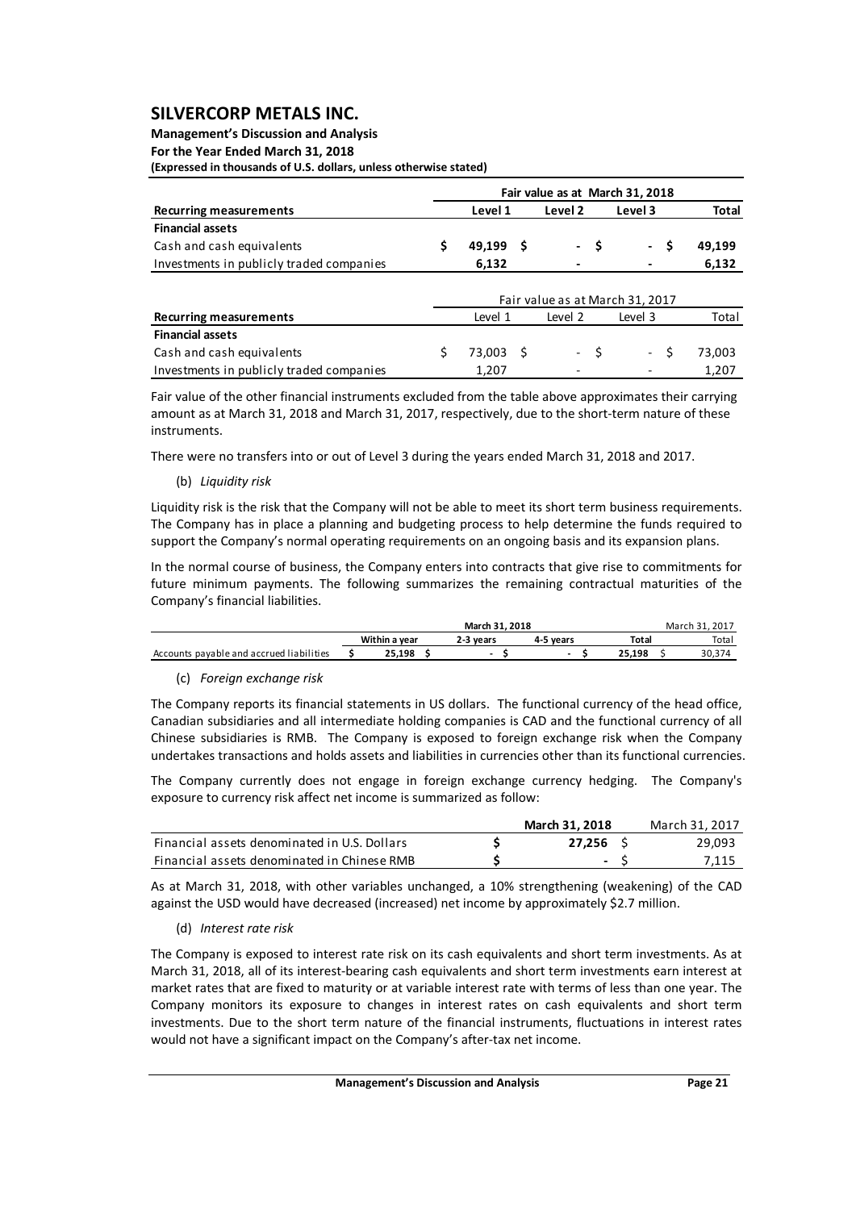| Recurring measurements | Fair value as at March 31, 2018 | | | |
|---|---|---|---|---|
| | **Level 1** | **Level 2** | **Level 3** | **Total** |
| **Financial assets** | | | | |
| Cash and cash equivalents | **$ 49,199** | **$ -** | **$ -** | **$ 49,199** |
| Investments in publicly traded companies | **6,132** | **-** | **-** | **6,132** |

| Recurring measurements | Fair value as at March 31, 2017 | | | |
|---|---|---|---|---|
| | Level 1 | Level 2 | Level 3 | Total |
| **Financial assets** | | | | |
| Cash and cash equivalents | $ 73,003 | $ - | $ - | $ 73,003 |
| Investments in publicly traded companies | 1,207 | - | - | 1,207 |

Fair value of the other financial instruments excluded from the table above approximates their carrying amount as at March 31, 2018 and March 31, 2017, respectively, due to the short-term nature of these instruments.

There were no transfers into or out of Level 3 during the years ended March 31, 2018 and 2017.

(b) *Liquidity risk*

Liquidity risk is the risk that the Company will not be able to meet its short term business requirements. The Company has in place a planning and budgeting process to help determine the funds required to support the Company's normal operating requirements on an ongoing basis and its expansion plans.

In the normal course of business, the Company enters into contracts that give rise to commitments for future minimum payments. The following summarizes the remaining contractual maturities of the Company's financial liabilities.

| | March 31, 2018 | | | | March 31, 2017 |
|---|---|---|---|---|---|
| | **Within a year** | **2-3 years** | **4-5 years** | **Total** | Total |
| Accounts payable and accrued liabilities | **$ 25,198** | **$ -** | **$ -** | **$ 25,198** | $ 30,374 |

(c) *Foreign exchange risk*

The Company reports its financial statements in US dollars. The functional currency of the head office, Canadian subsidiaries and all intermediate holding companies is CAD and the functional currency of all Chinese subsidiaries is RMB. The Company is exposed to foreign exchange risk when the Company undertakes transactions and holds assets and liabilities in currencies other than its functional currencies.

The Company currently does not engage in foreign exchange currency hedging. The Company's exposure to currency risk affect net income is summarized as follow:

| | **March 31, 2018** | March 31, 2017 |
|---|---|---|
| Financial assets denominated in U.S. Dollars | **$ 27,256** | $ 29,093 |
| Financial assets denominated in Chinese RMB | **$ -** | $ 7,115 |

As at March 31, 2018, with other variables unchanged, a 10% strengthening (weakening) of the CAD against the USD would have decreased (increased) net income by approximately $2.7 million.

(d) *Interest rate risk*

The Company is exposed to interest rate risk on its cash equivalents and short term investments. As at March 31, 2018, all of its interest-bearing cash equivalents and short term investments earn interest at market rates that are fixed to maturity or at variable interest rate with terms of less than one year. The Company monitors its exposure to changes in interest rates on cash equivalents and short term investments. Due to the short term nature of the financial instruments, fluctuations in interest rates would not have a significant impact on the Company's after-tax net income.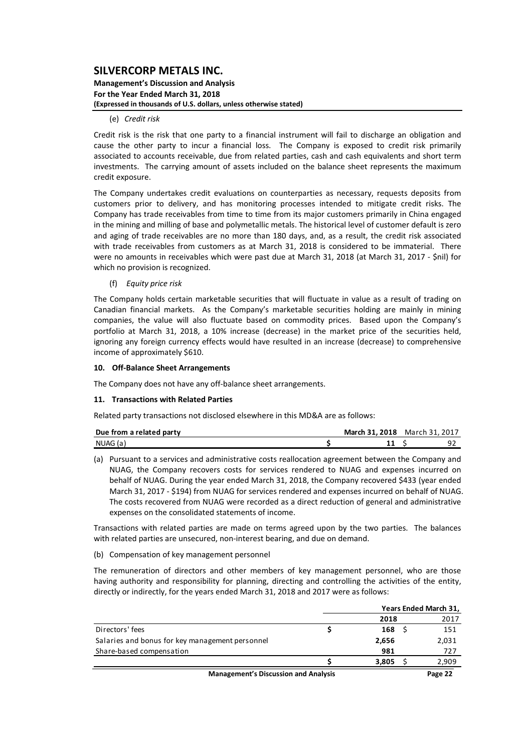(e) *Credit risk*

Credit risk is the risk that one party to a financial instrument will fail to discharge an obligation and cause the other party to incur a financial loss. The Company is exposed to credit risk primarily associated to accounts receivable, due from related parties, cash and cash equivalents and short term investments. The carrying amount of assets included on the balance sheet represents the maximum credit exposure.

The Company undertakes credit evaluations on counterparties as necessary, requests deposits from customers prior to delivery, and has monitoring processes intended to mitigate credit risks. The Company has trade receivables from time to time from its major customers primarily in China engaged in the mining and milling of base and polymetallic metals. The historical level of customer default is zero and aging of trade receivables are no more than 180 days, and, as a result, the credit risk associated with trade receivables from customers as at March 31, 2018 is considered to be immaterial. There were no amounts in receivables which were past due at March 31, 2018 (at March 31, 2017 - $nil) for which no provision is recognized.

(f) *Equity price risk*

The Company holds certain marketable securities that will fluctuate in value as a result of trading on Canadian financial markets. As the Company's marketable securities holding are mainly in mining companies, the value will also fluctuate based on commodity prices. Based upon the Company's portfolio at March 31, 2018, a 10% increase (decrease) in the market price of the securities held, ignoring any foreign currency effects would have resulted in an increase (decrease) to comprehensive income of approximately $610.

**10. Off-Balance Sheet Arrangements**

The Company does not have any off-balance sheet arrangements.

**11. Transactions with Related Parties**

Related party transactions not disclosed elsewhere in this MD&A are as follows:

| Due from a related party | March 31, 2018 | March 31, 2017 |
|---|---|---|
| NUAG (a) | $ 11 | $ 92 |

(a) Pursuant to a services and administrative costs reallocation agreement between the Company and NUAG, the Company recovers costs for services rendered to NUAG and expenses incurred on behalf of NUAG. During the year ended March 31, 2018, the Company recovered $433 (year ended March 31, 2017 - $194) from NUAG for services rendered and expenses incurred on behalf of NUAG. The costs recovered from NUAG were recorded as a direct reduction of general and administrative expenses on the consolidated statements of income.

Transactions with related parties are made on terms agreed upon by the two parties. The balances with related parties are unsecured, non-interest bearing, and due on demand.

(b) Compensation of key management personnel

The remuneration of directors and other members of key management personnel, who are those having authority and responsibility for planning, directing and controlling the activities of the entity, directly or indirectly, for the years ended March 31, 2018 and 2017 were as follows:

| | Years Ended March 31, | |
|---|---|---|
| | **2018** | 2017 |
| Directors' fees | $ **168** | $ 151 |
| Salaries and bonus for key management personnel | **2,656** | 2,031 |
| Share-based compensation | **981** | 727 |
| | $ **3,805** | $ 2,909 |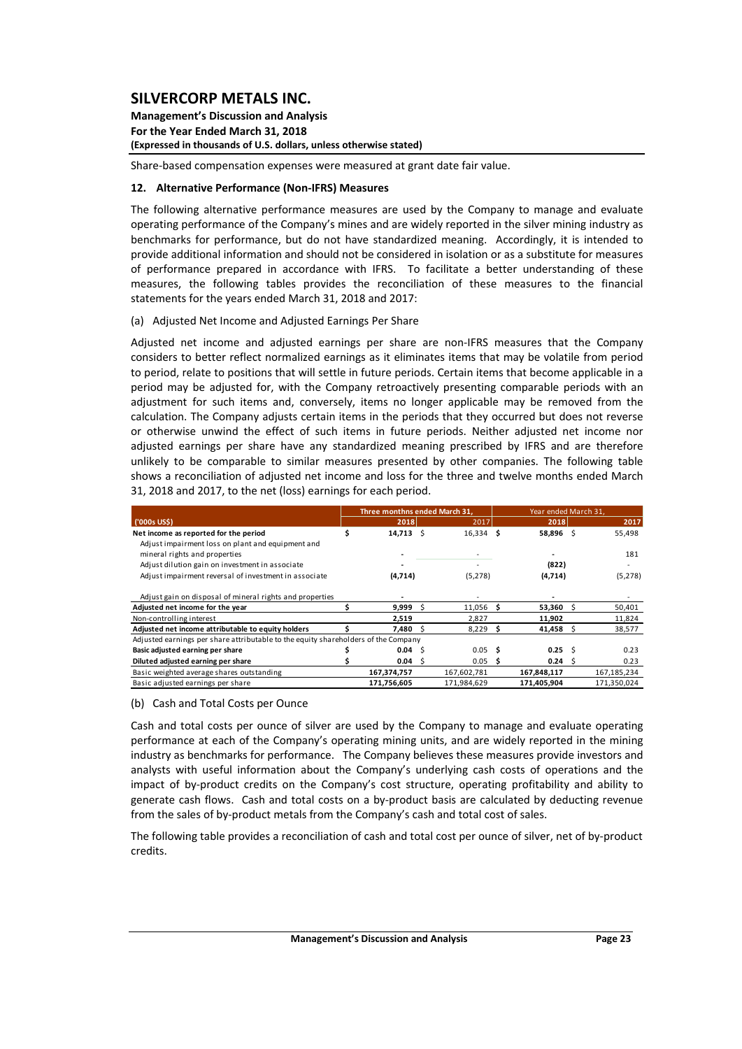Share-based compensation expenses were measured at grant date fair value.

## 12. Alternative Performance (Non-IFRS) Measures

The following alternative performance measures are used by the Company to manage and evaluate operating performance of the Company's mines and are widely reported in the silver mining industry as benchmarks for performance, but do not have standardized meaning. Accordingly, it is intended to provide additional information and should not be considered in isolation or as a substitute for measures of performance prepared in accordance with IFRS. To facilitate a better understanding of these measures, the following tables provides the reconciliation of these measures to the financial statements for the years ended March 31, 2018 and 2017:

(a) Adjusted Net Income and Adjusted Earnings Per Share

Adjusted net income and adjusted earnings per share are non-IFRS measures that the Company considers to better reflect normalized earnings as it eliminates items that may be volatile from period to period, relate to positions that will settle in future periods. Certain items that become applicable in a period may be adjusted for, with the Company retroactively presenting comparable periods with an adjustment for such items and, conversely, items no longer applicable may be removed from the calculation. The Company adjusts certain items in the periods that they occurred but does not reverse or otherwise unwind the effect of such items in future periods. Neither adjusted net income nor adjusted earnings per share have any standardized meaning prescribed by IFRS and are therefore unlikely to be comparable to similar measures presented by other companies. The following table shows a reconciliation of adjusted net income and loss for the three and twelve months ended March 31, 2018 and 2017, to the net (loss) earnings for each period.

| | Three months ended March 31, | | Year ended March 31, | |
|---|---|---|---|---|
| **('000s US$)** | **2018** | 2017 | **2018** | 2017 |
| **Net income as reported for the period** | **$ 14,713** | $ 16,334 | **$ 58,896** | $ 55,498 |
| Adjust impairment loss on plant and equipment and mineral rights and properties | **-** | - | **-** | 181 |
| Adjust dilution gain on investment in associate | **-** | - | **(822)** | - |
| Adjust impairment reversal of investment in associate | **(4,714)** | (5,278) | **(4,714)** | (5,278) |
| Adjust gain on disposal of mineral rights and properties | **-** | - | **-** | - |
| **Adjusted net income for the year** | **$ 9,999** | $ 11,056 | **$ 53,360** | $ 50,401 |
| Non-controlling interest | **2,519** | 2,827 | **11,902** | 11,824 |
| **Adjusted net income attributable to equity holders** | **$ 7,480** | $ 8,229 | **$ 41,458** | $ 38,577 |
| Adjusted earnings per share attributable to the equity shareholders of the Company | | | | |
| **Basic adjusted earning per share** | **$ 0.04** | $ 0.05 | **$ 0.25** | $ 0.23 |
| **Diluted adjusted earning per share** | **$ 0.04** | $ 0.05 | **$ 0.24** | $ 0.23 |
| Basic weighted average shares outstanding | **167,374,757** | 167,602,781 | **167,848,117** | 167,185,234 |
| Basic adjusted earnings per share | **171,756,605** | 171,984,629 | **171,405,904** | 171,350,024 |

(b) Cash and Total Costs per Ounce

Cash and total costs per ounce of silver are used by the Company to manage and evaluate operating performance at each of the Company's operating mining units, and are widely reported in the mining industry as benchmarks for performance. The Company believes these measures provide investors and analysts with useful information about the Company's underlying cash costs of operations and the impact of by-product credits on the Company's cost structure, operating profitability and ability to generate cash flows. Cash and total costs on a by-product basis are calculated by deducting revenue from the sales of by-product metals from the Company's cash and total cost of sales.

The following table provides a reconciliation of cash and total cost per ounce of silver, net of by-product credits.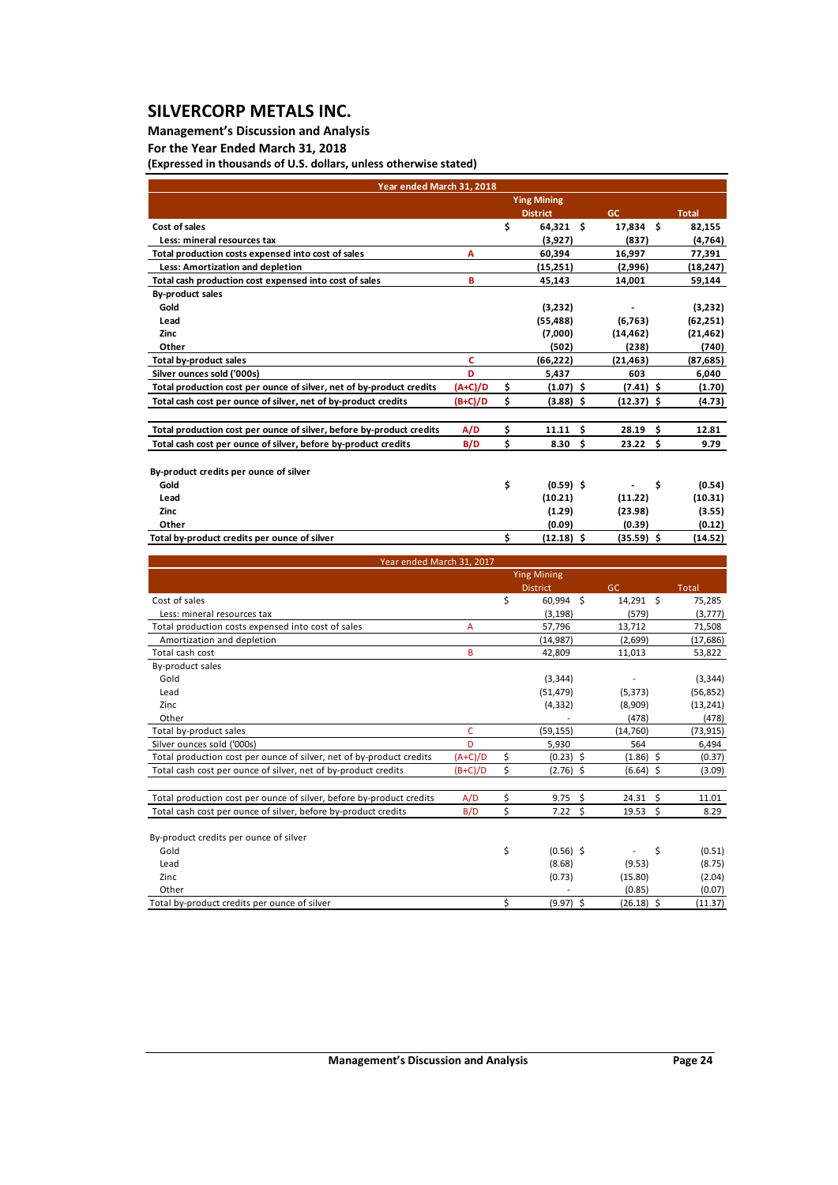# SILVERCORP METALS INC.

**Management's Discussion and Analysis**
**For the Year Ended March 31, 2018**
**(Expressed in thousands of U.S. dollars, unless otherwise stated)**

| **Year ended March 31, 2018** | | | | |
|---|---|---|---|---|
| | | **Ying Mining District** | **GC** | **Total** |
| **Cost of sales** | | $ 64,321 | $ 17,834 | $ 82,155 |
| **Less: mineral resources tax** | | (3,927) | (837) | (4,764) |
| **Total production costs expensed into cost of sales** | A | 60,394 | 16,997 | 77,391 |
| **Less: Amortization and depletion** | | (15,251) | (2,996) | (18,247) |
| **Total cash production cost expensed into cost of sales** | B | 45,143 | 14,001 | 59,144 |
| **By-product sales** | | | | |
| **Gold** | | (3,232) | - | (3,232) |
| **Lead** | | (55,488) | (6,763) | (62,251) |
| **Zinc** | | (7,000) | (14,462) | (21,462) |
| **Other** | | (502) | (238) | (740) |
| **Total by-product sales** | C | (66,222) | (21,463) | (87,685) |
| **Silver ounces sold ('000s)** | D | 5,437 | 603 | 6,040 |
| **Total production cost per ounce of silver, net of by-product credits** | (A+C)/D | $ (1.07) | $ (7.41) | $ (1.70) |
| **Total cash cost per ounce of silver, net of by-product credits** | (B+C)/D | $ (3.88) | $ (12.37) | $ (4.73) |
| | | | | |
| **Total production cost per ounce of silver, before by-product credits** | A/D | $ 11.11 | $ 28.19 | $ 12.81 |
| **Total cash cost per ounce of silver, before by-product credits** | B/D | $ 8.30 | $ 23.22 | $ 9.79 |
| | | | | |
| **By-product credits per ounce of silver** | | | | |
| **Gold** | | $ (0.59) | $ - | $ (0.54) |
| **Lead** | | (10.21) | (11.22) | (10.31) |
| **Zinc** | | (1.29) | (23.98) | (3.55) |
| **Other** | | (0.09) | (0.39) | (0.12) |
| **Total by-product credits per ounce of silver** | | $ (12.18) | $ (35.59) | $ (14.52) |

| Year ended March 31, 2017 | | | | |
|---|---|---|---|---|
| | | Ying Mining District | GC | Total |
| Cost of sales | | $ 60,994 | $ 14,291 | $ 75,285 |
| Less: mineral resources tax | | (3,198) | (579) | (3,777) |
| Total production costs expensed into cost of sales | A | 57,796 | 13,712 | 71,508 |
| Amortization and depletion | | (14,987) | (2,699) | (17,686) |
| Total cash cost | B | 42,809 | 11,013 | 53,822 |
| By-product sales | | | | |
| Gold | | (3,344) | - | (3,344) |
| Lead | | (51,479) | (5,373) | (56,852) |
| Zinc | | (4,332) | (8,909) | (13,241) |
| Other | | - | (478) | (478) |
| Total by-product sales | C | (59,155) | (14,760) | (73,915) |
| Silver ounces sold ('000s) | D | 5,930 | 564 | 6,494 |
| Total production cost per ounce of silver, net of by-product credits | (A+C)/D | $ (0.23) | $ (1.86) | $ (0.37) |
| Total cash cost per ounce of silver, net of by-product credits | (B+C)/D | $ (2.76) | $ (6.64) | $ (3.09) |
| | | | | |
| Total production cost per ounce of silver, before by-product credits | A/D | $ 9.75 | $ 24.31 | $ 11.01 |
| Total cash cost per ounce of silver, before by-product credits | B/D | $ 7.22 | $ 19.53 | $ 8.29 |
| | | | | |
| By-product credits per ounce of silver | | | | |
| Gold | | $ (0.56) | $ - | $ (0.51) |
| Lead | | (8.68) | (9.53) | (8.75) |
| Zinc | | (0.73) | (15.80) | (2.04) |
| Other | | - | (0.85) | (0.07) |
| Total by-product credits per ounce of silver | | $ (9.97) | $ (26.18) | $ (11.37) |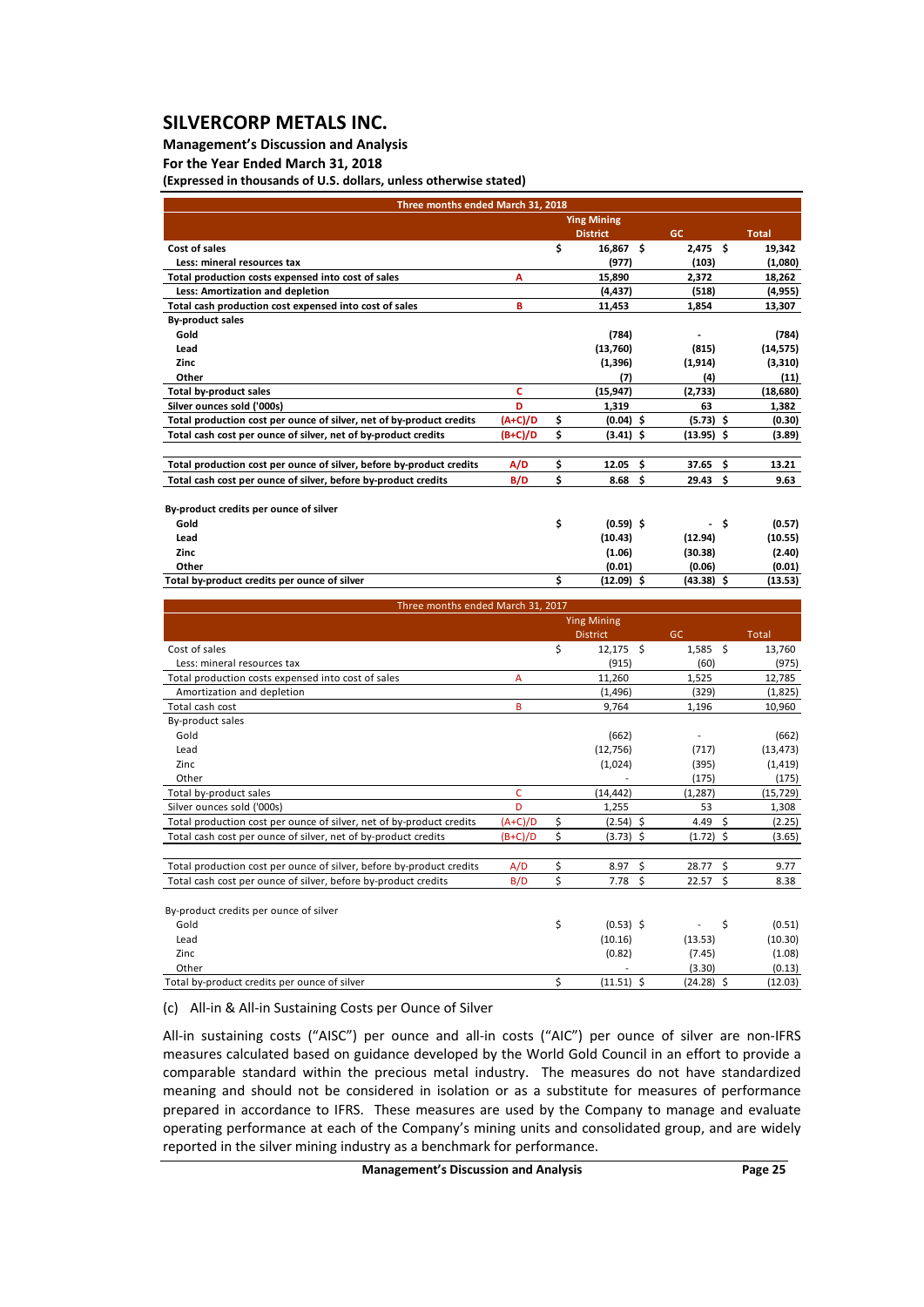| Three months ended March 31, 2018 | | | | |
|---|---|---|---|---|
| | | Ying Mining District | GC | Total |
| **Cost of sales** | | $ 16,867 | $ 2,475 | $ 19,342 |
| **Less: mineral resources tax** | | (977) | (103) | (1,080) |
| **Total production costs expensed into cost of sales** | A | 15,890 | 2,372 | 18,262 |
| **Less: Amortization and depletion** | | (4,437) | (518) | (4,955) |
| **Total cash production cost expensed into cost of sales** | B | 11,453 | 1,854 | 13,307 |
| **By-product sales** | | | | |
| Gold | | (784) | - | (784) |
| Lead | | (13,760) | (815) | (14,575) |
| Zinc | | (1,396) | (1,914) | (3,310) |
| Other | | (7) | (4) | (11) |
| **Total by-product sales** | C | (15,947) | (2,733) | (18,680) |
| **Silver ounces sold ('000s)** | D | 1,319 | 63 | 1,382 |
| **Total production cost per ounce of silver, net of by-product credits** | (A+C)/D | $ (0.04) | $ (5.73) | $ (0.30) |
| **Total cash cost per ounce of silver, net of by-product credits** | (B+C)/D | $ (3.41) | $ (13.95) | $ (3.89) |
| | | | | |
| **Total production cost per ounce of silver, before by-product credits** | A/D | $ 12.05 | $ 37.65 | $ 13.21 |
| **Total cash cost per ounce of silver, before by-product credits** | B/D | $ 8.68 | $ 29.43 | $ 9.63 |
| | | | | |
| **By-product credits per ounce of silver** | | | | |
| Gold | | $ (0.59) | $ - | $ (0.57) |
| Lead | | (10.43) | (12.94) | (10.55) |
| Zinc | | (1.06) | (30.38) | (2.40) |
| Other | | (0.01) | (0.06) | (0.01) |
| **Total by-product credits per ounce of silver** | | $ (12.09) | $ (43.38) | $ (13.53) |

| Three months ended March 31, 2017 | | | | |
|---|---|---|---|---|
| | | Ying Mining District | GC | Total |
| Cost of sales | | $ 12,175 | $ 1,585 | $ 13,760 |
| Less: mineral resources tax | | (915) | (60) | (975) |
| Total production costs expensed into cost of sales | A | 11,260 | 1,525 | 12,785 |
| Amortization and depletion | | (1,496) | (329) | (1,825) |
| Total cash cost | B | 9,764 | 1,196 | 10,960 |
| By-product sales | | | | |
| Gold | | (662) | - | (662) |
| Lead | | (12,756) | (717) | (13,473) |
| Zinc | | (1,024) | (395) | (1,419) |
| Other | | - | (175) | (175) |
| Total by-product sales | C | (14,442) | (1,287) | (15,729) |
| Silver ounces sold ('000s) | D | 1,255 | 53 | 1,308 |
| Total production cost per ounce of silver, net of by-product credits | (A+C)/D | $ (2.54) | $ 4.49 | $ (2.25) |
| Total cash cost per ounce of silver, net of by-product credits | (B+C)/D | $ (3.73) | $ (1.72) | $ (3.65) |
| | | | | |
| Total production cost per ounce of silver, before by-product credits | A/D | $ 8.97 | $ 28.77 | $ 9.77 |
| Total cash cost per ounce of silver, before by-product credits | B/D | $ 7.78 | $ 22.57 | $ 8.38 |
| | | | | |
| By-product credits per ounce of silver | | | | |
| Gold | | $ (0.53) | $ - | $ (0.51) |
| Lead | | (10.16) | (13.53) | (10.30) |
| Zinc | | (0.82) | (7.45) | (1.08) |
| Other | | - | (3.30) | (0.13) |
| Total by-product credits per ounce of silver | | $ (11.51) | $ (24.28) | $ (12.03) |

(c) All-in & All-in Sustaining Costs per Ounce of Silver

All-in sustaining costs ("AISC") per ounce and all-in costs ("AIC") per ounce of silver are non-IFRS measures calculated based on guidance developed by the World Gold Council in an effort to provide a comparable standard within the precious metal industry. The measures do not have standardized meaning and should not be considered in isolation or as a substitute for measures of performance prepared in accordance to IFRS. These measures are used by the Company to manage and evaluate operating performance at each of the Company's mining units and consolidated group, and are widely reported in the silver mining industry as a benchmark for performance.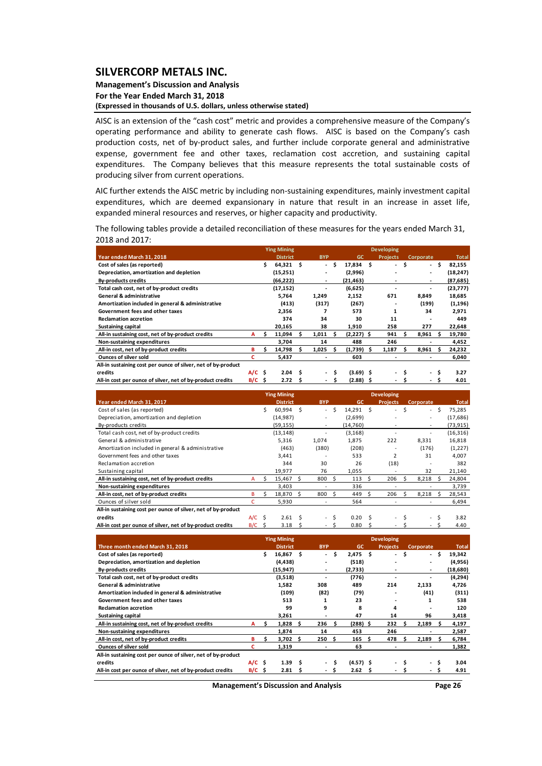# SILVERCORP METALS INC.

**Management's Discussion and Analysis**
**For the Year Ended March 31, 2018**
**(Expressed in thousands of U.S. dollars, unless otherwise stated)**

AISC is an extension of the "cash cost" metric and provides a comprehensive measure of the Company's operating performance and ability to generate cash flows. AISC is based on the Company's cash production costs, net of by-product sales, and further include corporate general and administrative expense, government fee and other taxes, reclamation cost accretion, and sustaining capital expenditures. The Company believes that this measure represents the total sustainable costs of producing silver from current operations.

AIC further extends the AISC metric by including non-sustaining expenditures, mainly investment capital expenditures, which are deemed expansionary in nature that result in an increase in asset life, expanded mineral resources and reserves, or higher capacity and productivity.

The following tables provide a detailed reconciliation of these measures for the years ended March 31, 2018 and 2017:

| Year ended March 31, 2018 | | Ying Mining District | BYP | GC | Developing Projects | Corporate | Total |
|---|---|---|---|---|---|---|---|
| **Cost of sales (as reported)** | | $ 64,321 | $ - | $ 17,834 | $ - | $ - | $ 82,155 |
| **Depreciation, amortization and depletion** | | (15,251) | - | (2,996) | - | - | (18,247) |
| **By-products credits** | | (66,222) | - | (21,463) | - | - | (87,685) |
| **Total cash cost, net of by-product credits** | | (17,152) | - | (6,625) | - | - | (23,777) |
| **General & administrative** | | 5,764 | 1,249 | 2,152 | 671 | 8,849 | 18,685 |
| **Amortization included in general & administrative** | | (413) | (317) | (267) | - | (199) | (1,196) |
| **Government fees and other taxes** | | 2,356 | 7 | 573 | 1 | 34 | 2,971 |
| **Reclamation accretion** | | 374 | 34 | 30 | 11 | - | 449 |
| **Sustaining capital** | | 20,165 | 38 | 1,910 | 258 | 277 | 22,648 |
| **All-in sustaining cost, net of by-product credits** | A | $ 11,094 | $ 1,011 | $ (2,227) | $ 941 | $ 8,961 | $ 19,780 |
| **Non-sustaining expenditures** | | 3,704 | 14 | 488 | 246 | - | 4,452 |
| **All-in cost, net of by-product credits** | B | $ 14,798 | $ 1,025 | $ (1,739) | $ 1,187 | $ 8,961 | $ 24,232 |
| **Ounces of silver sold** | C | 5,437 | - | 603 | - | - | 6,040 |
| **All-in sustaining cost per ounce of silver, net of by-product credits** | A/C | $ 2.04 | $ - | $ (3.69) | $ - | $ - | $ 3.27 |
| **All-in cost per ounce of silver, net of by-product credits** | B/C | $ 2.72 | $ - | $ (2.88) | $ - | $ - | $ 4.01 |

| Year ended March 31, 2017 | | Ying Mining District | BYP | GC | Developing Projects | Corporate | Total |
|---|---|---|---|---|---|---|---|
| Cost of sales (as reported) | | $ 60,994 | $ - | $ 14,291 | $ - | $ - | $ 75,285 |
| Depreciation, amortization and depletion | | (14,987) | - | (2,699) | - | - | (17,686) |
| By-products credits | | (59,155) | - | (14,760) | - | - | (73,915) |
| Total cash cost, net of by-product credits | | (13,148) | - | (3,168) | - | - | (16,316) |
| General & administrative | | 5,316 | 1,074 | 1,875 | 222 | 8,331 | 16,818 |
| Amortization included in general & administrative | | (463) | (380) | (208) | - | (176) | (1,227) |
| Government fees and other taxes | | 3,441 | - | 533 | 2 | 31 | 4,007 |
| Reclamation accretion | | 344 | 30 | 26 | (18) | - | 382 |
| Sustaining capital | | 19,977 | 76 | 1,055 | - | 32 | 21,140 |
| **All-in sustaining cost, net of by-product credits** | A | $ 15,467 | $ 800 | $ 113 | $ 206 | $ 8,218 | $ 24,804 |
| **Non-sustaining expenditures** | | 3,403 | - | 336 | - | - | 3,739 |
| **All-in cost, net of by-product credits** | B | $ 18,870 | $ 800 | $ 449 | $ 206 | $ 8,218 | $ 28,543 |
| Ounces of silver sold | C | 5,930 | - | 564 | - | - | 6,494 |
| **All-in sustaining cost per ounce of silver, net of by-product credits** | A/C | $ 2.61 | $ - | $ 0.20 | $ - | $ - | $ 3.82 |
| **All-in cost per ounce of silver, net of by-product credits** | B/C | $ 3.18 | $ - | $ 0.80 | $ - | $ - | $ 4.40 |

| Three month ended March 31, 2018 | | Ying Mining District | BYP | GC | Developing Projects | Corporate | Total |
|---|---|---|---|---|---|---|---|
| **Cost of sales (as reported)** | | $ 16,867 | $ - | $ 2,475 | $ - | $ - | $ 19,342 |
| **Depreciation, amortization and depletion** | | (4,438) | - | (518) | - | - | (4,956) |
| **By-products credits** | | (15,947) | - | (2,733) | - | - | (18,680) |
| **Total cash cost, net of by-product credits** | | (3,518) | - | (776) | - | - | (4,294) |
| **General & administrative** | | 1,582 | 308 | 489 | 214 | 2,133 | 4,726 |
| **Amortization included in general & administrative** | | (109) | (82) | (79) | - | (41) | (311) |
| **Government fees and other taxes** | | 513 | 1 | 23 | - | 1 | 538 |
| **Reclamation accretion** | | 99 | 9 | 8 | 4 | - | 120 |
| **Sustaining capital** | | 3,261 | - | 47 | 14 | 96 | 3,418 |
| **All-in sustaining cost, net of by-product credits** | A | $ 1,828 | $ 236 | $ (288) | $ 232 | $ 2,189 | $ 4,197 |
| **Non-sustaining expenditures** | | 1,874 | 14 | 453 | 246 | - | 2,587 |
| **All-in cost, net of by-product credits** | B | $ 3,702 | $ 250 | $ 165 | $ 478 | $ 2,189 | $ 6,784 |
| **Ounces of silver sold** | C | 1,319 | - | 63 | - | - | 1,382 |
| **All-in sustaining cost per ounce of silver, net of by-product credits** | A/C | $ 1.39 | $ - | $ (4.57) | $ - | $ - | $ 3.04 |
| **All-in cost per ounce of silver, net of by-product credits** | B/C | $ 2.81 | $ - | $ 2.62 | $ - | $ - | $ 4.91 |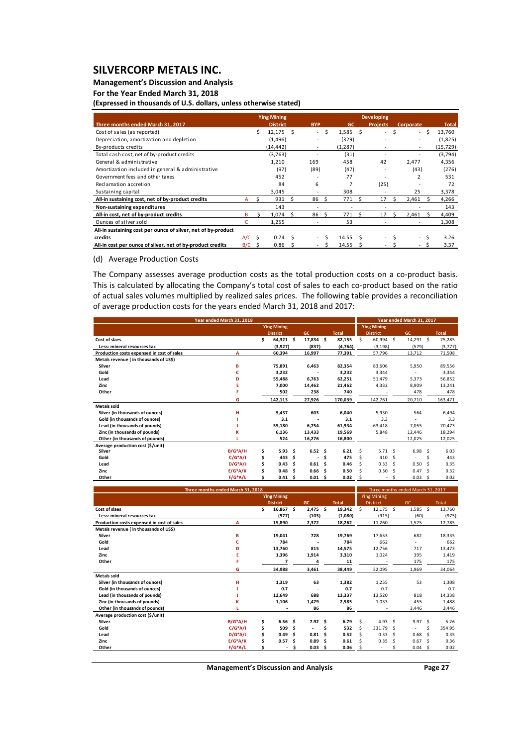| Three months ended March 31, 2017 | | Ying Mining District | BYP | GC | Developing Projects | Corporate | Total |
|---|---|---|---|---|---|---|---|
| Cost of sales (as reported) | | $ 12,175 | $ - | $ 1,585 | $ - | $ - | $ 13,760 |
| Depreciation, amortization and depletion | | (1,496) | - | (329) | - | - | (1,825) |
| By-products credits | | (14,442) | - | (1,287) | - | - | (15,729) |
| Total cash cost, net of by-product credits | | (3,763) | - | (31) | - | - | (3,794) |
| General & administrative | | 1,210 | 169 | 458 | 42 | 2,477 | 4,356 |
| Amortization included in general & administrative | | (97) | (89) | (47) | - | (43) | (276) |
| Government fees and other taxes | | 452 | - | 77 | - | 2 | 531 |
| Reclamation accretion | | 84 | 6 | 7 | (25) | - | 72 |
| Sustaining capital | | 3,045 | - | 308 | - | 25 | 3,378 |
| **All-in sustaining cost, net of by-product credits** | A | $ 931 | $ 86 | $ 771 | $ 17 | $ 2,461 | $ 4,266 |
| **Non-sustaining expenditures** | | 143 | - | - | - | - | 143 |
| **All-in cost, net of by-product credits** | B | $ 1,074 | $ 86 | $ 771 | $ 17 | $ 2,461 | $ 4,409 |
| Ounces of silver sold | C | 1,255 | - | 53 | - | - | 1,308 |
| **All-in sustaining cost per ounce of silver, net of by-product credits** | A/C | $ 0.74 | $ - | $ 14.55 | $ - | $ - | $ 3.26 |
| **All-in cost per ounce of silver, net of by-product credits** | B/C | $ 0.86 | $ - | $ 14.55 | $ - | $ - | $ 3.37 |

(d) Average Production Costs

The Company assesses average production costs as the total production costs on a co-product basis. This is calculated by allocating the Company's total cost of sales to each co-product based on the ratio of actual sales volumes multiplied by realized sales prices. The following table provides a reconciliation of average production costs for the years ended March 31, 2018 and 2017:

| | | Year ended March 31, 2018 | | | Year ended March 31, 2017 | | |
|---|---|---|---|---|---|---|---|
| | | Ying Mining District | GC | Total | Ying Mining District | GC | Total |
| **Cost of slaes** | | $ 64,321 | $ 17,834 | $ 82,155 | $ 60,994 | $ 14,291 | $ 75,285 |
| **Less: mineral resources tax** | | (3,927) | (837) | (4,764) | (3,198) | (579) | (3,777) |
| **Production costs expensed in cost of sales** | A | 60,394 | 16,997 | 77,391 | 57,796 | 13,712 | 71,508 |
| **Metals revenue ( in thousands of US$)** | | | | | | | |
| Silver | B | 75,891 | 6,463 | 82,354 | 83,606 | 5,950 | 89,556 |
| Gold | C | 3,232 | - | 3,232 | 3,344 | - | 3,344 |
| Lead | D | 55,488 | 6,763 | 62,251 | 51,479 | 5,373 | 56,852 |
| Zinc | E | 7,000 | 14,462 | 21,462 | 4,332 | 8,909 | 13,241 |
| Other | F | 502 | 238 | 740 | - | 478 | 478 |
| | G | 142,113 | 27,926 | 170,039 | 142,761 | 20,710 | 163,471 |
| **Metals sold** | | | | | | | |
| Silver (in thousands of ounces) | H | 5,437 | 603 | 6,040 | 5,930 | 564 | 6,494 |
| Gold (in thousands of ounces) | I | 3.1 | - | 3.1 | 3.3 | - | 3.3 |
| Lead (in thousands of pounds) | J | 55,180 | 6,754 | 61,934 | 63,418 | 7,055 | 70,473 |
| Zinc (in thousands of pounds) | K | 6,136 | 13,433 | 19,569 | 5,848 | 12,446 | 18,294 |
| Other (in thousands of pounds) | L | 524 | 16,276 | 16,800 | - | 12,025 | 12,025 |
| **Average production cost ($/unit)** | | | | | | | |
| Silver | B/G*A/H | $ 5.93 | $ 6.52 | $ 6.21 | $ 5.71 | $ 6.98 | $ 6.03 |
| Gold | C/G*A/I | $ 443 | $ - | $ 475 | $ 410 | $ - | $ 443 |
| Lead | D/G*A/J | $ 0.43 | $ 0.61 | $ 0.46 | $ 0.33 | $ 0.50 | $ 0.35 |
| Zinc | E/G*A/K | $ 0.48 | $ 0.66 | $ 0.50 | $ 0.30 | $ 0.47 | $ 0.32 |
| Other | F/G*A/L | $ 0.41 | $ 0.01 | $ 0.02 | $ - | $ 0.03 | $ 0.02 |

| | | Three months ended March 31, 2018 | | | Three months ended March 31, 2017 | | |
|---|---|---|---|---|---|---|---|
| | | Ying Mining District | GC | Total | Ying Mining District | GC | Total |
| **Cost of slaes** | | $ 16,867 | $ 2,475 | $ 19,342 | $ 12,175 | $ 1,585 | $ 13,760 |
| **Less: mineral resources tax** | | (977) | (103) | (1,080) | (915) | (60) | (975) |
| **Production costs expensed in cost of sales** | A | 15,890 | 2,372 | 18,262 | 11,260 | 1,525 | 12,785 |
| **Metals revenue ( in thousands of US$)** | | | | | | | |
| Silver | B | 19,041 | 728 | 19,769 | 17,653 | 682 | 18,335 |
| Gold | C | 784 | - | 784 | 662 | - | 662 |
| Lead | D | 13,760 | 815 | 14,575 | 12,756 | 717 | 13,473 |
| Zinc | E | 1,396 | 1,914 | 3,310 | 1,024 | 395 | 1,419 |
| Other | F | 7 | 4 | 11 | - | 175 | 175 |
| | G | 34,988 | 3,461 | 38,449 | 32,095 | 1,969 | 34,064 |
| **Metals sold** | | | | | | | |
| Silver (in thousands of ounces) | H | 1,319 | 63 | 1,382 | 1,255 | 53 | 1,308 |
| Gold (in thousands of ounces) | I | 0.7 | - | 0.7 | 0.7 | - | 0.7 |
| Lead (in thousands of pounds) | J | 12,649 | 688 | 13,337 | 13,520 | 818 | 14,338 |
| Zinc (in thousands of pounds) | K | 1,106 | 1,479 | 2,585 | 1,033 | 455 | 1,488 |
| Other (in thousands of pounds) | L | - | 86 | 86 | - | 3,446 | 3,446 |
| **Average production cost ($/unit)** | | | | | | | |
| Silver | B/G*A/H | $ 6.56 | $ 7.92 | $ 6.79 | $ 4.93 | $ 9.97 | $ 5.26 |
| Gold | C/G*A/I | $ 509 | $ - | $ 532 | $ 331.79 | $ - | $ 354.95 |
| Lead | D/G*A/J | $ 0.49 | $ 0.81 | $ 0.52 | $ 0.33 | $ 0.68 | $ 0.35 |
| Zinc | E/G*A/K | $ 0.57 | $ 0.89 | $ 0.61 | $ 0.35 | $ 0.67 | $ 0.36 |
| Other | F/G*A/L | $ - | $ 0.03 | $ 0.06 | $ - | $ 0.04 | $ 0.02 |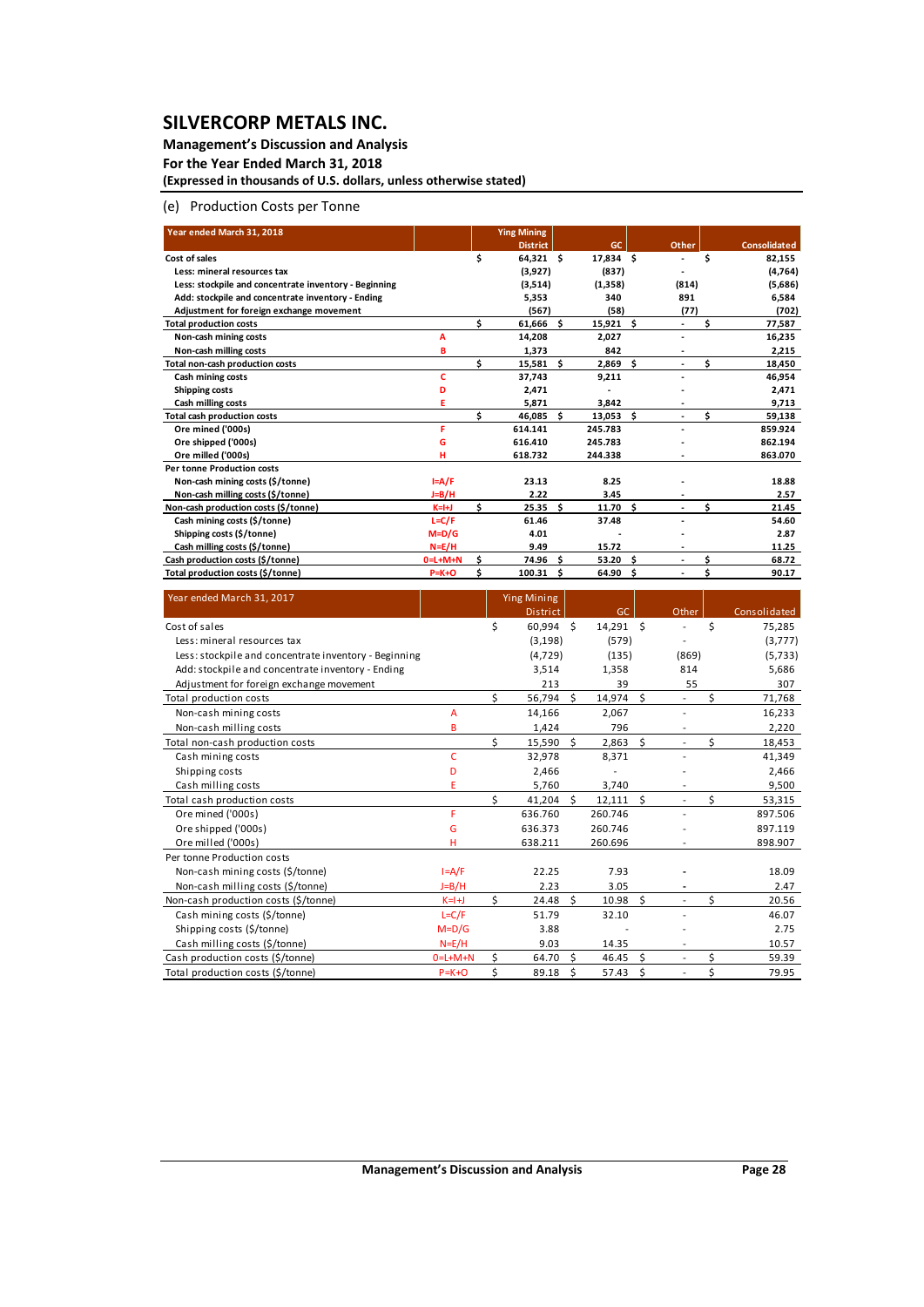# SILVERCORP METALS INC.

**Management's Discussion and Analysis**
**For the Year Ended March 31, 2018**
**(Expressed in thousands of U.S. dollars, unless otherwise stated)**

(e) Production Costs per Tonne

| Year ended March 31, 2018 | | Ying Mining District | GC | Other | Consolidated |
|---|---|---|---|---|---|
| **Cost of sales** | | $ 64,321 | $ 17,834 | $ - | $ 82,155 |
| Less: mineral resources tax | | (3,927) | (837) | - | (4,764) |
| Less: stockpile and concentrate inventory - Beginning | | (3,514) | (1,358) | (814) | (5,686) |
| Add: stockpile and concentrate inventory - Ending | | 5,353 | 340 | 891 | 6,584 |
| Adjustment for foreign exchange movement | | (567) | (58) | (77) | (702) |
| **Total production costs** | | $ 61,666 | $ 15,921 | $ - | $ 77,587 |
| Non-cash mining costs | A | 14,208 | 2,027 | - | 16,235 |
| Non-cash milling costs | B | 1,373 | 842 | - | 2,215 |
| **Total non-cash production costs** | | $ 15,581 | $ 2,869 | $ - | $ 18,450 |
| Cash mining costs | C | 37,743 | 9,211 | - | 46,954 |
| Shipping costs | D | 2,471 | - | - | 2,471 |
| Cash milling costs | E | 5,871 | 3,842 | - | 9,713 |
| **Total cash production costs** | | $ 46,085 | $ 13,053 | $ - | $ 59,138 |
| Ore mined ('000s) | F | 614.141 | 245.783 | - | 859.924 |
| Ore shipped ('000s) | G | 616.410 | 245.783 | - | 862.194 |
| Ore milled ('000s) | H | 618.732 | 244.338 | - | 863.070 |
| **Per tonne Production costs** | | | | | |
| Non-cash mining costs ($/tonne) | I=A/F | 23.13 | 8.25 | - | 18.88 |
| Non-cash milling costs ($/tonne) | J=B/H | 2.22 | 3.45 | - | 2.57 |
| **Non-cash production costs ($/tonne)** | K=I+J | $ 25.35 | $ 11.70 | $ - | $ 21.45 |
| Cash mining costs ($/tonne) | L=C/F | 61.46 | 37.48 | - | 54.60 |
| Shipping costs ($/tonne) | M=D/G | 4.01 | - | - | 2.87 |
| Cash milling costs ($/tonne) | N=E/H | 9.49 | 15.72 | - | 11.25 |
| **Cash production costs ($/tonne)** | O=L+M+N | $ 74.96 | $ 53.20 | $ - | $ 68.72 |
| **Total production costs ($/tonne)** | P=K+O | $ 100.31 | $ 64.90 | $ - | $ 90.17 |

| Year ended March 31, 2017 | | Ying Mining District | GC | Other | Consolidated |
|---|---|---|---|---|---|
| Cost of sales | | $ 60,994 | $ 14,291 | $ - | $ 75,285 |
| Less: mineral resources tax | | (3,198) | (579) | - | (3,777) |
| Less: stockpile and concentrate inventory - Beginning | | (4,729) | (135) | (869) | (5,733) |
| Add: stockpile and concentrate inventory - Ending | | 3,514 | 1,358 | 814 | 5,686 |
| Adjustment for foreign exchange movement | | 213 | 39 | 55 | 307 |
| Total production costs | | $ 56,794 | $ 14,974 | $ - | $ 71,768 |
| Non-cash mining costs | A | 14,166 | 2,067 | - | 16,233 |
| Non-cash milling costs | B | 1,424 | 796 | - | 2,220 |
| Total non-cash production costs | | $ 15,590 | $ 2,863 | $ - | $ 18,453 |
| Cash mining costs | C | 32,978 | 8,371 | - | 41,349 |
| Shipping costs | D | 2,466 | - | - | 2,466 |
| Cash milling costs | E | 5,760 | 3,740 | - | 9,500 |
| Total cash production costs | | $ 41,204 | $ 12,111 | $ - | $ 53,315 |
| Ore mined ('000s) | F | 636.760 | 260.746 | - | 897.506 |
| Ore shipped ('000s) | G | 636.373 | 260.746 | - | 897.119 |
| Ore milled ('000s) | H | 638.211 | 260.696 | - | 898.907 |
| Per tonne Production costs | | | | | |
| Non-cash mining costs ($/tonne) | I=A/F | 22.25 | 7.93 | - | 18.09 |
| Non-cash milling costs ($/tonne) | J=B/H | 2.23 | 3.05 | - | 2.47 |
| Non-cash production costs ($/tonne) | K=I+J | $ 24.48 | $ 10.98 | $ - | $ 20.56 |
| Cash mining costs ($/tonne) | L=C/F | 51.79 | 32.10 | - | 46.07 |
| Shipping costs ($/tonne) | M=D/G | 3.88 | - | - | 2.75 |
| Cash milling costs ($/tonne) | N=E/H | 9.03 | 14.35 | - | 10.57 |
| Cash production costs ($/tonne) | O=L+M+N | $ 64.70 | $ 46.45 | $ - | $ 59.39 |
| Total production costs ($/tonne) | P=K+O | $ 89.18 | $ 57.43 | $ - | $ 79.95 |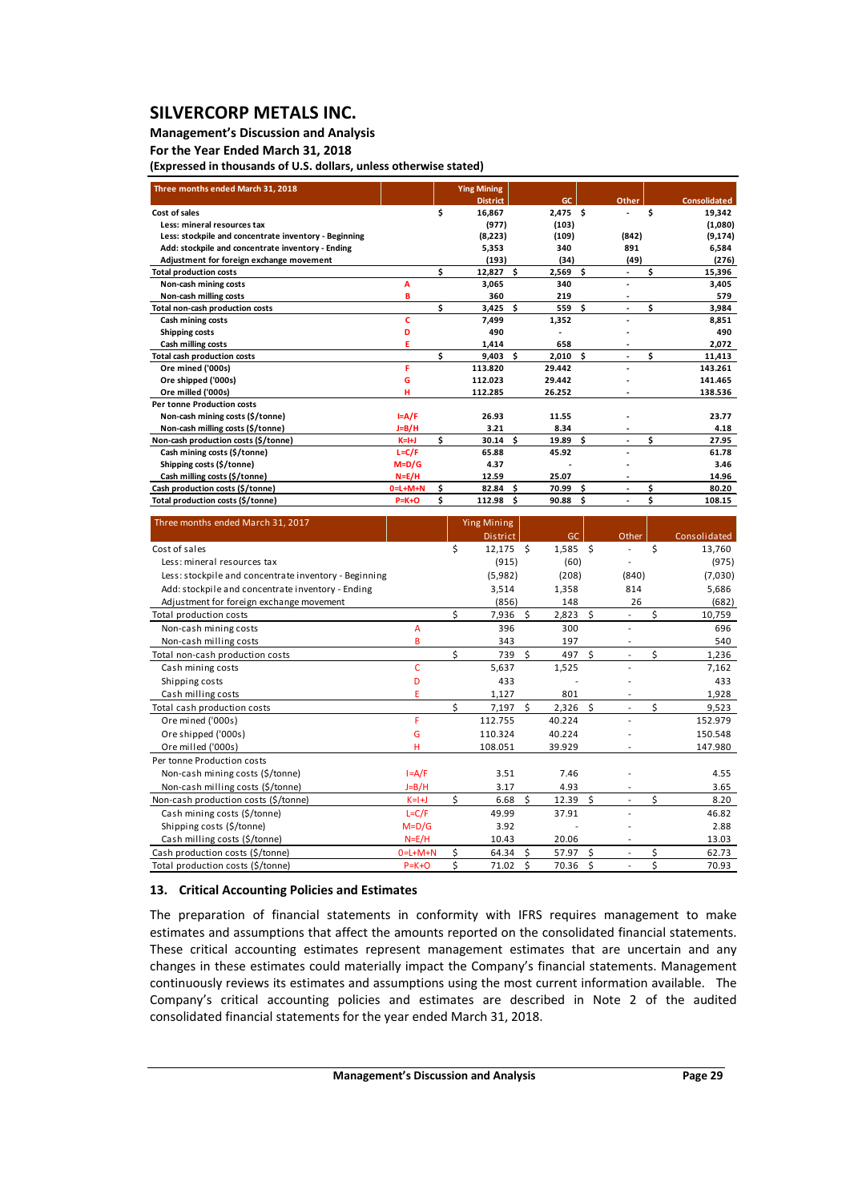# SILVERCORP METALS INC.

**Management's Discussion and Analysis**

**For the Year Ended March 31, 2018**

**(Expressed in thousands of U.S. dollars, unless otherwise stated)**

| **Three months ended March 31, 2018** | | | **Ying Mining District** | | **GC** | | **Other** | | **Consolidated** |
|---|---|---|---|---|---|---|---|---|---|
| **Cost of sales** | | $ | **16,867** | | **2,475** | $ | **-** | $ | **19,342** |
| **Less: mineral resources tax** | | | **(977)** | | **(103)** | | | | **(1,080)** |
| **Less: stockpile and concentrate inventory - Beginning** | | | **(8,223)** | | **(109)** | | **(842)** | | **(9,174)** |
| **Add: stockpile and concentrate inventory - Ending** | | | **5,353** | | **340** | | **891** | | **6,584** |
| **Adjustment for foreign exchange movement** | | | **(193)** | | **(34)** | | **(49)** | | **(276)** |
| **Total production costs** | | $ | **12,827** | $ | **2,569** | $ | **-** | $ | **15,396** |
| **Non-cash mining costs** | **A** | | **3,065** | | **340** | | **-** | | **3,405** |
| **Non-cash milling costs** | **B** | | **360** | | **219** | | **-** | | **579** |
| **Total non-cash production costs** | | $ | **3,425** | $ | **559** | $ | **-** | $ | **3,984** |
| **Cash mining costs** | **C** | | **7,499** | | **1,352** | | **-** | | **8,851** |
| **Shipping costs** | **D** | | **490** | | **-** | | **-** | | **490** |
| **Cash milling costs** | **E** | | **1,414** | | **658** | | **-** | | **2,072** |
| **Total cash production costs** | | $ | **9,403** | $ | **2,010** | $ | **-** | $ | **11,413** |
| **Ore mined ('000s)** | **F** | | **113.820** | | **29.442** | | **-** | | **143.261** |
| **Ore shipped ('000s)** | **G** | | **112.023** | | **29.442** | | **-** | | **141.465** |
| **Ore milled ('000s)** | **H** | | **112.285** | | **26.252** | | **-** | | **138.536** |
| **Per tonne Production costs** | | | | | | | | | |
| **Non-cash mining costs ($/tonne)** | **I=A/F** | | **26.93** | | **11.55** | | **-** | | **23.77** |
| **Non-cash milling costs ($/tonne)** | **J=B/H** | | **3.21** | | **8.34** | | **-** | | **4.18** |
| **Non-cash production costs ($/tonne)** | **K=I+J** | $ | **30.14** | $ | **19.89** | $ | **-** | $ | **27.95** |
| **Cash mining costs ($/tonne)** | **L=C/F** | | **65.88** | | **45.92** | | **-** | | **61.78** |
| **Shipping costs ($/tonne)** | **M=D/G** | | **4.37** | | **-** | | **-** | | **3.46** |
| **Cash milling costs ($/tonne)** | **N=E/H** | | **12.59** | | **25.07** | | **-** | | **14.96** |
| **Cash production costs ($/tonne)** | **O=L+M+N** | $ | **82.84** | $ | **70.99** | $ | **-** | $ | **80.20** |
| **Total production costs ($/tonne)** | **P=K+O** | $ | **112.98** | $ | **90.88** | $ | **-** | $ | **108.15** |

| Three months ended March 31, 2017 | | | Ying Mining District | | GC | | Other | | Consolidated |
|---|---|---|---|---|---|---|---|---|---|
| Cost of sales | | $ | 12,175 | $ | 1,585 | $ | - | $ | 13,760 |
| Less: mineral resources tax | | | (915) | | (60) | | - | | (975) |
| Less: stockpile and concentrate inventory - Beginning | | | (5,982) | | (208) | | (840) | | (7,030) |
| Add: stockpile and concentrate inventory - Ending | | | 3,514 | | 1,358 | | 814 | | 5,686 |
| Adjustment for foreign exchange movement | | | (856) | | 148 | | 26 | | (682) |
| Total production costs | | $ | 7,936 | $ | 2,823 | $ | - | $ | 10,759 |
| Non-cash mining costs | A | | 396 | | 300 | | - | | 696 |
| Non-cash milling costs | B | | 343 | | 197 | | - | | 540 |
| Total non-cash production costs | | $ | 739 | $ | 497 | $ | - | $ | 1,236 |
| Cash mining costs | C | | 5,637 | | 1,525 | | - | | 7,162 |
| Shipping costs | D | | 433 | | - | | - | | 433 |
| Cash milling costs | E | | 1,127 | | 801 | | - | | 1,928 |
| Total cash production costs | | $ | 7,197 | $ | 2,326 | $ | - | $ | 9,523 |
| Ore mined ('000s) | F | | 112.755 | | 40.224 | | - | | 152.979 |
| Ore shipped ('000s) | G | | 110.324 | | 40.224 | | - | | 150.548 |
| Ore milled ('000s) | H | | 108.051 | | 39.929 | | - | | 147.980 |
| Per tonne Production costs | | | | | | | | | |
| Non-cash mining costs ($/tonne) | I=A/F | | 3.51 | | 7.46 | | - | | 4.55 |
| Non-cash milling costs ($/tonne) | J=B/H | | 3.17 | | 4.93 | | - | | 3.65 |
| Non-cash production costs ($/tonne) | K=I+J | $ | 6.68 | $ | 12.39 | $ | - | $ | 8.20 |
| Cash mining costs ($/tonne) | L=C/F | | 49.99 | | 37.91 | | - | | 46.82 |
| Shipping costs ($/tonne) | M=D/G | | 3.92 | | - | | - | | 2.88 |
| Cash milling costs ($/tonne) | N=E/H | | 10.43 | | 20.06 | | - | | 13.03 |
| Cash production costs ($/tonne) | O=L+M+N | $ | 64.34 | $ | 57.97 | $ | - | $ | 62.73 |
| Total production costs ($/tonne) | P=K+O | $ | 71.02 | $ | 70.36 | $ | - | $ | 70.93 |

## 13. Critical Accounting Policies and Estimates

The preparation of financial statements in conformity with IFRS requires management to make estimates and assumptions that affect the amounts reported on the consolidated financial statements. These critical accounting estimates represent management estimates that are uncertain and any changes in these estimates could materially impact the Company's financial statements. Management continuously reviews its estimates and assumptions using the most current information available. The Company's critical accounting policies and estimates are described in Note 2 of the audited consolidated financial statements for the year ended March 31, 2018.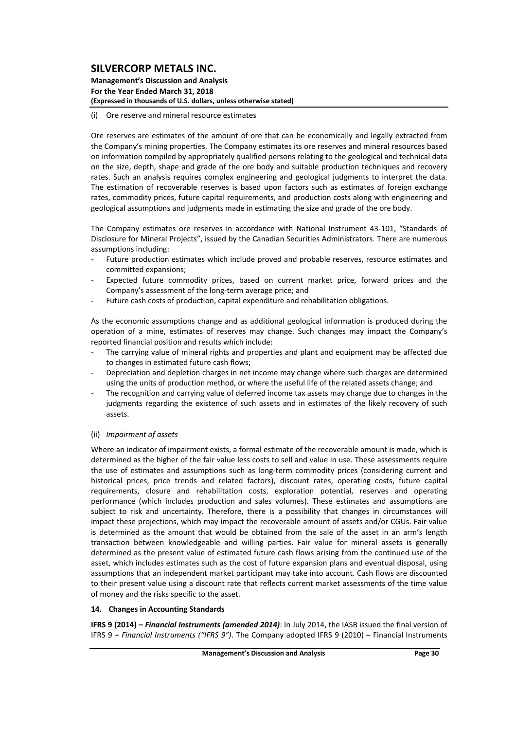(i) Ore reserve and mineral resource estimates

Ore reserves are estimates of the amount of ore that can be economically and legally extracted from the Company's mining properties. The Company estimates its ore reserves and mineral resources based on information compiled by appropriately qualified persons relating to the geological and technical data on the size, depth, shape and grade of the ore body and suitable production techniques and recovery rates. Such an analysis requires complex engineering and geological judgments to interpret the data. The estimation of recoverable reserves is based upon factors such as estimates of foreign exchange rates, commodity prices, future capital requirements, and production costs along with engineering and geological assumptions and judgments made in estimating the size and grade of the ore body.

The Company estimates ore reserves in accordance with National Instrument 43-101, "Standards of Disclosure for Mineral Projects", issued by the Canadian Securities Administrators. There are numerous assumptions including:

- Future production estimates which include proved and probable reserves, resource estimates and committed expansions;
- Expected future commodity prices, based on current market price, forward prices and the Company's assessment of the long-term average price; and
- Future cash costs of production, capital expenditure and rehabilitation obligations.

As the economic assumptions change and as additional geological information is produced during the operation of a mine, estimates of reserves may change. Such changes may impact the Company's reported financial position and results which include:

- The carrying value of mineral rights and properties and plant and equipment may be affected due to changes in estimated future cash flows;
- Depreciation and depletion charges in net income may change where such charges are determined using the units of production method, or where the useful life of the related assets change; and
- The recognition and carrying value of deferred income tax assets may change due to changes in the judgments regarding the existence of such assets and in estimates of the likely recovery of such assets.

(ii) *Impairment of assets*

Where an indicator of impairment exists, a formal estimate of the recoverable amount is made, which is determined as the higher of the fair value less costs to sell and value in use. These assessments require the use of estimates and assumptions such as long-term commodity prices (considering current and historical prices, price trends and related factors), discount rates, operating costs, future capital requirements, closure and rehabilitation costs, exploration potential, reserves and operating performance (which includes production and sales volumes). These estimates and assumptions are subject to risk and uncertainty. Therefore, there is a possibility that changes in circumstances will impact these projections, which may impact the recoverable amount of assets and/or CGUs. Fair value is determined as the amount that would be obtained from the sale of the asset in an arm's length transaction between knowledgeable and willing parties. Fair value for mineral assets is generally determined as the present value of estimated future cash flows arising from the continued use of the asset, which includes estimates such as the cost of future expansion plans and eventual disposal, using assumptions that an independent market participant may take into account. Cash flows are discounted to their present value using a discount rate that reflects current market assessments of the time value of money and the risks specific to the asset.

## 14. Changes in Accounting Standards

**IFRS 9 (2014) –** ***Financial Instruments (amended 2014)***: In July 2014, the IASB issued the final version of IFRS 9 – *Financial Instruments ("IFRS 9")*. The Company adopted IFRS 9 (2010) – Financial Instruments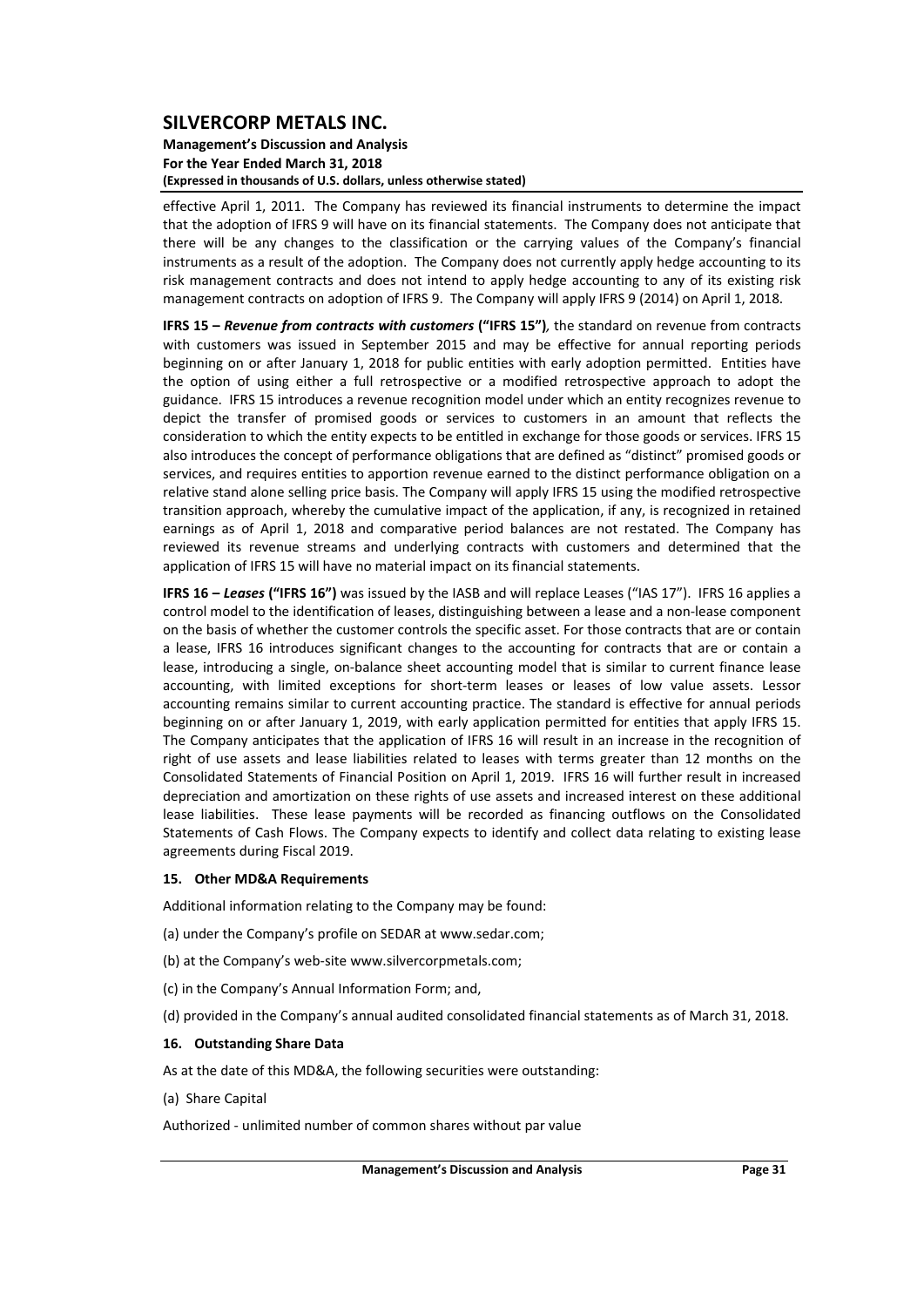effective April 1, 2011. The Company has reviewed its financial instruments to determine the impact that the adoption of IFRS 9 will have on its financial statements. The Company does not anticipate that there will be any changes to the classification or the carrying values of the Company's financial instruments as a result of the adoption. The Company does not currently apply hedge accounting to its risk management contracts and does not intend to apply hedge accounting to any of its existing risk management contracts on adoption of IFRS 9. The Company will apply IFRS 9 (2014) on April 1, 2018.

**IFRS 15 –** ***Revenue from contracts with customers*** **("IFRS 15")**, the standard on revenue from contracts with customers was issued in September 2015 and may be effective for annual reporting periods beginning on or after January 1, 2018 for public entities with early adoption permitted. Entities have the option of using either a full retrospective or a modified retrospective approach to adopt the guidance. IFRS 15 introduces a revenue recognition model under which an entity recognizes revenue to depict the transfer of promised goods or services to customers in an amount that reflects the consideration to which the entity expects to be entitled in exchange for those goods or services. IFRS 15 also introduces the concept of performance obligations that are defined as "distinct" promised goods or services, and requires entities to apportion revenue earned to the distinct performance obligation on a relative stand alone selling price basis. The Company will apply IFRS 15 using the modified retrospective transition approach, whereby the cumulative impact of the application, if any, is recognized in retained earnings as of April 1, 2018 and comparative period balances are not restated. The Company has reviewed its revenue streams and underlying contracts with customers and determined that the application of IFRS 15 will have no material impact on its financial statements.

**IFRS 16 –** ***Leases*** **("IFRS 16")** was issued by the IASB and will replace Leases ("IAS 17"). IFRS 16 applies a control model to the identification of leases, distinguishing between a lease and a non-lease component on the basis of whether the customer controls the specific asset. For those contracts that are or contain a lease, IFRS 16 introduces significant changes to the accounting for contracts that are or contain a lease, introducing a single, on-balance sheet accounting model that is similar to current finance lease accounting, with limited exceptions for short-term leases or leases of low value assets. Lessor accounting remains similar to current accounting practice. The standard is effective for annual periods beginning on or after January 1, 2019, with early application permitted for entities that apply IFRS 15. The Company anticipates that the application of IFRS 16 will result in an increase in the recognition of right of use assets and lease liabilities related to leases with terms greater than 12 months on the Consolidated Statements of Financial Position on April 1, 2019. IFRS 16 will further result in increased depreciation and amortization on these rights of use assets and increased interest on these additional lease liabilities. These lease payments will be recorded as financing outflows on the Consolidated Statements of Cash Flows. The Company expects to identify and collect data relating to existing lease agreements during Fiscal 2019.

## 15. Other MD&A Requirements

Additional information relating to the Company may be found:

(a) under the Company's profile on SEDAR at www.sedar.com;

(b) at the Company's web-site www.silvercorpmetals.com;

(c) in the Company's Annual Information Form; and,

(d) provided in the Company's annual audited consolidated financial statements as of March 31, 2018.

## 16. Outstanding Share Data

As at the date of this MD&A, the following securities were outstanding:

(a) Share Capital

Authorized - unlimited number of common shares without par value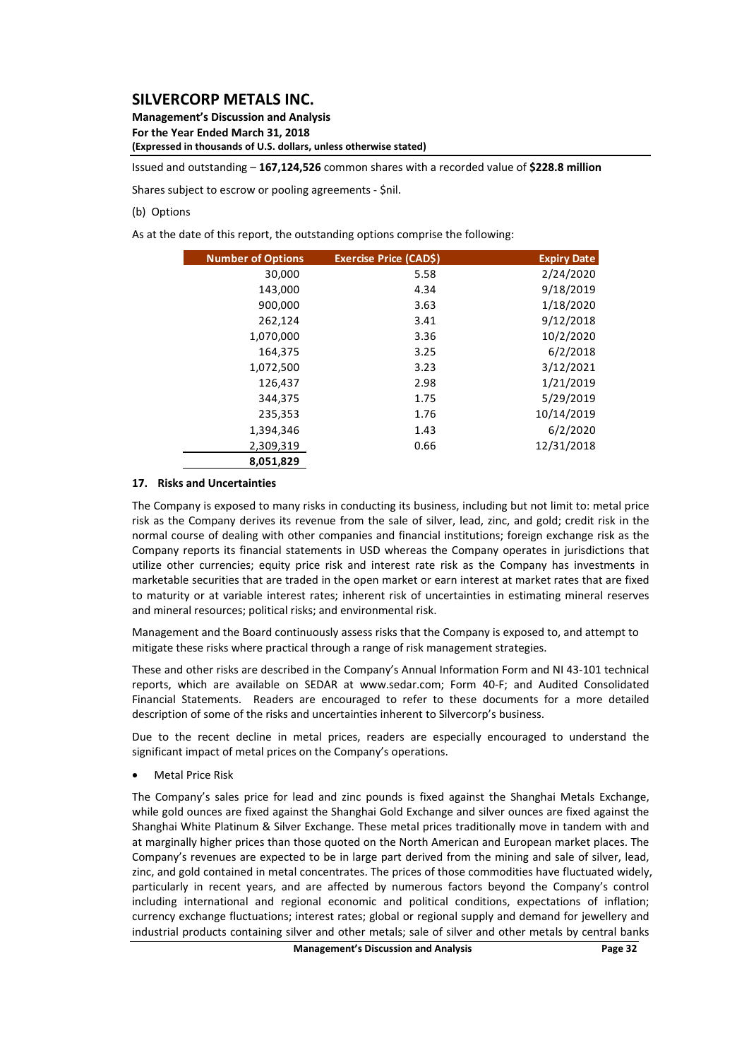Issued and outstanding – **167,124,526** common shares with a recorded value of **$228.8 million**

Shares subject to escrow or pooling agreements - $nil.

(b) Options

As at the date of this report, the outstanding options comprise the following:

| Number of Options | Exercise Price (CAD$) | Expiry Date |
|---:|---:|---:|
| 30,000 | 5.58 | 2/24/2020 |
| 143,000 | 4.34 | 9/18/2019 |
| 900,000 | 3.63 | 1/18/2020 |
| 262,124 | 3.41 | 9/12/2018 |
| 1,070,000 | 3.36 | 10/2/2020 |
| 164,375 | 3.25 | 6/2/2018 |
| 1,072,500 | 3.23 | 3/12/2021 |
| 126,437 | 2.98 | 1/21/2019 |
| 344,375 | 1.75 | 5/29/2019 |
| 235,353 | 1.76 | 10/14/2019 |
| 1,394,346 | 1.43 | 6/2/2020 |
| 2,309,319 | 0.66 | 12/31/2018 |
| **8,051,829** | | |

### 17. Risks and Uncertainties

The Company is exposed to many risks in conducting its business, including but not limit to: metal price risk as the Company derives its revenue from the sale of silver, lead, zinc, and gold; credit risk in the normal course of dealing with other companies and financial institutions; foreign exchange risk as the Company reports its financial statements in USD whereas the Company operates in jurisdictions that utilize other currencies; equity price risk and interest rate risk as the Company has investments in marketable securities that are traded in the open market or earn interest at market rates that are fixed to maturity or at variable interest rates; inherent risk of uncertainties in estimating mineral reserves and mineral resources; political risks; and environmental risk.

Management and the Board continuously assess risks that the Company is exposed to, and attempt to mitigate these risks where practical through a range of risk management strategies.

These and other risks are described in the Company's Annual Information Form and NI 43-101 technical reports, which are available on SEDAR at www.sedar.com; Form 40-F; and Audited Consolidated Financial Statements. Readers are encouraged to refer to these documents for a more detailed description of some of the risks and uncertainties inherent to Silvercorp's business.

Due to the recent decline in metal prices, readers are especially encouraged to understand the significant impact of metal prices on the Company's operations.

- Metal Price Risk

The Company's sales price for lead and zinc pounds is fixed against the Shanghai Metals Exchange, while gold ounces are fixed against the Shanghai Gold Exchange and silver ounces are fixed against the Shanghai White Platinum & Silver Exchange. These metal prices traditionally move in tandem with and at marginally higher prices than those quoted on the North American and European market places. The Company's revenues are expected to be in large part derived from the mining and sale of silver, lead, zinc, and gold contained in metal concentrates. The prices of those commodities have fluctuated widely, particularly in recent years, and are affected by numerous factors beyond the Company's control including international and regional economic and political conditions, expectations of inflation; currency exchange fluctuations; interest rates; global or regional supply and demand for jewellery and industrial products containing silver and other metals; sale of silver and other metals by central banks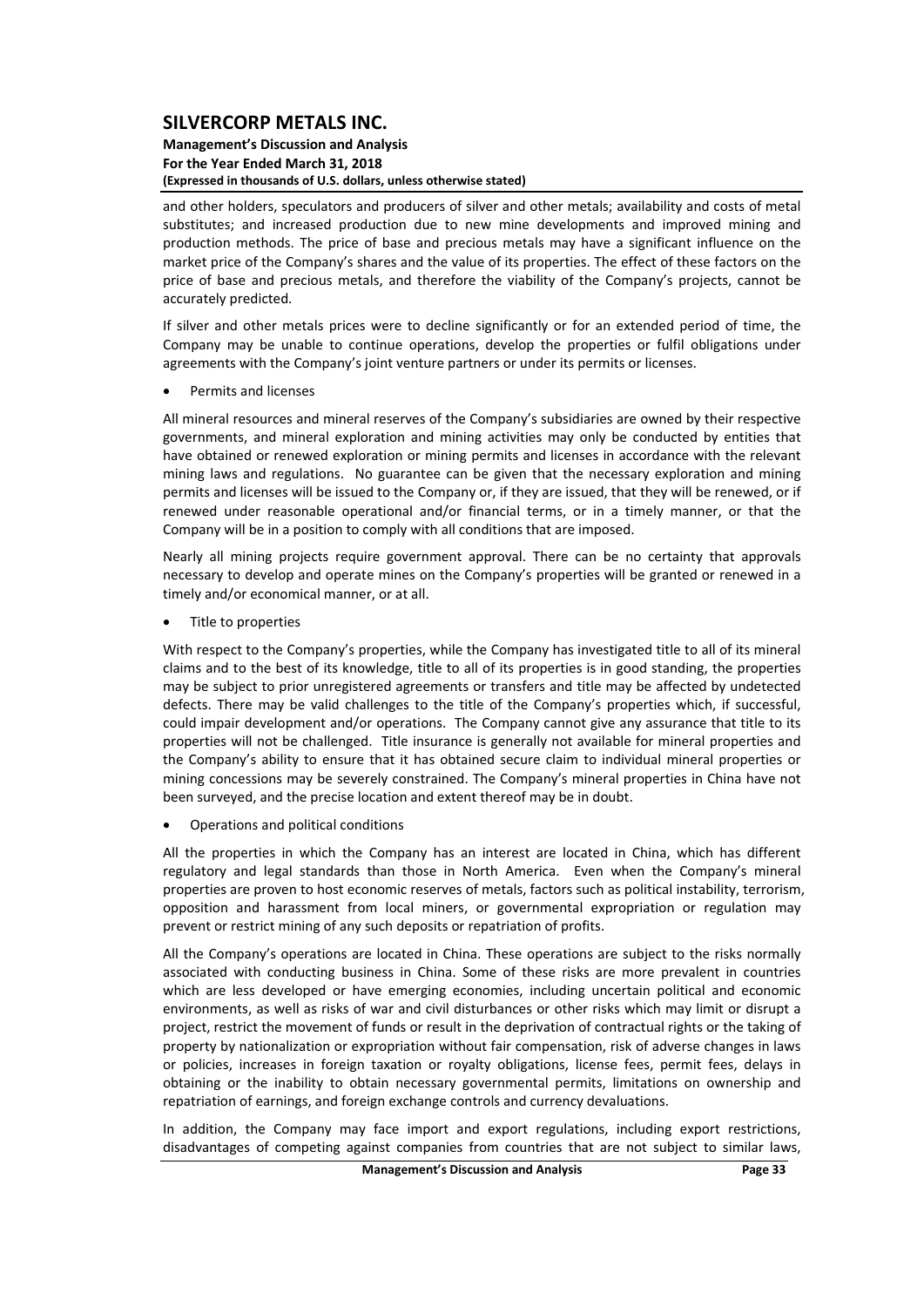and other holders, speculators and producers of silver and other metals; availability and costs of metal substitutes; and increased production due to new mine developments and improved mining and production methods. The price of base and precious metals may have a significant influence on the market price of the Company's shares and the value of its properties. The effect of these factors on the price of base and precious metals, and therefore the viability of the Company's projects, cannot be accurately predicted.

If silver and other metals prices were to decline significantly or for an extended period of time, the Company may be unable to continue operations, develop the properties or fulfil obligations under agreements with the Company's joint venture partners or under its permits or licenses.

- Permits and licenses

All mineral resources and mineral reserves of the Company's subsidiaries are owned by their respective governments, and mineral exploration and mining activities may only be conducted by entities that have obtained or renewed exploration or mining permits and licenses in accordance with the relevant mining laws and regulations. No guarantee can be given that the necessary exploration and mining permits and licenses will be issued to the Company or, if they are issued, that they will be renewed, or if renewed under reasonable operational and/or financial terms, or in a timely manner, or that the Company will be in a position to comply with all conditions that are imposed.

Nearly all mining projects require government approval. There can be no certainty that approvals necessary to develop and operate mines on the Company's properties will be granted or renewed in a timely and/or economical manner, or at all.

- Title to properties

With respect to the Company's properties, while the Company has investigated title to all of its mineral claims and to the best of its knowledge, title to all of its properties is in good standing, the properties may be subject to prior unregistered agreements or transfers and title may be affected by undetected defects. There may be valid challenges to the title of the Company's properties which, if successful, could impair development and/or operations. The Company cannot give any assurance that title to its properties will not be challenged. Title insurance is generally not available for mineral properties and the Company's ability to ensure that it has obtained secure claim to individual mineral properties or mining concessions may be severely constrained. The Company's mineral properties in China have not been surveyed, and the precise location and extent thereof may be in doubt.

- Operations and political conditions

All the properties in which the Company has an interest are located in China, which has different regulatory and legal standards than those in North America. Even when the Company's mineral properties are proven to host economic reserves of metals, factors such as political instability, terrorism, opposition and harassment from local miners, or governmental expropriation or regulation may prevent or restrict mining of any such deposits or repatriation of profits.

All the Company's operations are located in China. These operations are subject to the risks normally associated with conducting business in China. Some of these risks are more prevalent in countries which are less developed or have emerging economies, including uncertain political and economic environments, as well as risks of war and civil disturbances or other risks which may limit or disrupt a project, restrict the movement of funds or result in the deprivation of contractual rights or the taking of property by nationalization or expropriation without fair compensation, risk of adverse changes in laws or policies, increases in foreign taxation or royalty obligations, license fees, permit fees, delays in obtaining or the inability to obtain necessary governmental permits, limitations on ownership and repatriation of earnings, and foreign exchange controls and currency devaluations.

In addition, the Company may face import and export regulations, including export restrictions, disadvantages of competing against companies from countries that are not subject to similar laws,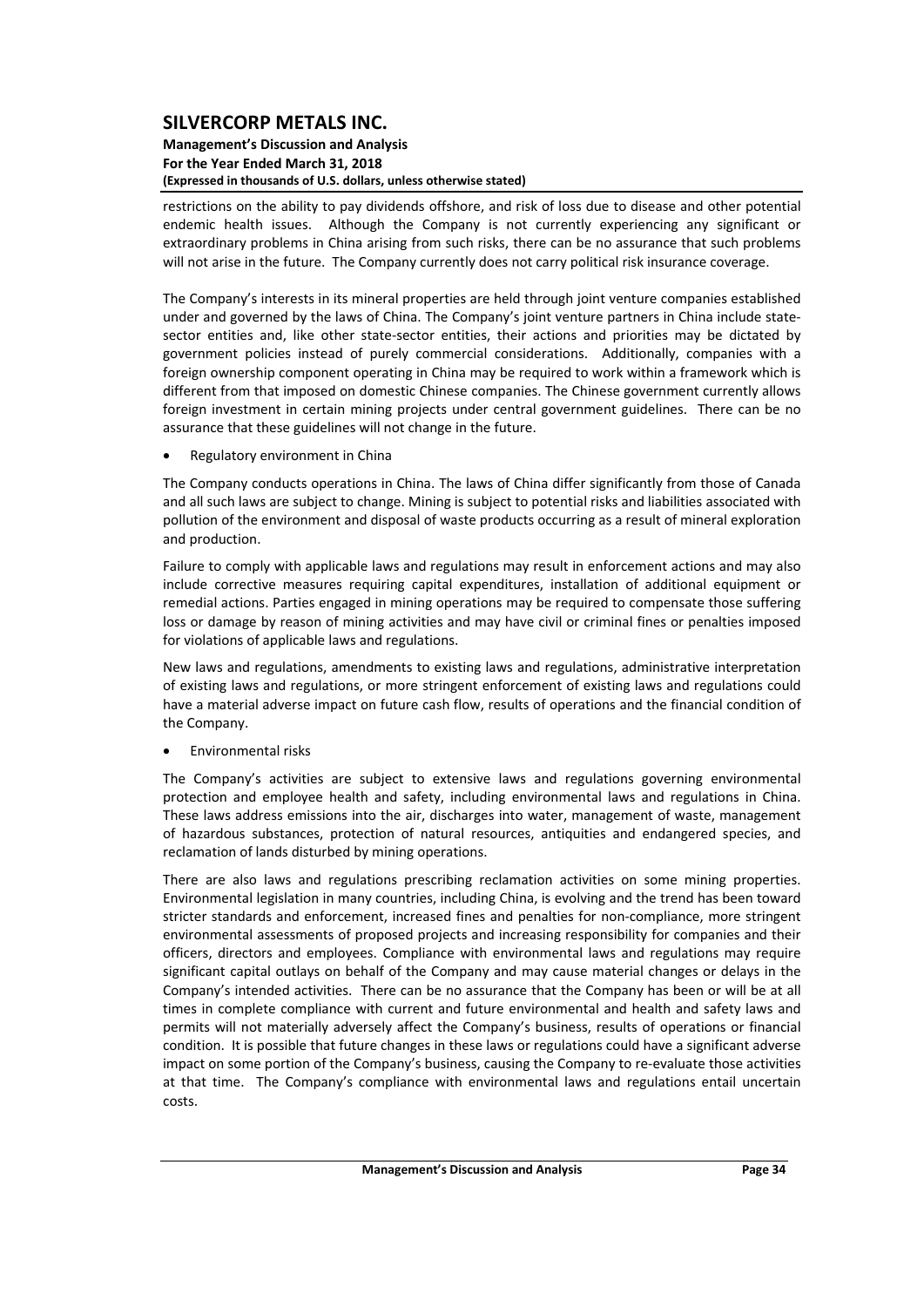restrictions on the ability to pay dividends offshore, and risk of loss due to disease and other potential endemic health issues. Although the Company is not currently experiencing any significant or extraordinary problems in China arising from such risks, there can be no assurance that such problems will not arise in the future. The Company currently does not carry political risk insurance coverage.

The Company's interests in its mineral properties are held through joint venture companies established under and governed by the laws of China. The Company's joint venture partners in China include state-sector entities and, like other state-sector entities, their actions and priorities may be dictated by government policies instead of purely commercial considerations. Additionally, companies with a foreign ownership component operating in China may be required to work within a framework which is different from that imposed on domestic Chinese companies. The Chinese government currently allows foreign investment in certain mining projects under central government guidelines. There can be no assurance that these guidelines will not change in the future.

- Regulatory environment in China

The Company conducts operations in China. The laws of China differ significantly from those of Canada and all such laws are subject to change. Mining is subject to potential risks and liabilities associated with pollution of the environment and disposal of waste products occurring as a result of mineral exploration and production.

Failure to comply with applicable laws and regulations may result in enforcement actions and may also include corrective measures requiring capital expenditures, installation of additional equipment or remedial actions. Parties engaged in mining operations may be required to compensate those suffering loss or damage by reason of mining activities and may have civil or criminal fines or penalties imposed for violations of applicable laws and regulations.

New laws and regulations, amendments to existing laws and regulations, administrative interpretation of existing laws and regulations, or more stringent enforcement of existing laws and regulations could have a material adverse impact on future cash flow, results of operations and the financial condition of the Company.

- Environmental risks

The Company's activities are subject to extensive laws and regulations governing environmental protection and employee health and safety, including environmental laws and regulations in China. These laws address emissions into the air, discharges into water, management of waste, management of hazardous substances, protection of natural resources, antiquities and endangered species, and reclamation of lands disturbed by mining operations.

There are also laws and regulations prescribing reclamation activities on some mining properties. Environmental legislation in many countries, including China, is evolving and the trend has been toward stricter standards and enforcement, increased fines and penalties for non-compliance, more stringent environmental assessments of proposed projects and increasing responsibility for companies and their officers, directors and employees. Compliance with environmental laws and regulations may require significant capital outlays on behalf of the Company and may cause material changes or delays in the Company's intended activities. There can be no assurance that the Company has been or will be at all times in complete compliance with current and future environmental and health and safety laws and permits will not materially adversely affect the Company's business, results of operations or financial condition. It is possible that future changes in these laws or regulations could have a significant adverse impact on some portion of the Company's business, causing the Company to re-evaluate those activities at that time. The Company's compliance with environmental laws and regulations entail uncertain costs.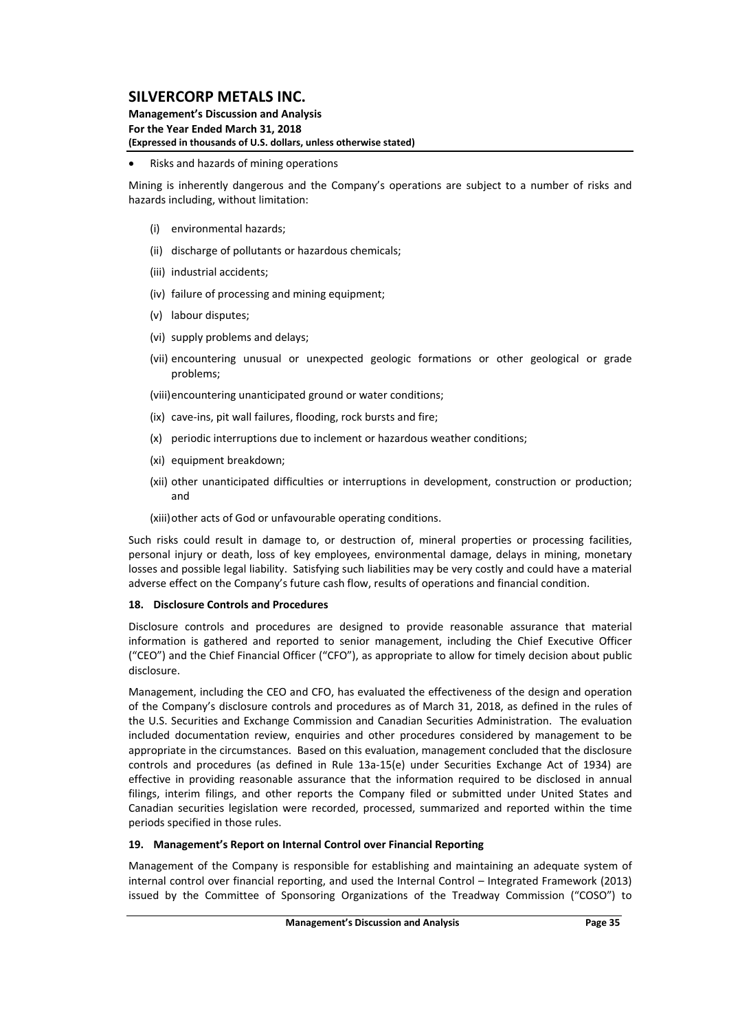- Risks and hazards of mining operations

Mining is inherently dangerous and the Company's operations are subject to a number of risks and hazards including, without limitation:

(i) environmental hazards;

(ii) discharge of pollutants or hazardous chemicals;

(iii) industrial accidents;

(iv) failure of processing and mining equipment;

(v) labour disputes;

(vi) supply problems and delays;

(vii) encountering unusual or unexpected geologic formations or other geological or grade problems;

(viii) encountering unanticipated ground or water conditions;

(ix) cave-ins, pit wall failures, flooding, rock bursts and fire;

(x) periodic interruptions due to inclement or hazardous weather conditions;

(xi) equipment breakdown;

(xii) other unanticipated difficulties or interruptions in development, construction or production; and

(xiii) other acts of God or unfavourable operating conditions.

Such risks could result in damage to, or destruction of, mineral properties or processing facilities, personal injury or death, loss of key employees, environmental damage, delays in mining, monetary losses and possible legal liability. Satisfying such liabilities may be very costly and could have a material adverse effect on the Company's future cash flow, results of operations and financial condition.

## 18. Disclosure Controls and Procedures

Disclosure controls and procedures are designed to provide reasonable assurance that material information is gathered and reported to senior management, including the Chief Executive Officer ("CEO") and the Chief Financial Officer ("CFO"), as appropriate to allow for timely decision about public disclosure.

Management, including the CEO and CFO, has evaluated the effectiveness of the design and operation of the Company's disclosure controls and procedures as of March 31, 2018, as defined in the rules of the U.S. Securities and Exchange Commission and Canadian Securities Administration. The evaluation included documentation review, enquiries and other procedures considered by management to be appropriate in the circumstances. Based on this evaluation, management concluded that the disclosure controls and procedures (as defined in Rule 13a-15(e) under Securities Exchange Act of 1934) are effective in providing reasonable assurance that the information required to be disclosed in annual filings, interim filings, and other reports the Company filed or submitted under United States and Canadian securities legislation were recorded, processed, summarized and reported within the time periods specified in those rules.

## 19. Management's Report on Internal Control over Financial Reporting

Management of the Company is responsible for establishing and maintaining an adequate system of internal control over financial reporting, and used the Internal Control – Integrated Framework (2013) issued by the Committee of Sponsoring Organizations of the Treadway Commission ("COSO") to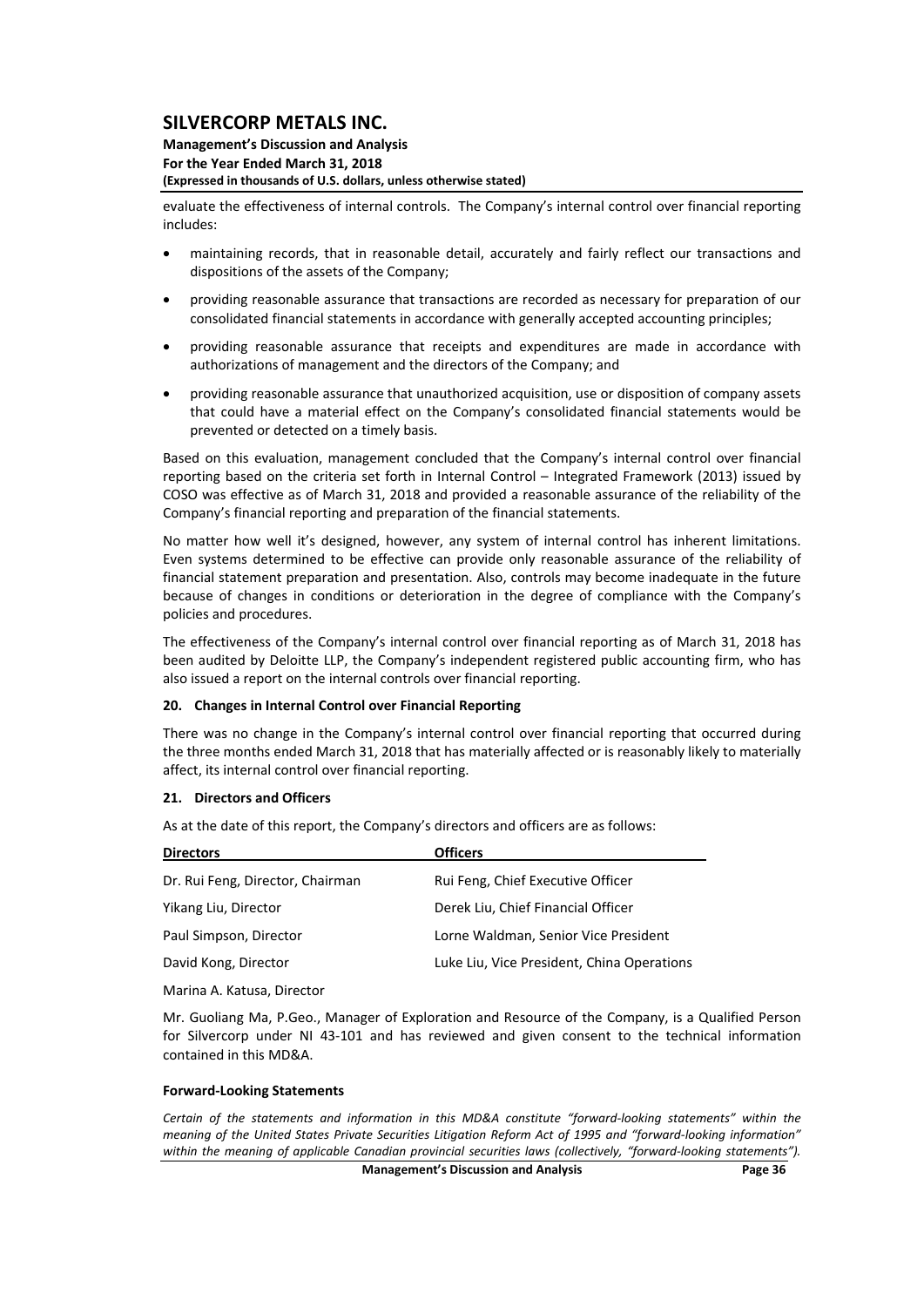evaluate the effectiveness of internal controls. The Company's internal control over financial reporting includes:

- maintaining records, that in reasonable detail, accurately and fairly reflect our transactions and dispositions of the assets of the Company;
- providing reasonable assurance that transactions are recorded as necessary for preparation of our consolidated financial statements in accordance with generally accepted accounting principles;
- providing reasonable assurance that receipts and expenditures are made in accordance with authorizations of management and the directors of the Company; and
- providing reasonable assurance that unauthorized acquisition, use or disposition of company assets that could have a material effect on the Company's consolidated financial statements would be prevented or detected on a timely basis.

Based on this evaluation, management concluded that the Company's internal control over financial reporting based on the criteria set forth in Internal Control – Integrated Framework (2013) issued by COSO was effective as of March 31, 2018 and provided a reasonable assurance of the reliability of the Company's financial reporting and preparation of the financial statements.

No matter how well it's designed, however, any system of internal control has inherent limitations. Even systems determined to be effective can provide only reasonable assurance of the reliability of financial statement preparation and presentation. Also, controls may become inadequate in the future because of changes in conditions or deterioration in the degree of compliance with the Company's policies and procedures.

The effectiveness of the Company's internal control over financial reporting as of March 31, 2018 has been audited by Deloitte LLP, the Company's independent registered public accounting firm, who has also issued a report on the internal controls over financial reporting.

## 20. Changes in Internal Control over Financial Reporting

There was no change in the Company's internal control over financial reporting that occurred during the three months ended March 31, 2018 that has materially affected or is reasonably likely to materially affect, its internal control over financial reporting.

## 21. Directors and Officers

As at the date of this report, the Company's directors and officers are as follows:

| Directors | Officers |
|---|---|
| Dr. Rui Feng, Director, Chairman | Rui Feng, Chief Executive Officer |
| Yikang Liu, Director | Derek Liu, Chief Financial Officer |
| Paul Simpson, Director | Lorne Waldman, Senior Vice President |
| David Kong, Director | Luke Liu, Vice President, China Operations |
| Marina A. Katusa, Director | |

Mr. Guoliang Ma, P.Geo., Manager of Exploration and Resource of the Company, is a Qualified Person for Silvercorp under NI 43-101 and has reviewed and given consent to the technical information contained in this MD&A.

### Forward-Looking Statements

*Certain of the statements and information in this MD&A constitute "forward-looking statements" within the meaning of the United States Private Securities Litigation Reform Act of 1995 and "forward-looking information" within the meaning of applicable Canadian provincial securities laws (collectively, "forward-looking statements").*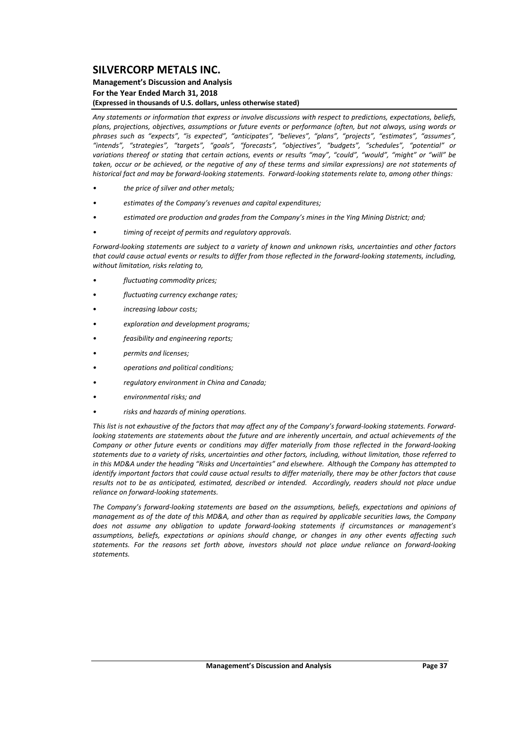*Any statements or information that express or involve discussions with respect to predictions, expectations, beliefs, plans, projections, objectives, assumptions or future events or performance (often, but not always, using words or phrases such as "expects", "is expected", "anticipates", "believes", "plans", "projects", "estimates", "assumes", "intends", "strategies", "targets", "goals", "forecasts", "objectives", "budgets", "schedules", "potential" or variations thereof or stating that certain actions, events or results "may", "could", "would", "might" or "will" be taken, occur or be achieved, or the negative of any of these terms and similar expressions) are not statements of historical fact and may be forward-looking statements. Forward-looking statements relate to, among other things:*

- *the price of silver and other metals;*
- *estimates of the Company's revenues and capital expenditures;*
- *estimated ore production and grades from the Company's mines in the Ying Mining District; and;*
- *timing of receipt of permits and regulatory approvals.*

*Forward-looking statements are subject to a variety of known and unknown risks, uncertainties and other factors that could cause actual events or results to differ from those reflected in the forward-looking statements, including, without limitation, risks relating to,*

- *fluctuating commodity prices;*
- *fluctuating currency exchange rates;*
- *increasing labour costs;*
- *exploration and development programs;*
- *feasibility and engineering reports;*
- *permits and licenses;*
- *operations and political conditions;*
- *regulatory environment in China and Canada;*
- *environmental risks; and*
- *risks and hazards of mining operations.*

*This list is not exhaustive of the factors that may affect any of the Company's forward-looking statements. Forward-looking statements are statements about the future and are inherently uncertain, and actual achievements of the Company or other future events or conditions may differ materially from those reflected in the forward-looking statements due to a variety of risks, uncertainties and other factors, including, without limitation, those referred to in this MD&A under the heading "Risks and Uncertainties" and elsewhere. Although the Company has attempted to identify important factors that could cause actual results to differ materially, there may be other factors that cause results not to be as anticipated, estimated, described or intended. Accordingly, readers should not place undue reliance on forward-looking statements.*

*The Company's forward-looking statements are based on the assumptions, beliefs, expectations and opinions of management as of the date of this MD&A, and other than as required by applicable securities laws, the Company does not assume any obligation to update forward-looking statements if circumstances or management's assumptions, beliefs, expectations or opinions should change, or changes in any other events affecting such statements. For the reasons set forth above, investors should not place undue reliance on forward-looking statements.*